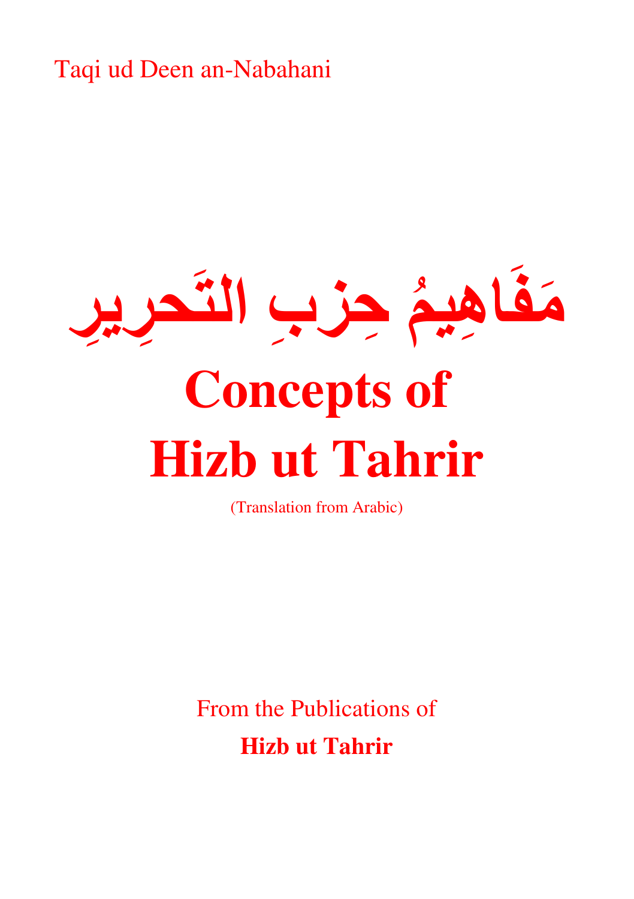Taqi ud Deen an-Nabahani

# مَفَاهِيمُ حِزبِ التَحرِيرِ

# Concepts of Hizb ut Tahrir

(Translation from Arabic)

From the Publications of

**Hizb ut Tahrir**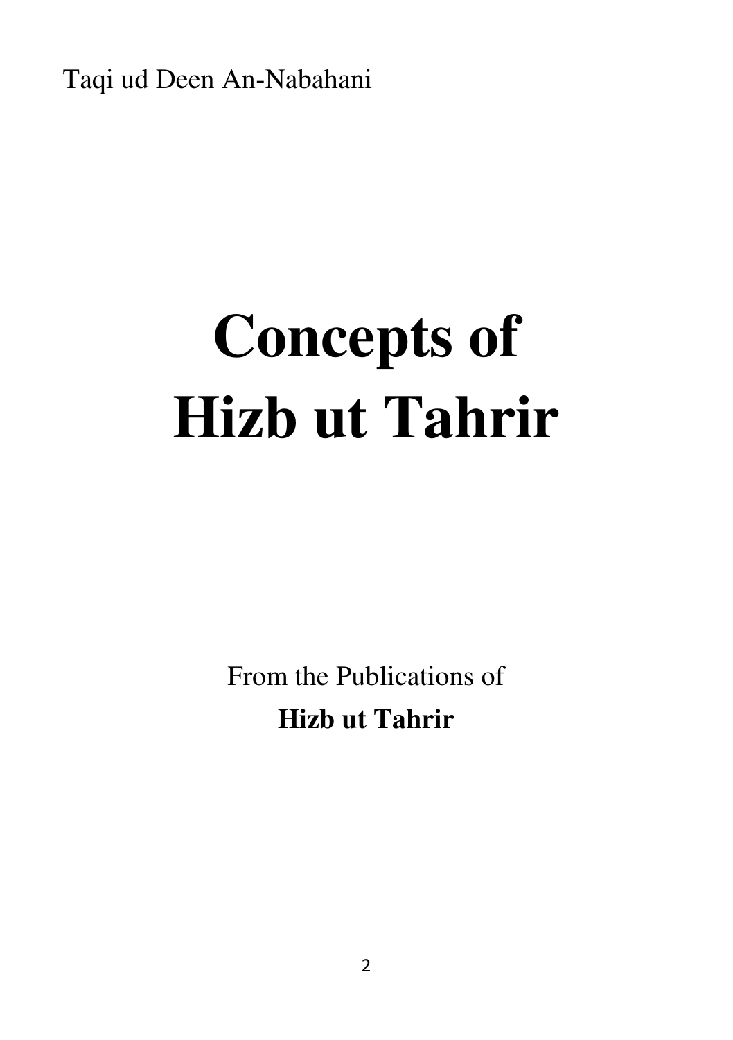Taqi ud Deen An-Nabahani

# Concepts of Hizb ut Tahrir

From the Publications of

**Hizb ut Tahrir**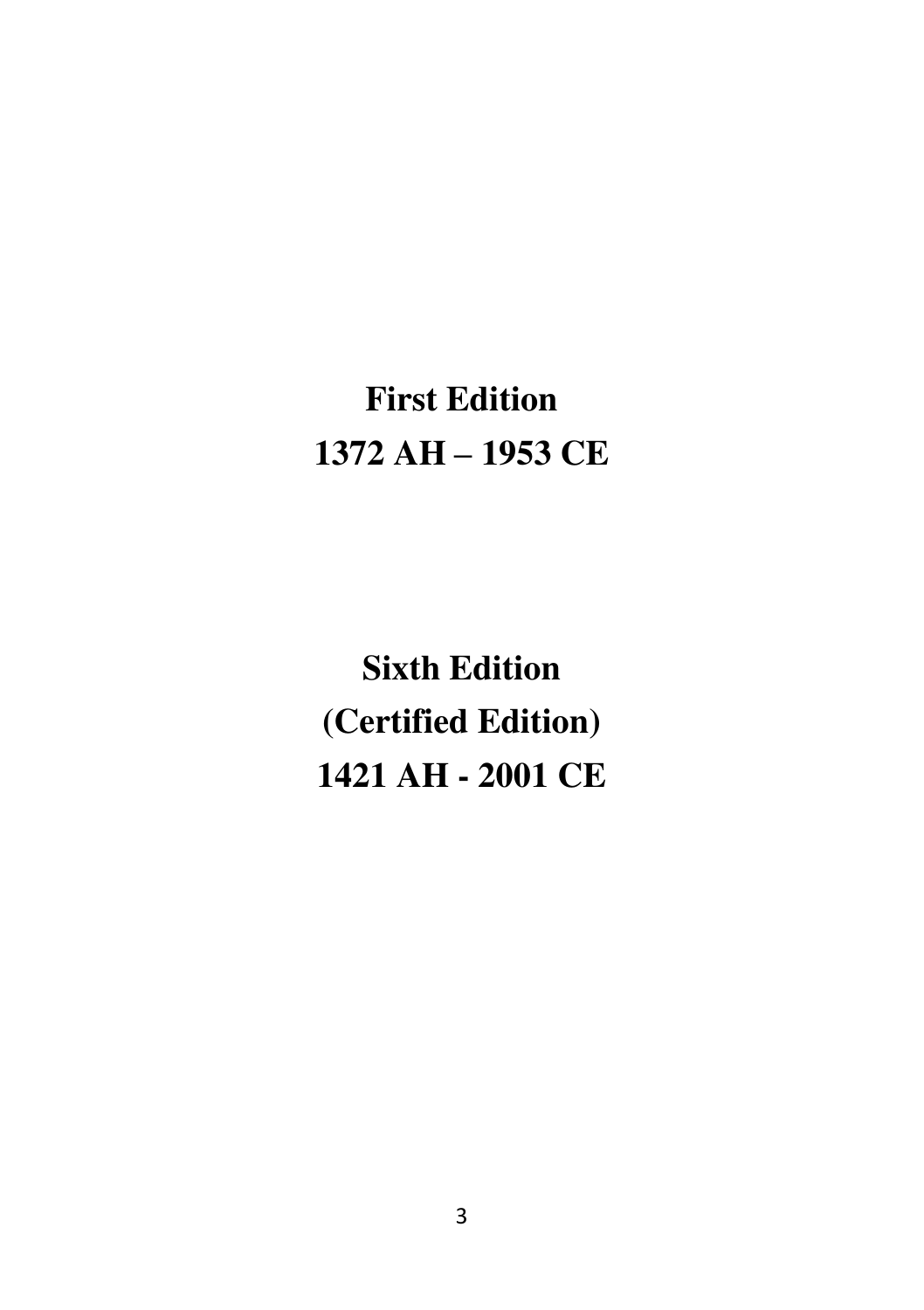**First Edition**

**1372 AH – 1953 CE**

**Sixth Edition**

**(Certified Edition)**

**1421 AH - 2001 CE**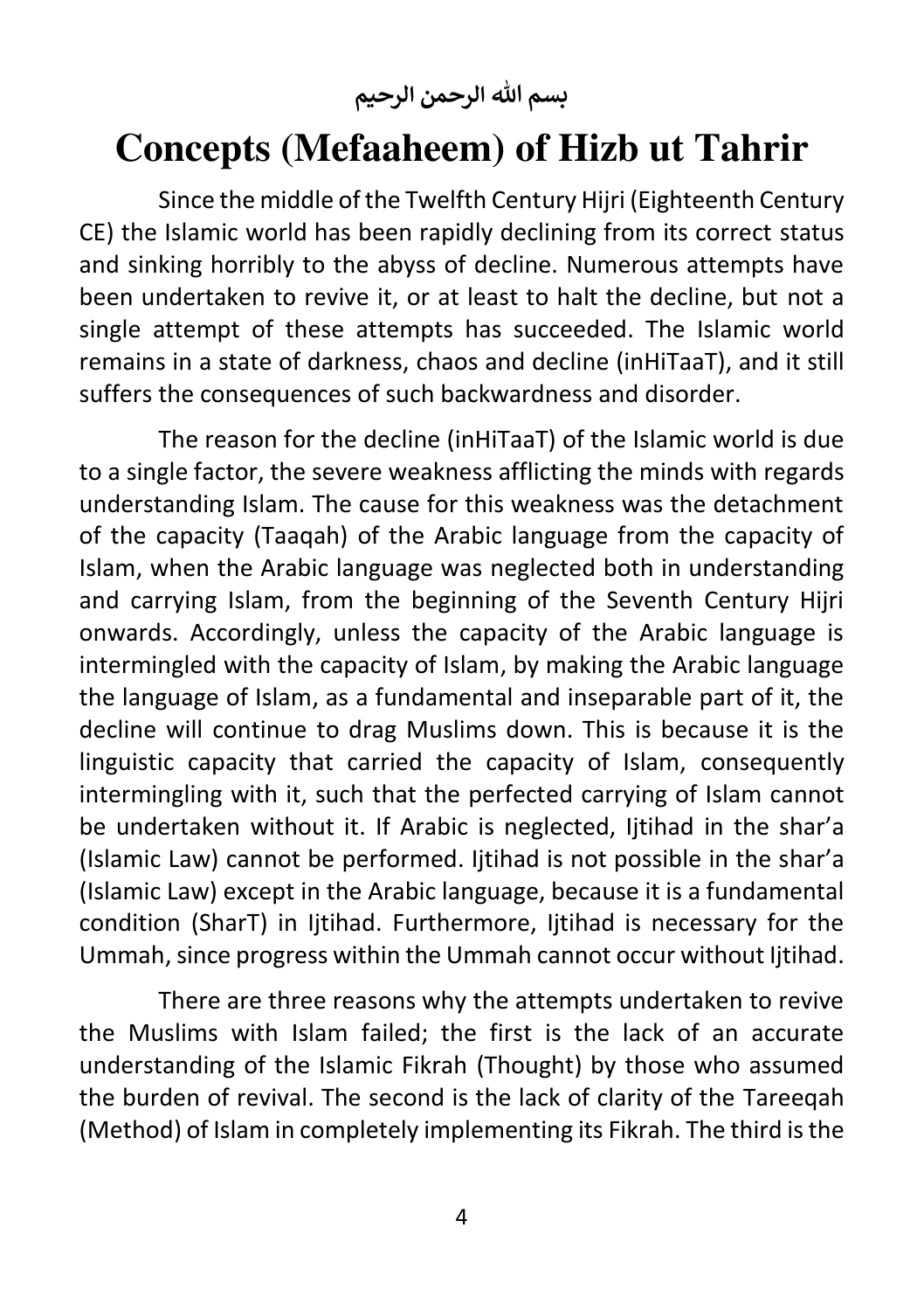بسم الله الرحمن الرحيم

# Concepts (Mefaaheem) of Hizb ut Tahrir

Since the middle of the Twelfth Century Hijri (Eighteenth Century CE) the Islamic world has been rapidly declining from its correct status and sinking horribly to the abyss of decline. Numerous attempts have been undertaken to revive it, or at least to halt the decline, but not a single attempt of these attempts has succeeded. The Islamic world remains in a state of darkness, chaos and decline (inHiTaaT), and it still suffers the consequences of such backwardness and disorder.

The reason for the decline (inHiTaaT) of the Islamic world is due to a single factor, the severe weakness afflicting the minds with regards understanding Islam. The cause for this weakness was the detachment of the capacity (Taaqah) of the Arabic language from the capacity of Islam, when the Arabic language was neglected both in understanding and carrying Islam, from the beginning of the Seventh Century Hijri onwards. Accordingly, unless the capacity of the Arabic language is intermingled with the capacity of Islam, by making the Arabic language the language of Islam, as a fundamental and inseparable part of it, the decline will continue to drag Muslims down. This is because it is the linguistic capacity that carried the capacity of Islam, consequently intermingling with it, such that the perfected carrying of Islam cannot be undertaken without it. If Arabic is neglected, Ijtihad in the shar'a (Islamic Law) cannot be performed. Ijtihad is not possible in the shar'a (Islamic Law) except in the Arabic language, because it is a fundamental condition (SharT) in Ijtihad. Furthermore, Ijtihad is necessary for the Ummah, since progress within the Ummah cannot occur without Ijtihad.

There are three reasons why the attempts undertaken to revive the Muslims with Islam failed; the first is the lack of an accurate understanding of the Islamic Fikrah (Thought) by those who assumed the burden of revival. The second is the lack of clarity of the Tareeqah (Method) of Islam in completely implementing its Fikrah. The third is the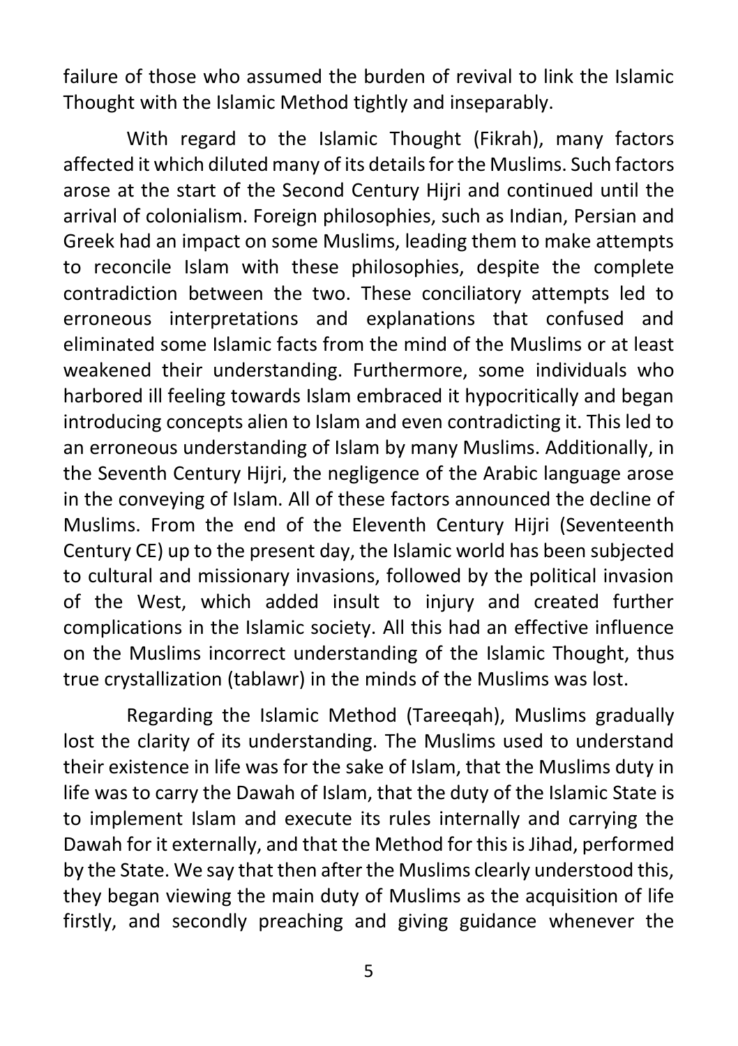failure of those who assumed the burden of revival to link the Islamic Thought with the Islamic Method tightly and inseparably.

With regard to the Islamic Thought (Fikrah), many factors affected it which diluted many of its details for the Muslims. Such factors arose at the start of the Second Century Hijri and continued until the arrival of colonialism. Foreign philosophies, such as Indian, Persian and Greek had an impact on some Muslims, leading them to make attempts to reconcile Islam with these philosophies, despite the complete contradiction between the two. These conciliatory attempts led to erroneous interpretations and explanations that confused and eliminated some Islamic facts from the mind of the Muslims or at least weakened their understanding. Furthermore, some individuals who harbored ill feeling towards Islam embraced it hypocritically and began introducing concepts alien to Islam and even contradicting it. This led to an erroneous understanding of Islam by many Muslims. Additionally, in the Seventh Century Hijri, the negligence of the Arabic language arose in the conveying of Islam. All of these factors announced the decline of Muslims. From the end of the Eleventh Century Hijri (Seventeenth Century CE) up to the present day, the Islamic world has been subjected to cultural and missionary invasions, followed by the political invasion of the West, which added insult to injury and created further complications in the Islamic society. All this had an effective influence on the Muslims incorrect understanding of the Islamic Thought, thus true crystallization (tablawr) in the minds of the Muslims was lost.

Regarding the Islamic Method (Tareeqah), Muslims gradually lost the clarity of its understanding. The Muslims used to understand their existence in life was for the sake of Islam, that the Muslims duty in life was to carry the Dawah of Islam, that the duty of the Islamic State is to implement Islam and execute its rules internally and carrying the Dawah for it externally, and that the Method for this is Jihad, performed by the State. We say that then after the Muslims clearly understood this, they began viewing the main duty of Muslims as the acquisition of life firstly, and secondly preaching and giving guidance whenever the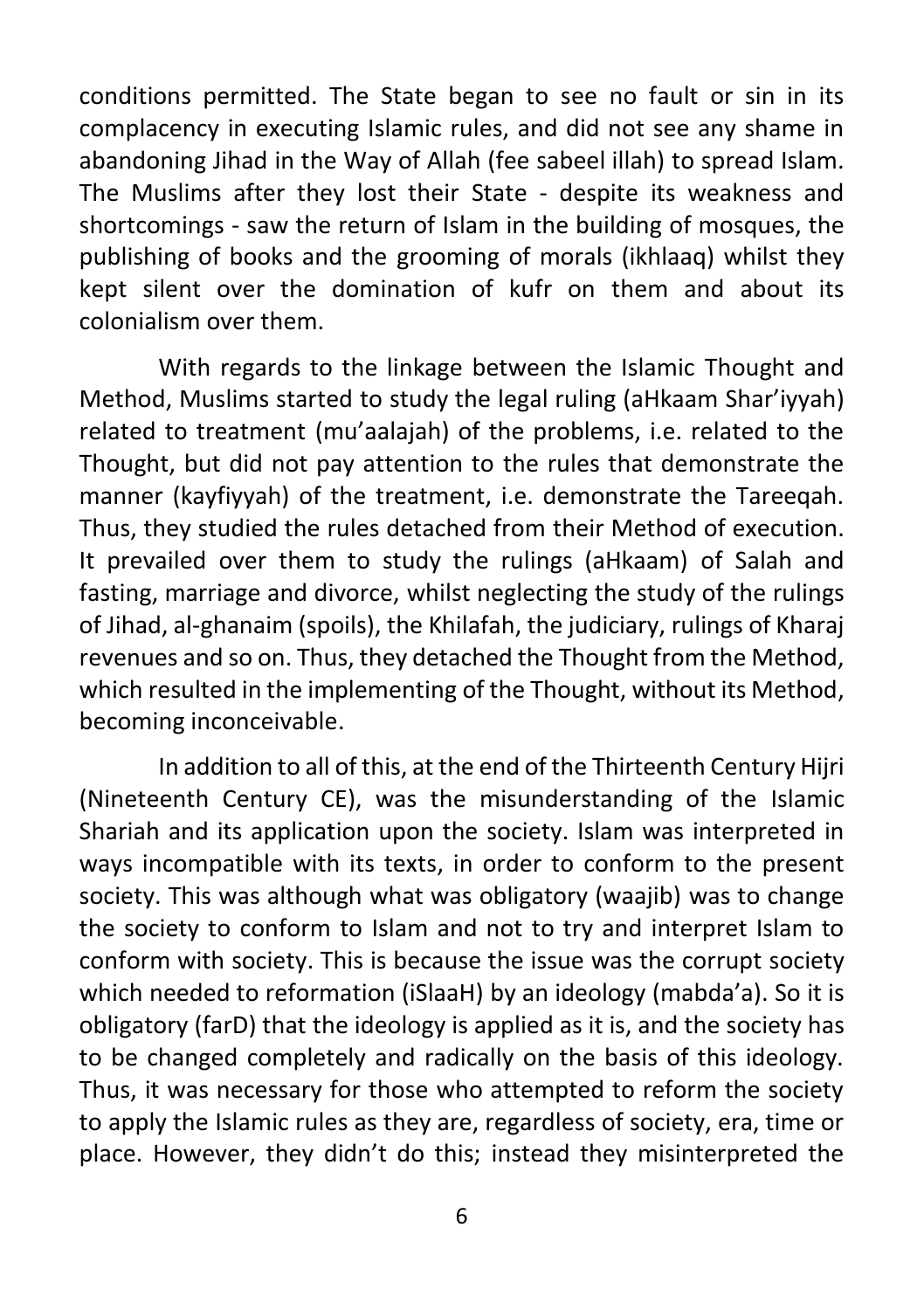conditions permitted. The State began to see no fault or sin in its complacency in executing Islamic rules, and did not see any shame in abandoning Jihad in the Way of Allah (fee sabeel illah) to spread Islam. The Muslims after they lost their State - despite its weakness and shortcomings - saw the return of Islam in the building of mosques, the publishing of books and the grooming of morals (ikhlaaq) whilst they kept silent over the domination of kufr on them and about its colonialism over them.

With regards to the linkage between the Islamic Thought and Method, Muslims started to study the legal ruling (aHkaam Shar'iyyah) related to treatment (mu'aalajah) of the problems, i.e. related to the Thought, but did not pay attention to the rules that demonstrate the manner (kayfiyyah) of the treatment, i.e. demonstrate the Tareeqah. Thus, they studied the rules detached from their Method of execution. It prevailed over them to study the rulings (aHkaam) of Salah and fasting, marriage and divorce, whilst neglecting the study of the rulings of Jihad, al-ghanaim (spoils), the Khilafah, the judiciary, rulings of Kharaj revenues and so on. Thus, they detached the Thought from the Method, which resulted in the implementing of the Thought, without its Method, becoming inconceivable.

In addition to all of this, at the end of the Thirteenth Century Hijri (Nineteenth Century CE), was the misunderstanding of the Islamic Shariah and its application upon the society. Islam was interpreted in ways incompatible with its texts, in order to conform to the present society. This was although what was obligatory (waajib) was to change the society to conform to Islam and not to try and interpret Islam to conform with society. This is because the issue was the corrupt society which needed to reformation (iSlaaH) by an ideology (mabda'a). So it is obligatory (farD) that the ideology is applied as it is, and the society has to be changed completely and radically on the basis of this ideology. Thus, it was necessary for those who attempted to reform the society to apply the Islamic rules as they are, regardless of society, era, time or place. However, they didn't do this; instead they misinterpreted the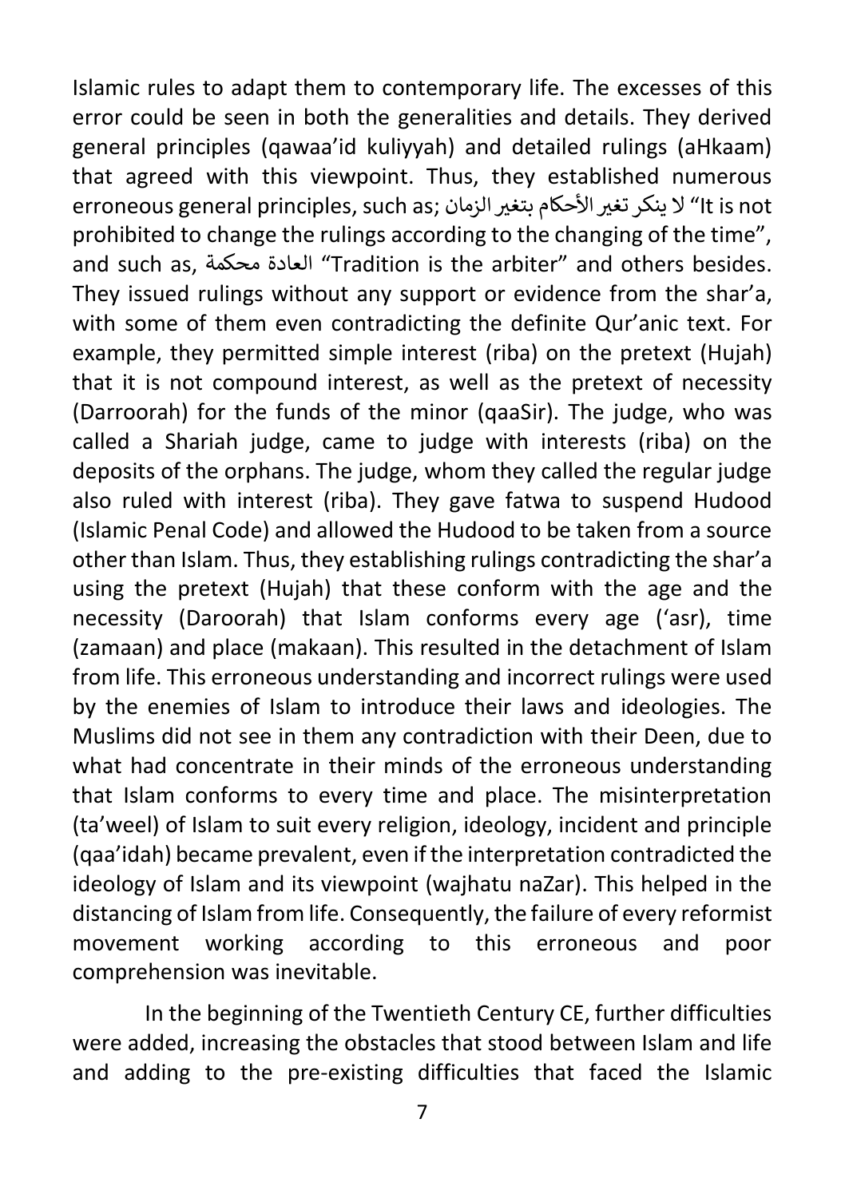Islamic rules to adapt them to contemporary life. The excesses of this error could be seen in both the generalities and details. They derived general principles (qawaa'id kuliyyah) and detailed rulings (aHkaam) that agreed with this viewpoint. Thus, they established numerous erroneous general principles, such as; لا ينكر تغير الأحكام بتغير الزمان "It is not prohibited to change the rulings according to the changing of the time", and such as, العادة محكمة "Tradition is the arbiter" and others besides. They issued rulings without any support or evidence from the shar'a, with some of them even contradicting the definite Qur'anic text. For example, they permitted simple interest (riba) on the pretext (Hujah) that it is not compound interest, as well as the pretext of necessity (Darroorah) for the funds of the minor (qaaSir). The judge, who was called a Shariah judge, came to judge with interests (riba) on the deposits of the orphans. The judge, whom they called the regular judge also ruled with interest (riba). They gave fatwa to suspend Hudood (Islamic Penal Code) and allowed the Hudood to be taken from a source other than Islam. Thus, they establishing rulings contradicting the shar'a using the pretext (Hujah) that these conform with the age and the necessity (Daroorah) that Islam conforms every age ('asr), time (zamaan) and place (makaan). This resulted in the detachment of Islam from life. This erroneous understanding and incorrect rulings were used by the enemies of Islam to introduce their laws and ideologies. The Muslims did not see in them any contradiction with their Deen, due to what had concentrate in their minds of the erroneous understanding that Islam conforms to every time and place. The misinterpretation (ta'weel) of Islam to suit every religion, ideology, incident and principle (qaa'idah) became prevalent, even if the interpretation contradicted the ideology of Islam and its viewpoint (wajhatu naZar). This helped in the distancing of Islam from life. Consequently, the failure of every reformist movement working according to this erroneous and poor comprehension was inevitable.

In the beginning of the Twentieth Century CE, further difficulties were added, increasing the obstacles that stood between Islam and life and adding to the pre-existing difficulties that faced the Islamic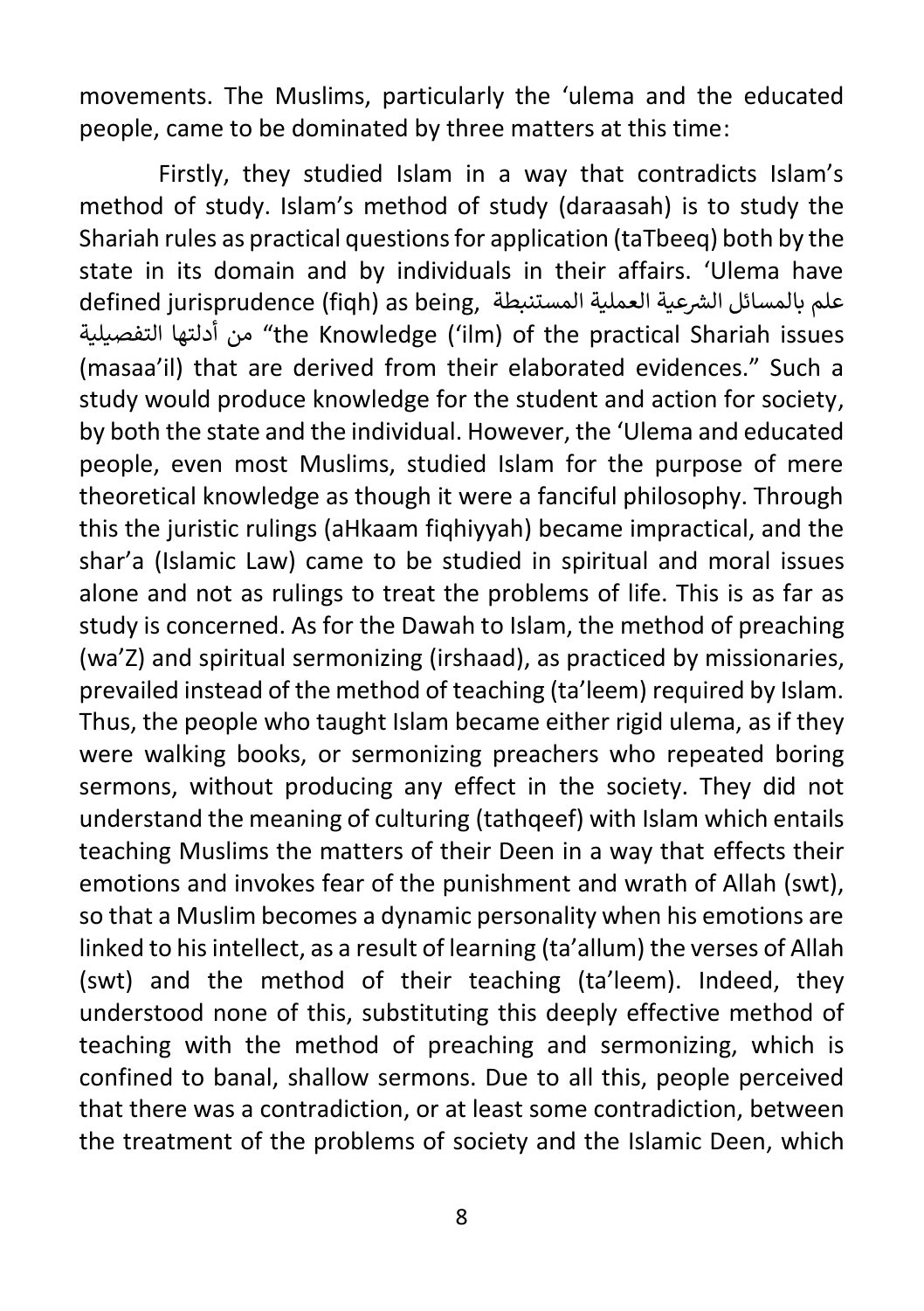movements. The Muslims, particularly the 'ulema and the educated people, came to be dominated by three matters at this time:

Firstly, they studied Islam in a way that contradicts Islam's method of study. Islam's method of study (daraasah) is to study the Shariah rules as practical questions for application (taTbeeq) both by the state in its domain and by individuals in their affairs. 'Ulema have defined jurisprudence (fiqh) as being, علم بالمسائل الشرعية العملية المستنبطة من أدلتها التفصيلية "the Knowledge ('ilm) of the practical Shariah issues (masaa'il) that are derived from their elaborated evidences." Such a study would produce knowledge for the student and action for society, by both the state and the individual. However, the 'Ulema and educated people, even most Muslims, studied Islam for the purpose of mere theoretical knowledge as though it were a fanciful philosophy. Through this the juristic rulings (aHkaam fiqhiyyah) became impractical, and the shar'a (Islamic Law) came to be studied in spiritual and moral issues alone and not as rulings to treat the problems of life. This is as far as study is concerned. As for the Dawah to Islam, the method of preaching (wa'Z) and spiritual sermonizing (irshaad), as practiced by missionaries, prevailed instead of the method of teaching (ta'leem) required by Islam. Thus, the people who taught Islam became either rigid ulema, as if they were walking books, or sermonizing preachers who repeated boring sermons, without producing any effect in the society. They did not understand the meaning of culturing (tathqeef) with Islam which entails teaching Muslims the matters of their Deen in a way that effects their emotions and invokes fear of the punishment and wrath of Allah (swt), so that a Muslim becomes a dynamic personality when his emotions are linked to his intellect, as a result of learning (ta'allum) the verses of Allah (swt) and the method of their teaching (ta'leem). Indeed, they understood none of this, substituting this deeply effective method of teaching with the method of preaching and sermonizing, which is confined to banal, shallow sermons. Due to all this, people perceived that there was a contradiction, or at least some contradiction, between the treatment of the problems of society and the Islamic Deen, which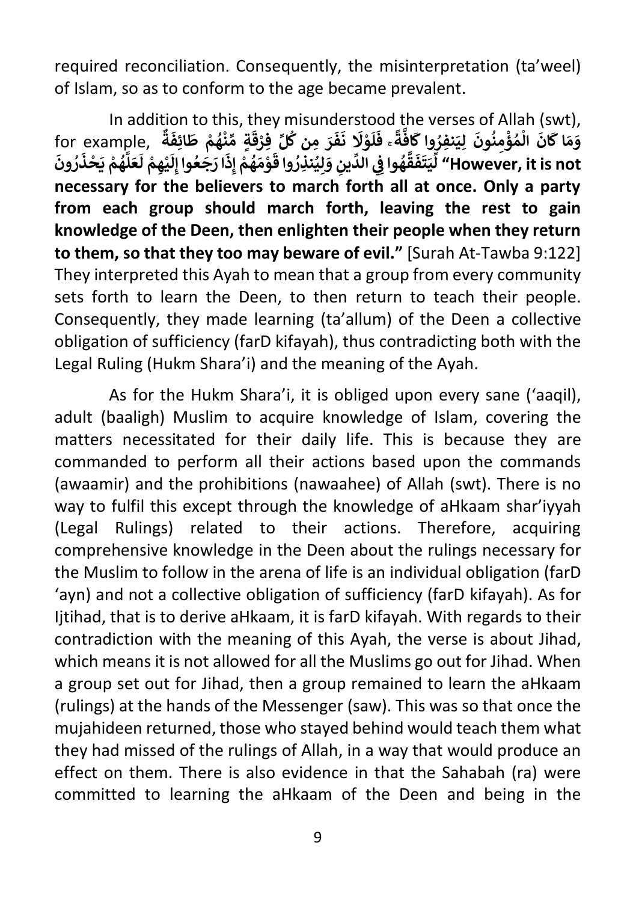required reconciliation. Consequently, the misinterpretation (ta'weel) of Islam, so as to conform to the age became prevalent.

In addition to this, they misunderstood the verses of Allah (swt), for example, وَمَا كَانَ الْمُؤْمِنُونَ لِيَنفِرُوا كَافَّةً ۚ فَلَوْلَا نَفَرَ مِن كُلِّ فِرْقَةٍ مِّنْهُمْ طَائِفَةٌ لِّيَتَفَقَّهُوا فِي الدِّينِ وَلِيُنذِرُوا قَوْمَهُمْ إِذَا رَجَعُوا إِلَيْهِمْ لَعَلَّهُمْ يَحْذَرُونَ **"However, it is not necessary for the believers to march forth all at once. Only a party from each group should march forth, leaving the rest to gain knowledge of the Deen, then enlighten their people when they return to them, so that they too may beware of evil."** [Surah At-Tawba 9:122] They interpreted this Ayah to mean that a group from every community sets forth to learn the Deen, to then return to teach their people. Consequently, they made learning (ta'allum) of the Deen a collective obligation of sufficiency (farD kifayah), thus contradicting both with the Legal Ruling (Hukm Shara'i) and the meaning of the Ayah.

As for the Hukm Shara'i, it is obliged upon every sane ('aaqil), adult (baaligh) Muslim to acquire knowledge of Islam, covering the matters necessitated for their daily life. This is because they are commanded to perform all their actions based upon the commands (awaamir) and the prohibitions (nawaahee) of Allah (swt). There is no way to fulfil this except through the knowledge of aHkaam shar'iyyah (Legal Rulings) related to their actions. Therefore, acquiring comprehensive knowledge in the Deen about the rulings necessary for the Muslim to follow in the arena of life is an individual obligation (farD 'ayn) and not a collective obligation of sufficiency (farD kifayah). As for Ijtihad, that is to derive aHkaam, it is farD kifayah. With regards to their contradiction with the meaning of this Ayah, the verse is about Jihad, which means it is not allowed for all the Muslims go out for Jihad. When a group set out for Jihad, then a group remained to learn the aHkaam (rulings) at the hands of the Messenger (saw). This was so that once the mujahideen returned, those who stayed behind would teach them what they had missed of the rulings of Allah, in a way that would produce an effect on them. There is also evidence in that the Sahabah (ra) were committed to learning the aHkaam of the Deen and being in the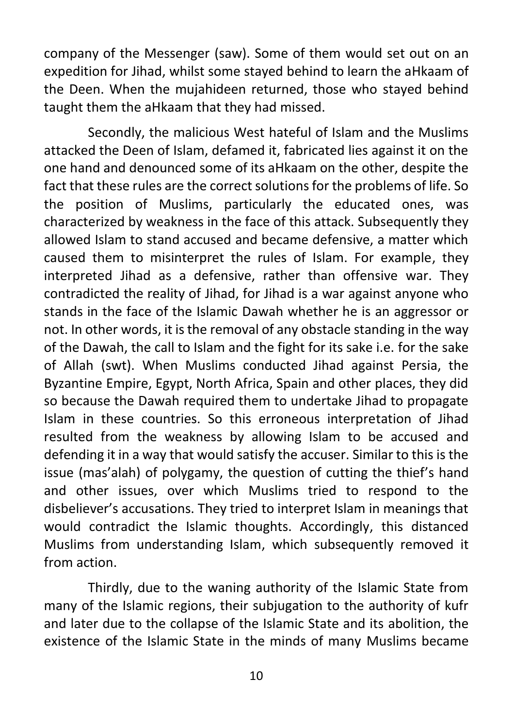company of the Messenger (saw). Some of them would set out on an expedition for Jihad, whilst some stayed behind to learn the aHkaam of the Deen. When the mujahideen returned, those who stayed behind taught them the aHkaam that they had missed.

Secondly, the malicious West hateful of Islam and the Muslims attacked the Deen of Islam, defamed it, fabricated lies against it on the one hand and denounced some of its aHkaam on the other, despite the fact that these rules are the correct solutions for the problems of life. So the position of Muslims, particularly the educated ones, was characterized by weakness in the face of this attack. Subsequently they allowed Islam to stand accused and became defensive, a matter which caused them to misinterpret the rules of Islam. For example, they interpreted Jihad as a defensive, rather than offensive war. They contradicted the reality of Jihad, for Jihad is a war against anyone who stands in the face of the Islamic Dawah whether he is an aggressor or not. In other words, it is the removal of any obstacle standing in the way of the Dawah, the call to Islam and the fight for its sake i.e. for the sake of Allah (swt). When Muslims conducted Jihad against Persia, the Byzantine Empire, Egypt, North Africa, Spain and other places, they did so because the Dawah required them to undertake Jihad to propagate Islam in these countries. So this erroneous interpretation of Jihad resulted from the weakness by allowing Islam to be accused and defending it in a way that would satisfy the accuser. Similar to this is the issue (mas'alah) of polygamy, the question of cutting the thief's hand and other issues, over which Muslims tried to respond to the disbeliever's accusations. They tried to interpret Islam in meanings that would contradict the Islamic thoughts. Accordingly, this distanced Muslims from understanding Islam, which subsequently removed it from action.

Thirdly, due to the waning authority of the Islamic State from many of the Islamic regions, their subjugation to the authority of kufr and later due to the collapse of the Islamic State and its abolition, the existence of the Islamic State in the minds of many Muslims became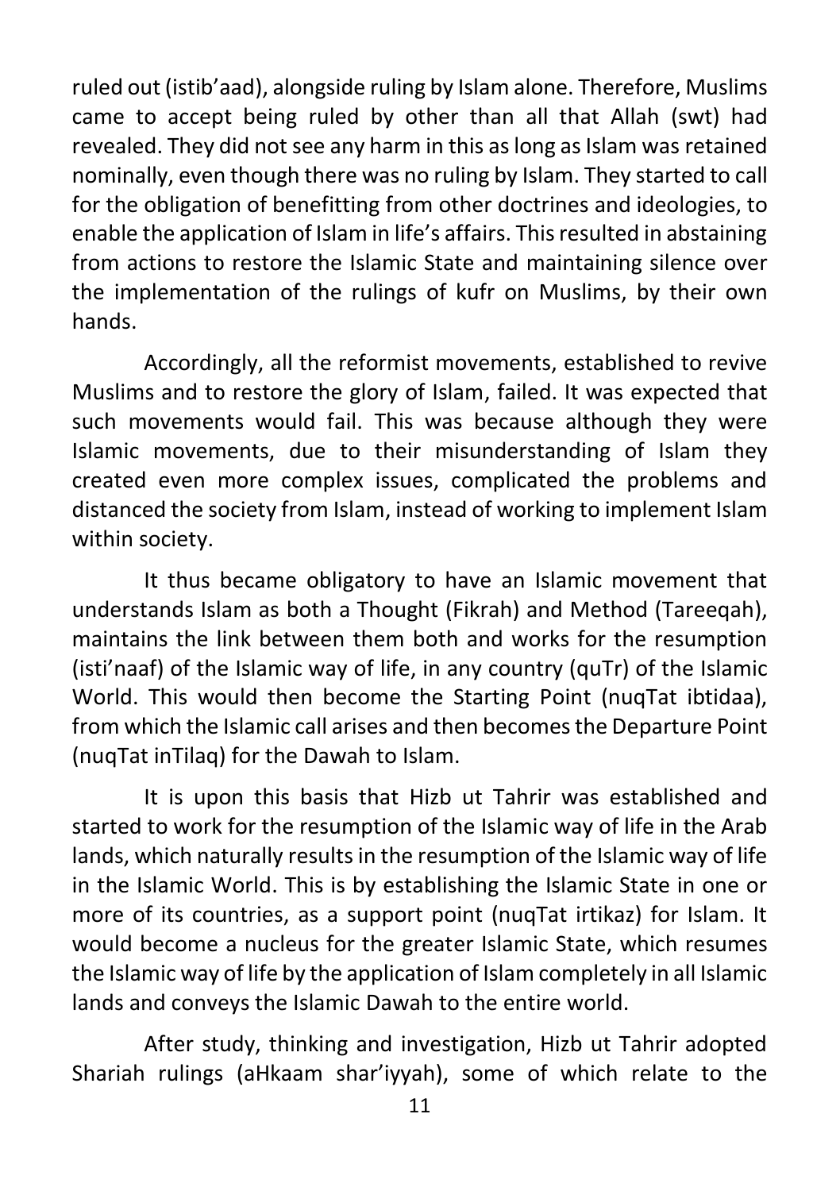ruled out (istib'aad), alongside ruling by Islam alone. Therefore, Muslims came to accept being ruled by other than all that Allah (swt) had revealed. They did not see any harm in this as long as Islam was retained nominally, even though there was no ruling by Islam. They started to call for the obligation of benefitting from other doctrines and ideologies, to enable the application of Islam in life's affairs. This resulted in abstaining from actions to restore the Islamic State and maintaining silence over the implementation of the rulings of kufr on Muslims, by their own hands.

Accordingly, all the reformist movements, established to revive Muslims and to restore the glory of Islam, failed. It was expected that such movements would fail. This was because although they were Islamic movements, due to their misunderstanding of Islam they created even more complex issues, complicated the problems and distanced the society from Islam, instead of working to implement Islam within society.

It thus became obligatory to have an Islamic movement that understands Islam as both a Thought (Fikrah) and Method (Tareeqah), maintains the link between them both and works for the resumption (isti'naaf) of the Islamic way of life, in any country (quTr) of the Islamic World. This would then become the Starting Point (nuqTat ibtidaa), from which the Islamic call arises and then becomes the Departure Point (nuqTat inTilaq) for the Dawah to Islam.

It is upon this basis that Hizb ut Tahrir was established and started to work for the resumption of the Islamic way of life in the Arab lands, which naturally results in the resumption of the Islamic way of life in the Islamic World. This is by establishing the Islamic State in one or more of its countries, as a support point (nuqTat irtikaz) for Islam. It would become a nucleus for the greater Islamic State, which resumes the Islamic way of life by the application of Islam completely in all Islamic lands and conveys the Islamic Dawah to the entire world.

After study, thinking and investigation, Hizb ut Tahrir adopted Shariah rulings (aHkaam shar'iyyah), some of which relate to the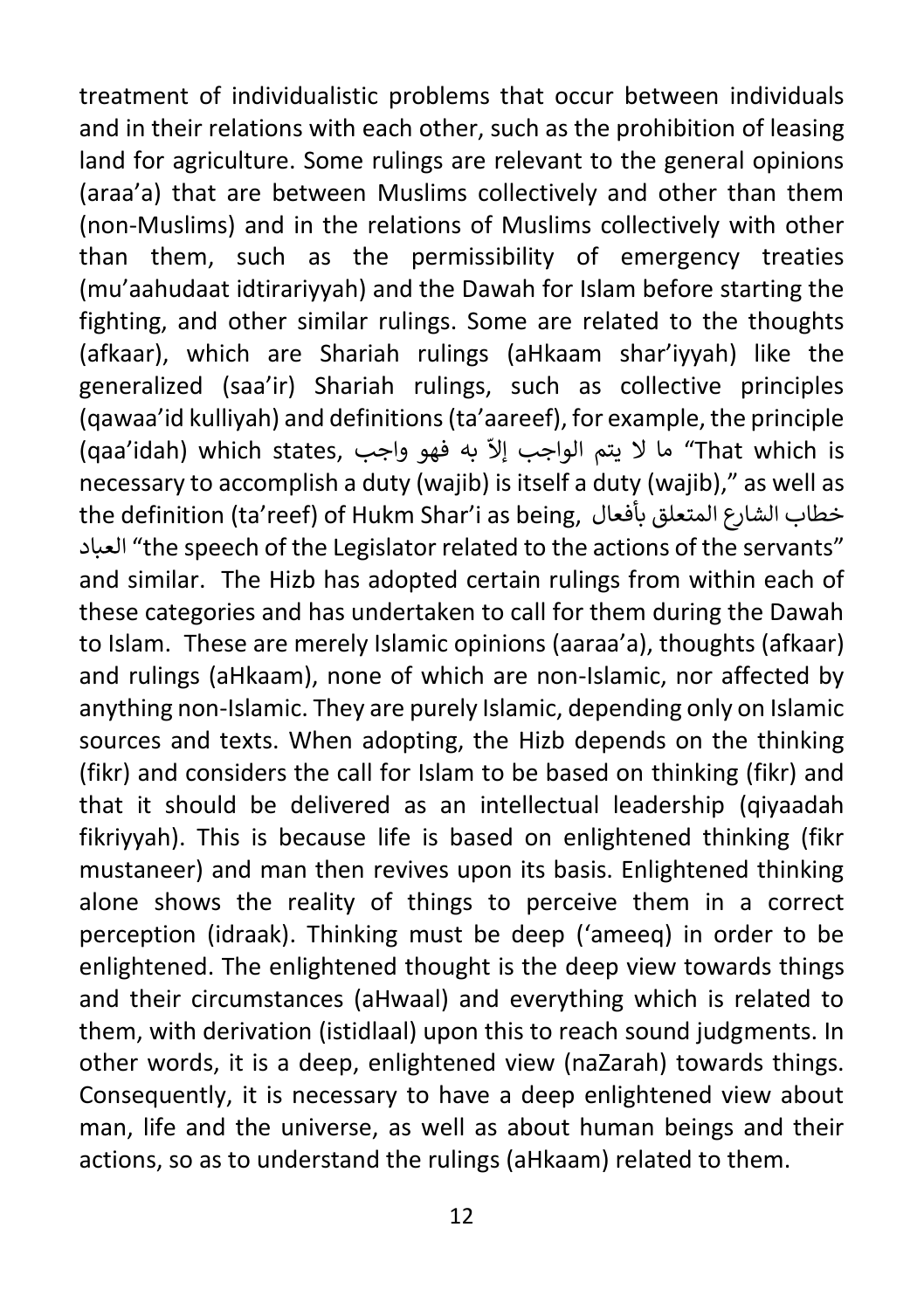treatment of individualistic problems that occur between individuals and in their relations with each other, such as the prohibition of leasing land for agriculture. Some rulings are relevant to the general opinions (araa'a) that are between Muslims collectively and other than them (non-Muslims) and in the relations of Muslims collectively with other than them, such as the permissibility of emergency treaties (mu'aahudaat idtirariyyah) and the Dawah for Islam before starting the fighting, and other similar rulings. Some are related to the thoughts (afkaar), which are Shariah rulings (aHkaam shar'iyyah) like the generalized (saa'ir) Shariah rulings, such as collective principles (qawaa'id kulliyah) and definitions (ta'aareef), for example, the principle (qaa'idah) which states, ما لا يتم الواجب إلاّ به فهو واجب "That which is necessary to accomplish a duty (wajib) is itself a duty (wajib)," as well as the definition (ta'reef) of Hukm Shar'i as being, خطاب الشارع المتعلق بأفعال العباد "the speech of the Legislator related to the actions of the servants" and similar. The Hizb has adopted certain rulings from within each of these categories and has undertaken to call for them during the Dawah to Islam. These are merely Islamic opinions (aaraa'a), thoughts (afkaar) and rulings (aHkaam), none of which are non-Islamic, nor affected by anything non-Islamic. They are purely Islamic, depending only on Islamic sources and texts. When adopting, the Hizb depends on the thinking (fikr) and considers the call for Islam to be based on thinking (fikr) and that it should be delivered as an intellectual leadership (qiyaadah fikriyyah). This is because life is based on enlightened thinking (fikr mustaneer) and man then revives upon its basis. Enlightened thinking alone shows the reality of things to perceive them in a correct perception (idraak). Thinking must be deep ('ameeq) in order to be enlightened. The enlightened thought is the deep view towards things and their circumstances (aHwaal) and everything which is related to them, with derivation (istidlaal) upon this to reach sound judgments. In other words, it is a deep, enlightened view (naZarah) towards things. Consequently, it is necessary to have a deep enlightened view about man, life and the universe, as well as about human beings and their actions, so as to understand the rulings (aHkaam) related to them.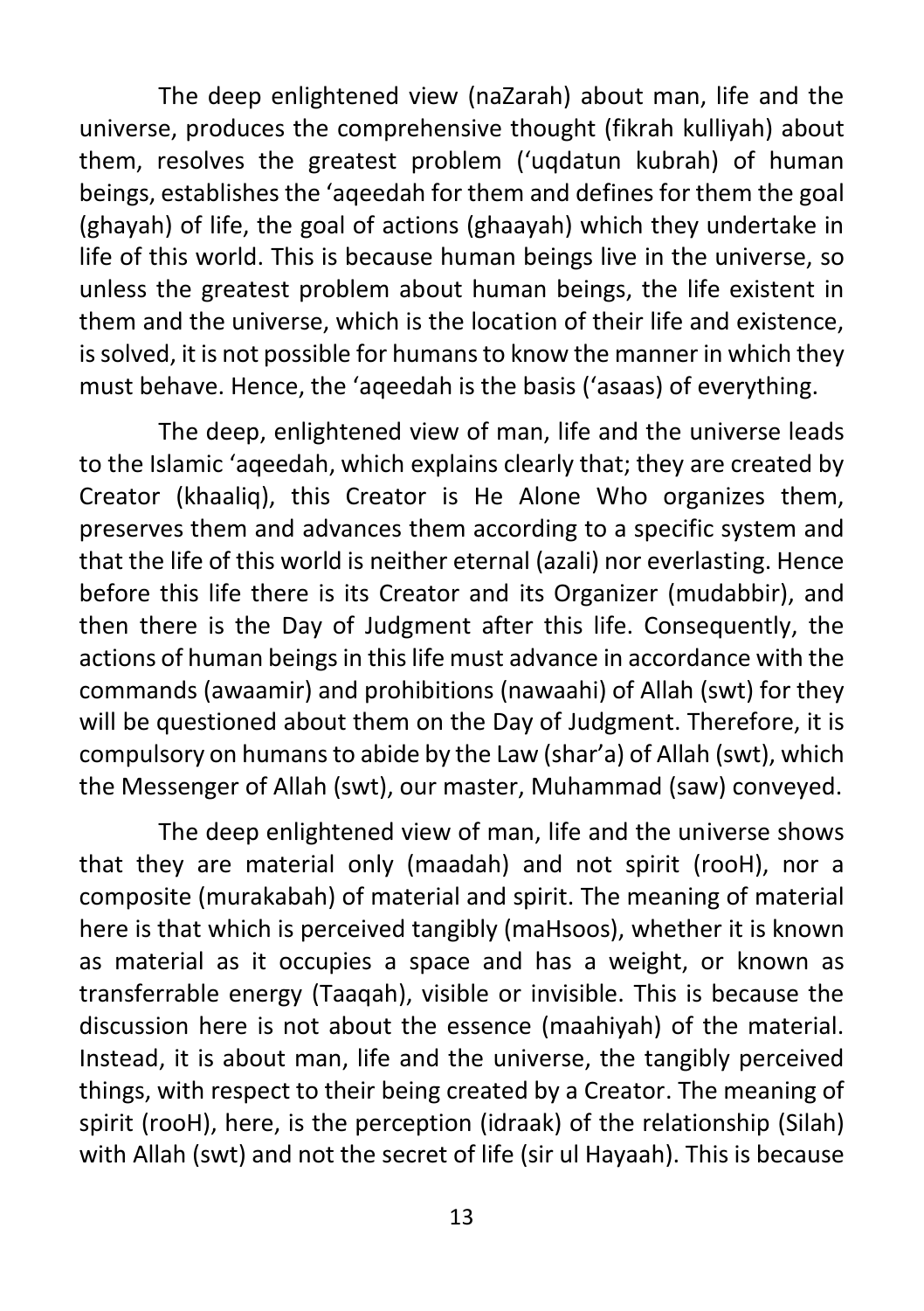The deep enlightened view (naZarah) about man, life and the universe, produces the comprehensive thought (fikrah kulliyah) about them, resolves the greatest problem ('uqdatun kubrah) of human beings, establishes the 'aqeedah for them and defines for them the goal (ghayah) of life, the goal of actions (ghaayah) which they undertake in life of this world. This is because human beings live in the universe, so unless the greatest problem about human beings, the life existent in them and the universe, which is the location of their life and existence, is solved, it is not possible for humans to know the manner in which they must behave. Hence, the 'aqeedah is the basis ('asaas) of everything.

The deep, enlightened view of man, life and the universe leads to the Islamic 'aqeedah, which explains clearly that; they are created by Creator (khaaliq), this Creator is He Alone Who organizes them, preserves them and advances them according to a specific system and that the life of this world is neither eternal (azali) nor everlasting. Hence before this life there is its Creator and its Organizer (mudabbir), and then there is the Day of Judgment after this life. Consequently, the actions of human beings in this life must advance in accordance with the commands (awaamir) and prohibitions (nawaahi) of Allah (swt) for they will be questioned about them on the Day of Judgment. Therefore, it is compulsory on humans to abide by the Law (shar'a) of Allah (swt), which the Messenger of Allah (swt), our master, Muhammad (saw) conveyed.

The deep enlightened view of man, life and the universe shows that they are material only (maadah) and not spirit (rooH), nor a composite (murakabah) of material and spirit. The meaning of material here is that which is perceived tangibly (maHsoos), whether it is known as material as it occupies a space and has a weight, or known as transferrable energy (Taaqah), visible or invisible. This is because the discussion here is not about the essence (maahiyah) of the material. Instead, it is about man, life and the universe, the tangibly perceived things, with respect to their being created by a Creator. The meaning of spirit (rooH), here, is the perception (idraak) of the relationship (Silah) with Allah (swt) and not the secret of life (sir ul Hayaah). This is because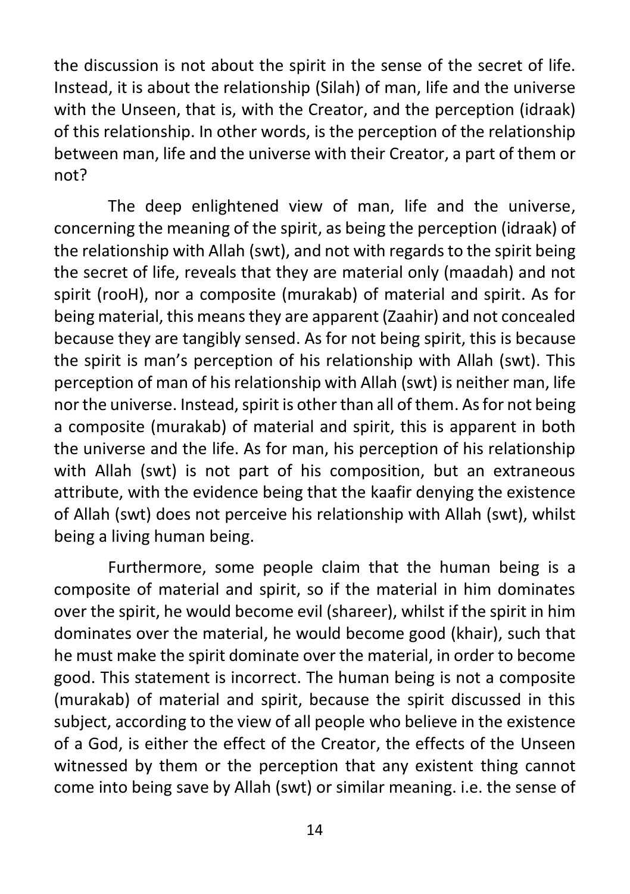the discussion is not about the spirit in the sense of the secret of life. Instead, it is about the relationship (Silah) of man, life and the universe with the Unseen, that is, with the Creator, and the perception (idraak) of this relationship. In other words, is the perception of the relationship between man, life and the universe with their Creator, a part of them or not?

The deep enlightened view of man, life and the universe, concerning the meaning of the spirit, as being the perception (idraak) of the relationship with Allah (swt), and not with regards to the spirit being the secret of life, reveals that they are material only (maadah) and not spirit (rooH), nor a composite (murakab) of material and spirit. As for being material, this means they are apparent (Zaahir) and not concealed because they are tangibly sensed. As for not being spirit, this is because the spirit is man's perception of his relationship with Allah (swt). This perception of man of his relationship with Allah (swt) is neither man, life nor the universe. Instead, spirit is other than all of them. As for not being a composite (murakab) of material and spirit, this is apparent in both the universe and the life. As for man, his perception of his relationship with Allah (swt) is not part of his composition, but an extraneous attribute, with the evidence being that the kaafir denying the existence of Allah (swt) does not perceive his relationship with Allah (swt), whilst being a living human being.

Furthermore, some people claim that the human being is a composite of material and spirit, so if the material in him dominates over the spirit, he would become evil (shareer), whilst if the spirit in him dominates over the material, he would become good (khair), such that he must make the spirit dominate over the material, in order to become good. This statement is incorrect. The human being is not a composite (murakab) of material and spirit, because the spirit discussed in this subject, according to the view of all people who believe in the existence of a God, is either the effect of the Creator, the effects of the Unseen witnessed by them or the perception that any existent thing cannot come into being save by Allah (swt) or similar meaning. i.e. the sense of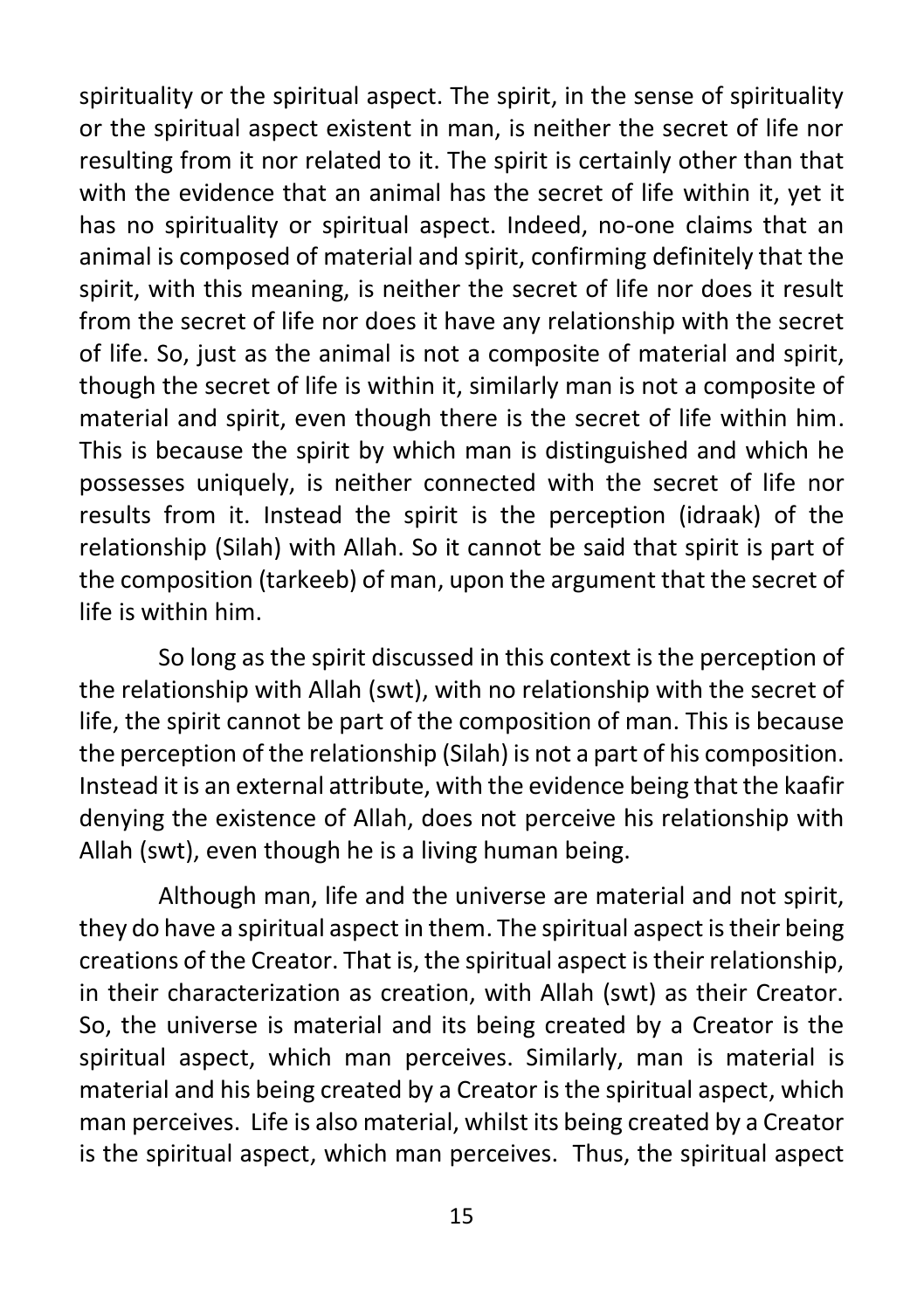spirituality or the spiritual aspect. The spirit, in the sense of spirituality or the spiritual aspect existent in man, is neither the secret of life nor resulting from it nor related to it. The spirit is certainly other than that with the evidence that an animal has the secret of life within it, yet it has no spirituality or spiritual aspect. Indeed, no-one claims that an animal is composed of material and spirit, confirming definitely that the spirit, with this meaning, is neither the secret of life nor does it result from the secret of life nor does it have any relationship with the secret of life. So, just as the animal is not a composite of material and spirit, though the secret of life is within it, similarly man is not a composite of material and spirit, even though there is the secret of life within him. This is because the spirit by which man is distinguished and which he possesses uniquely, is neither connected with the secret of life nor results from it. Instead the spirit is the perception (idraak) of the relationship (Silah) with Allah. So it cannot be said that spirit is part of the composition (tarkeeb) of man, upon the argument that the secret of life is within him.

So long as the spirit discussed in this context is the perception of the relationship with Allah (swt), with no relationship with the secret of life, the spirit cannot be part of the composition of man. This is because the perception of the relationship (Silah) is not a part of his composition. Instead it is an external attribute, with the evidence being that the kaafir denying the existence of Allah, does not perceive his relationship with Allah (swt), even though he is a living human being.

Although man, life and the universe are material and not spirit, they do have a spiritual aspect in them. The spiritual aspect is their being creations of the Creator. That is, the spiritual aspect is their relationship, in their characterization as creation, with Allah (swt) as their Creator. So, the universe is material and its being created by a Creator is the spiritual aspect, which man perceives. Similarly, man is material is material and his being created by a Creator is the spiritual aspect, which man perceives. Life is also material, whilst its being created by a Creator is the spiritual aspect, which man perceives. Thus, the spiritual aspect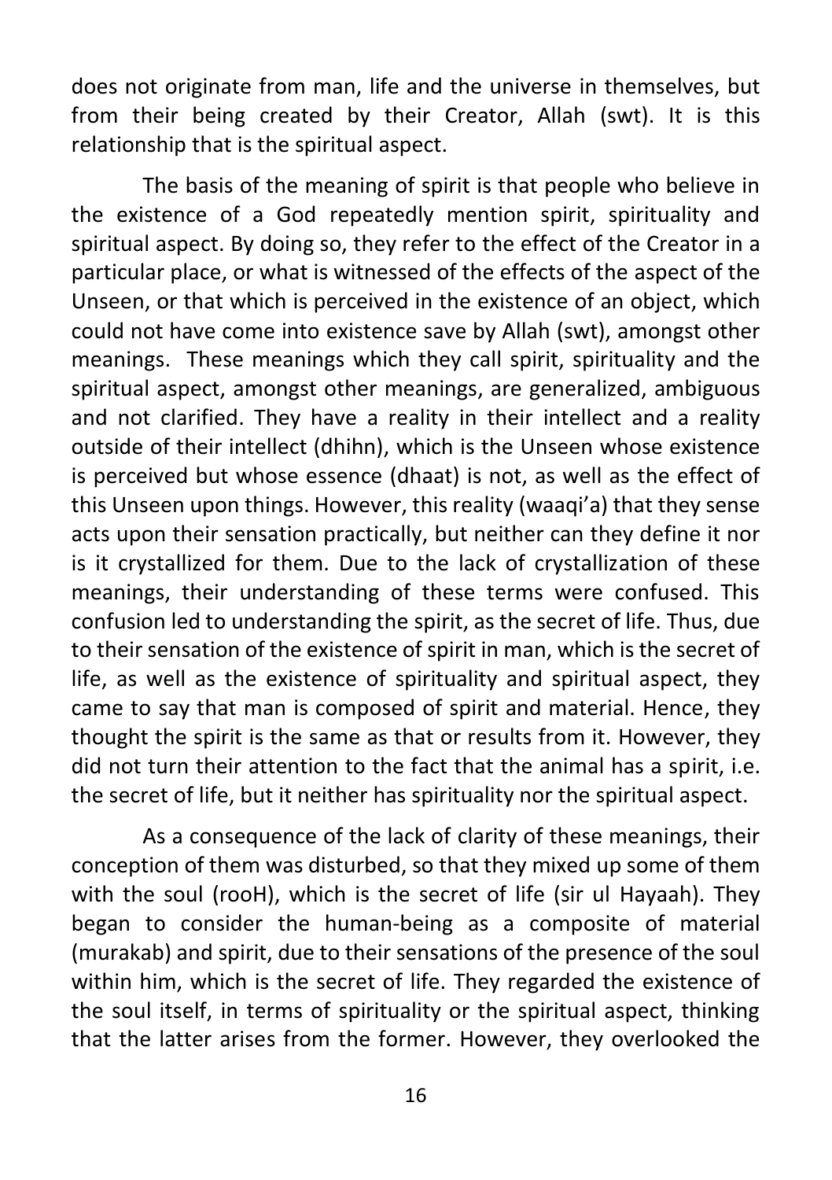does not originate from man, life and the universe in themselves, but from their being created by their Creator, Allah (swt). It is this relationship that is the spiritual aspect.

The basis of the meaning of spirit is that people who believe in the existence of a God repeatedly mention spirit, spirituality and spiritual aspect. By doing so, they refer to the effect of the Creator in a particular place, or what is witnessed of the effects of the aspect of the Unseen, or that which is perceived in the existence of an object, which could not have come into existence save by Allah (swt), amongst other meanings. These meanings which they call spirit, spirituality and the spiritual aspect, amongst other meanings, are generalized, ambiguous and not clarified. They have a reality in their intellect and a reality outside of their intellect (dhihn), which is the Unseen whose existence is perceived but whose essence (dhaat) is not, as well as the effect of this Unseen upon things. However, this reality (waaqi'a) that they sense acts upon their sensation practically, but neither can they define it nor is it crystallized for them. Due to the lack of crystallization of these meanings, their understanding of these terms were confused. This confusion led to understanding the spirit, as the secret of life. Thus, due to their sensation of the existence of spirit in man, which is the secret of life, as well as the existence of spirituality and spiritual aspect, they came to say that man is composed of spirit and material. Hence, they thought the spirit is the same as that or results from it. However, they did not turn their attention to the fact that the animal has a spirit, i.e. the secret of life, but it neither has spirituality nor the spiritual aspect.

As a consequence of the lack of clarity of these meanings, their conception of them was disturbed, so that they mixed up some of them with the soul (rooH), which is the secret of life (sir ul Hayaah). They began to consider the human-being as a composite of material (murakab) and spirit, due to their sensations of the presence of the soul within him, which is the secret of life. They regarded the existence of the soul itself, in terms of spirituality or the spiritual aspect, thinking that the latter arises from the former. However, they overlooked the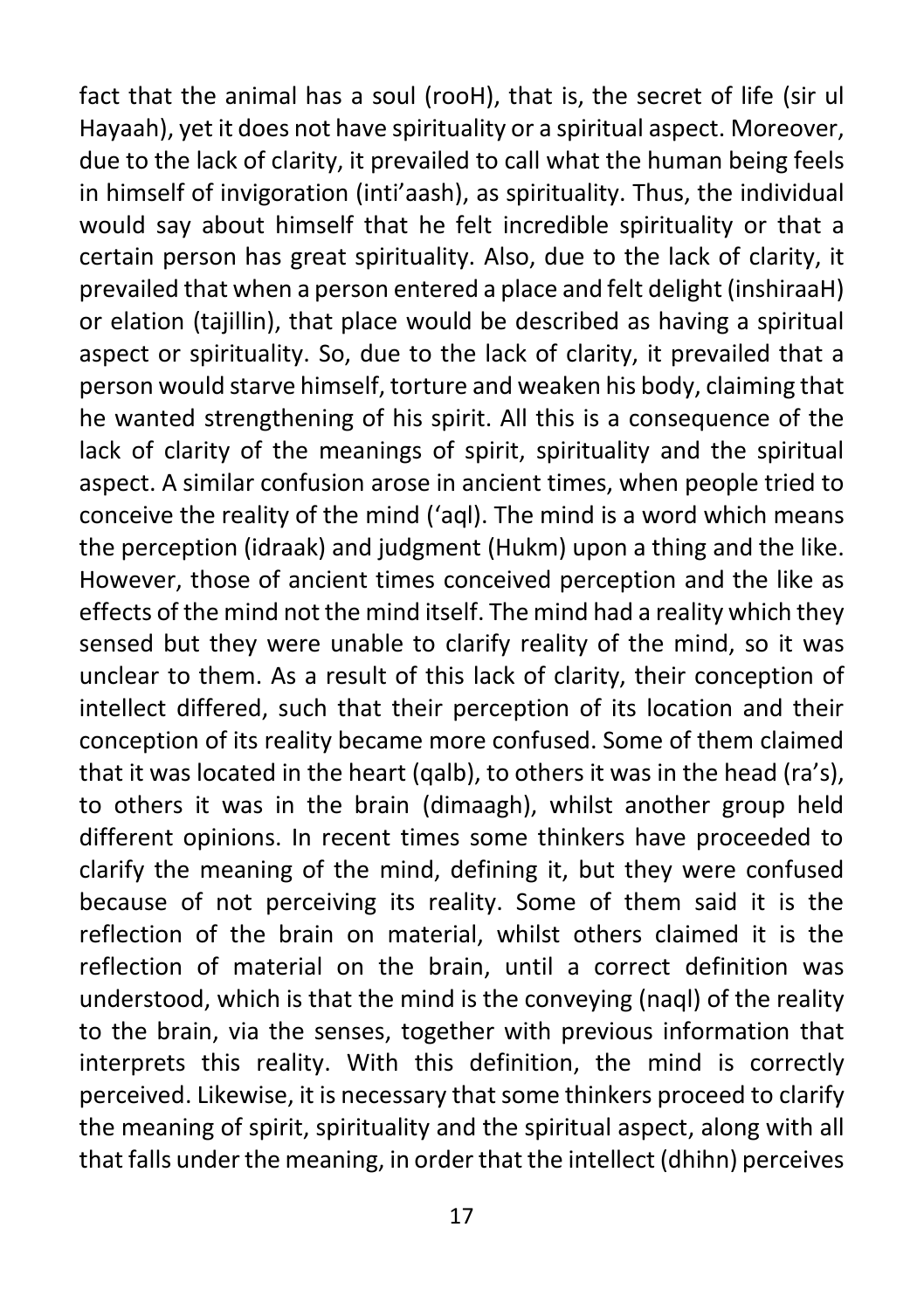fact that the animal has a soul (rooH), that is, the secret of life (sir ul Hayaah), yet it does not have spirituality or a spiritual aspect. Moreover, due to the lack of clarity, it prevailed to call what the human being feels in himself of invigoration (inti'aash), as spirituality. Thus, the individual would say about himself that he felt incredible spirituality or that a certain person has great spirituality. Also, due to the lack of clarity, it prevailed that when a person entered a place and felt delight (inshiraaH) or elation (tajillin), that place would be described as having a spiritual aspect or spirituality. So, due to the lack of clarity, it prevailed that a person would starve himself, torture and weaken his body, claiming that he wanted strengthening of his spirit. All this is a consequence of the lack of clarity of the meanings of spirit, spirituality and the spiritual aspect. A similar confusion arose in ancient times, when people tried to conceive the reality of the mind ('aql). The mind is a word which means the perception (idraak) and judgment (Hukm) upon a thing and the like. However, those of ancient times conceived perception and the like as effects of the mind not the mind itself. The mind had a reality which they sensed but they were unable to clarify reality of the mind, so it was unclear to them. As a result of this lack of clarity, their conception of intellect differed, such that their perception of its location and their conception of its reality became more confused. Some of them claimed that it was located in the heart (qalb), to others it was in the head (ra's), to others it was in the brain (dimaagh), whilst another group held different opinions. In recent times some thinkers have proceeded to clarify the meaning of the mind, defining it, but they were confused because of not perceiving its reality. Some of them said it is the reflection of the brain on material, whilst others claimed it is the reflection of material on the brain, until a correct definition was understood, which is that the mind is the conveying (naql) of the reality to the brain, via the senses, together with previous information that interprets this reality. With this definition, the mind is correctly perceived. Likewise, it is necessary that some thinkers proceed to clarify the meaning of spirit, spirituality and the spiritual aspect, along with all that falls under the meaning, in order that the intellect (dhihn) perceives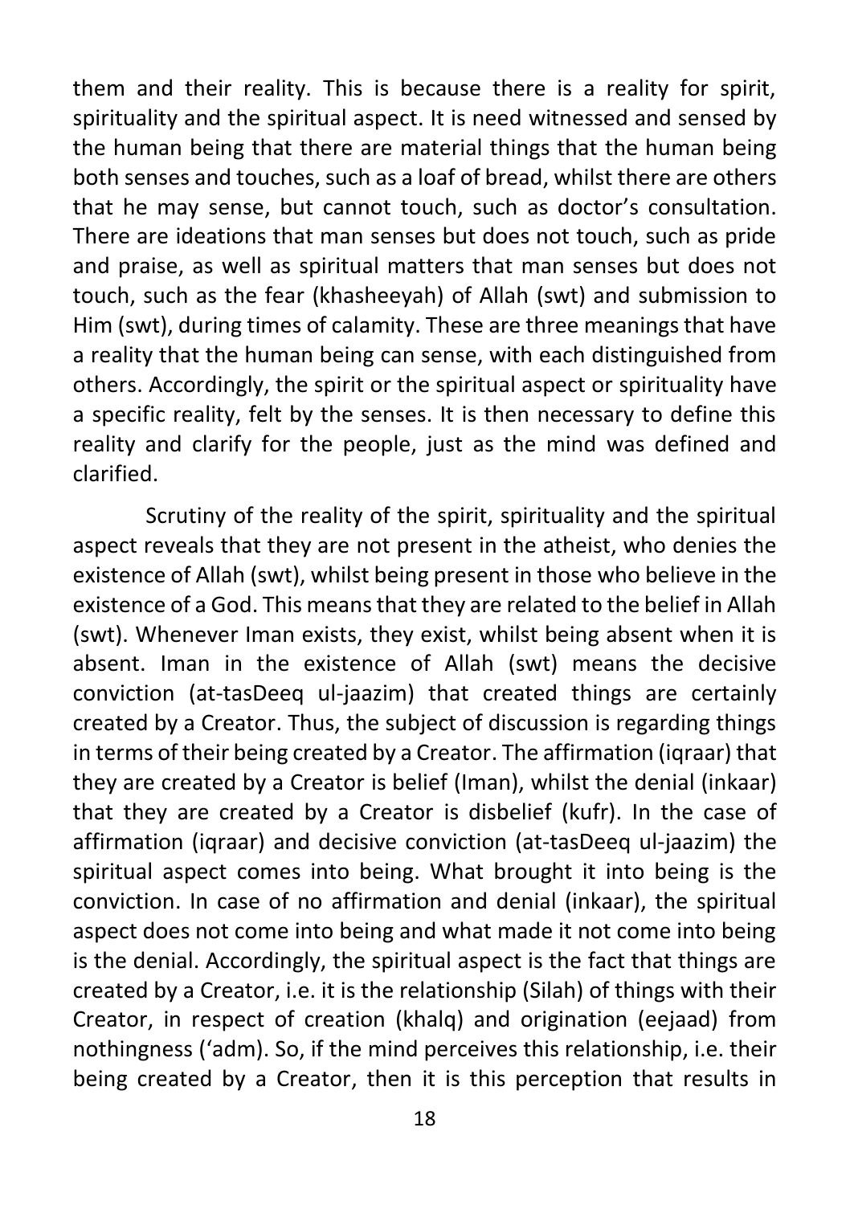them and their reality. This is because there is a reality for spirit, spirituality and the spiritual aspect. It is need witnessed and sensed by the human being that there are material things that the human being both senses and touches, such as a loaf of bread, whilst there are others that he may sense, but cannot touch, such as doctor's consultation. There are ideations that man senses but does not touch, such as pride and praise, as well as spiritual matters that man senses but does not touch, such as the fear (khasheeyah) of Allah (swt) and submission to Him (swt), during times of calamity. These are three meanings that have a reality that the human being can sense, with each distinguished from others. Accordingly, the spirit or the spiritual aspect or spirituality have a specific reality, felt by the senses. It is then necessary to define this reality and clarify for the people, just as the mind was defined and clarified.

Scrutiny of the reality of the spirit, spirituality and the spiritual aspect reveals that they are not present in the atheist, who denies the existence of Allah (swt), whilst being present in those who believe in the existence of a God. This means that they are related to the belief in Allah (swt). Whenever Iman exists, they exist, whilst being absent when it is absent. Iman in the existence of Allah (swt) means the decisive conviction (at-tasDeeq ul-jaazim) that created things are certainly created by a Creator. Thus, the subject of discussion is regarding things in terms of their being created by a Creator. The affirmation (iqraar) that they are created by a Creator is belief (Iman), whilst the denial (inkaar) that they are created by a Creator is disbelief (kufr). In the case of affirmation (iqraar) and decisive conviction (at-tasDeeq ul-jaazim) the spiritual aspect comes into being. What brought it into being is the conviction. In case of no affirmation and denial (inkaar), the spiritual aspect does not come into being and what made it not come into being is the denial. Accordingly, the spiritual aspect is the fact that things are created by a Creator, i.e. it is the relationship (Silah) of things with their Creator, in respect of creation (khalq) and origination (eejaad) from nothingness ('adm). So, if the mind perceives this relationship, i.e. their being created by a Creator, then it is this perception that results in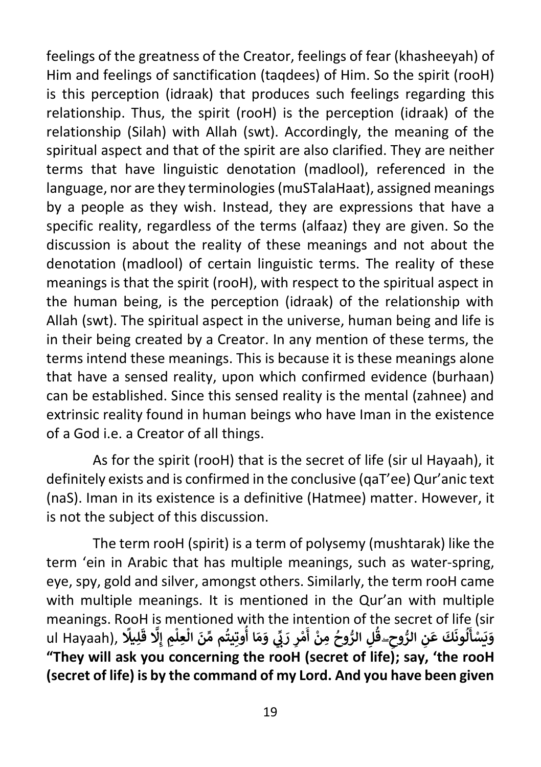feelings of the greatness of the Creator, feelings of fear (khasheeyah) of Him and feelings of sanctification (taqdees) of Him. So the spirit (rooH) is this perception (idraak) that produces such feelings regarding this relationship. Thus, the spirit (rooH) is the perception (idraak) of the relationship (Silah) with Allah (swt). Accordingly, the meaning of the spiritual aspect and that of the spirit are also clarified. They are neither terms that have linguistic denotation (madlool), referenced in the language, nor are they terminologies (muSTalaHaat), assigned meanings by a people as they wish. Instead, they are expressions that have a specific reality, regardless of the terms (alfaaz) they are given. So the discussion is about the reality of these meanings and not about the denotation (madlool) of certain linguistic terms. The reality of these meanings is that the spirit (rooH), with respect to the spiritual aspect in the human being, is the perception (idraak) of the relationship with Allah (swt). The spiritual aspect in the universe, human being and life is in their being created by a Creator. In any mention of these terms, the terms intend these meanings. This is because it is these meanings alone that have a sensed reality, upon which confirmed evidence (burhaan) can be established. Since this sensed reality is the mental (zahnee) and extrinsic reality found in human beings who have Iman in the existence of a God i.e. a Creator of all things.

As for the spirit (rooH) that is the secret of life (sir ul Hayaah), it definitely exists and is confirmed in the conclusive (qaT'ee) Qur'anic text (naS). Iman in its existence is a definitive (Hatmee) matter. However, it is not the subject of this discussion.

The term rooH (spirit) is a term of polysemy (mushtarak) like the term 'ein in Arabic that has multiple meanings, such as water-spring, eye, spy, gold and silver, amongst others. Similarly, the term rooH came with multiple meanings. It is mentioned in the Qur'an with multiple meanings. RooH is mentioned with the intention of the secret of life (sir ul Hayaah), وَيَسْأَلُونَكَ عَنِ الرُّوحِ ۖ قُلِ الرُّوحُ مِنْ أَمْرِ رَبِّي وَمَا أُوتِيتُم مِّنَ الْعِلْمِ إِلَّا قَلِيلًا **"They will ask you concerning the rooH (secret of life); say, 'the rooH (secret of life) is by the command of my Lord. And you have been given**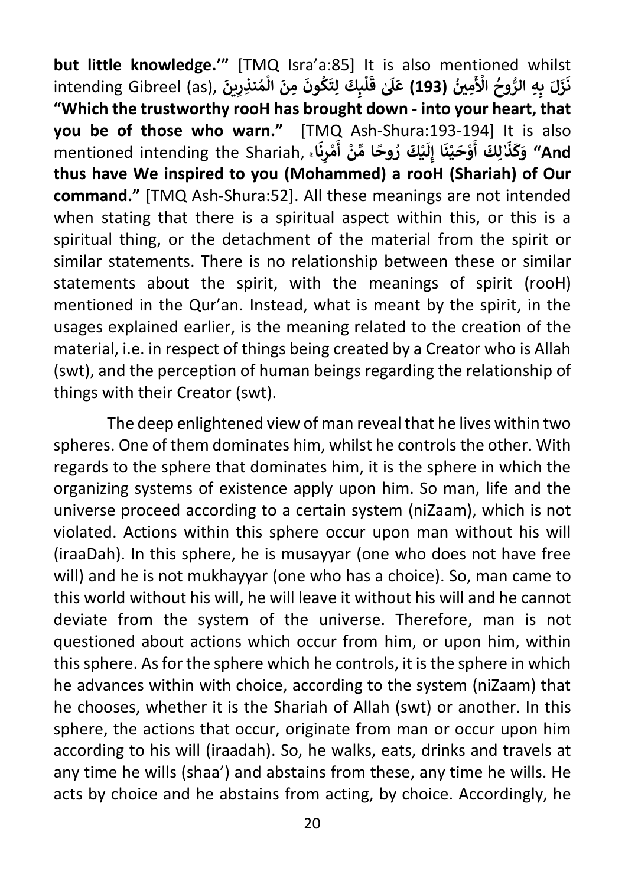**but little knowledge.'"** [TMQ Isra'a:85] It is also mentioned whilst intending Gibreel (as), **نَزَلَ بِهِ الرُّوحُ الْأَمِينُ (193) عَلَىٰ قَلْبِكَ لِتَكُونَ مِنَ الْمُنذِرِينَ** **"Which the trustworthy rooH has brought down - into your heart, that you be of those who warn."** [TMQ Ash-Shura:193-194] It is also mentioned intending the Shariah, **وَكَذَٰلِكَ أَوْحَيْنَا إِلَيْكَ رُوحًا مِّنْ أَمْرِنَا** **"And thus have We inspired to you (Mohammed) a rooH (Shariah) of Our command."** [TMQ Ash-Shura:52]. All these meanings are not intended when stating that there is a spiritual aspect within this, or this is a spiritual thing, or the detachment of the material from the spirit or similar statements. There is no relationship between these or similar statements about the spirit, with the meanings of spirit (rooH) mentioned in the Qur'an. Instead, what is meant by the spirit, in the usages explained earlier, is the meaning related to the creation of the material, i.e. in respect of things being created by a Creator who is Allah (swt), and the perception of human beings regarding the relationship of things with their Creator (swt).

The deep enlightened view of man reveal that he lives within two spheres. One of them dominates him, whilst he controls the other. With regards to the sphere that dominates him, it is the sphere in which the organizing systems of existence apply upon him. So man, life and the universe proceed according to a certain system (niZaam), which is not violated. Actions within this sphere occur upon man without his will (iraaDah). In this sphere, he is musayyar (one who does not have free will) and he is not mukhayyar (one who has a choice). So, man came to this world without his will, he will leave it without his will and he cannot deviate from the system of the universe. Therefore, man is not questioned about actions which occur from him, or upon him, within this sphere. As for the sphere which he controls, it is the sphere in which he advances within with choice, according to the system (niZaam) that he chooses, whether it is the Shariah of Allah (swt) or another. In this sphere, the actions that occur, originate from man or occur upon him according to his will (iraadah). So, he walks, eats, drinks and travels at any time he wills (shaa') and abstains from these, any time he wills. He acts by choice and he abstains from acting, by choice. Accordingly, he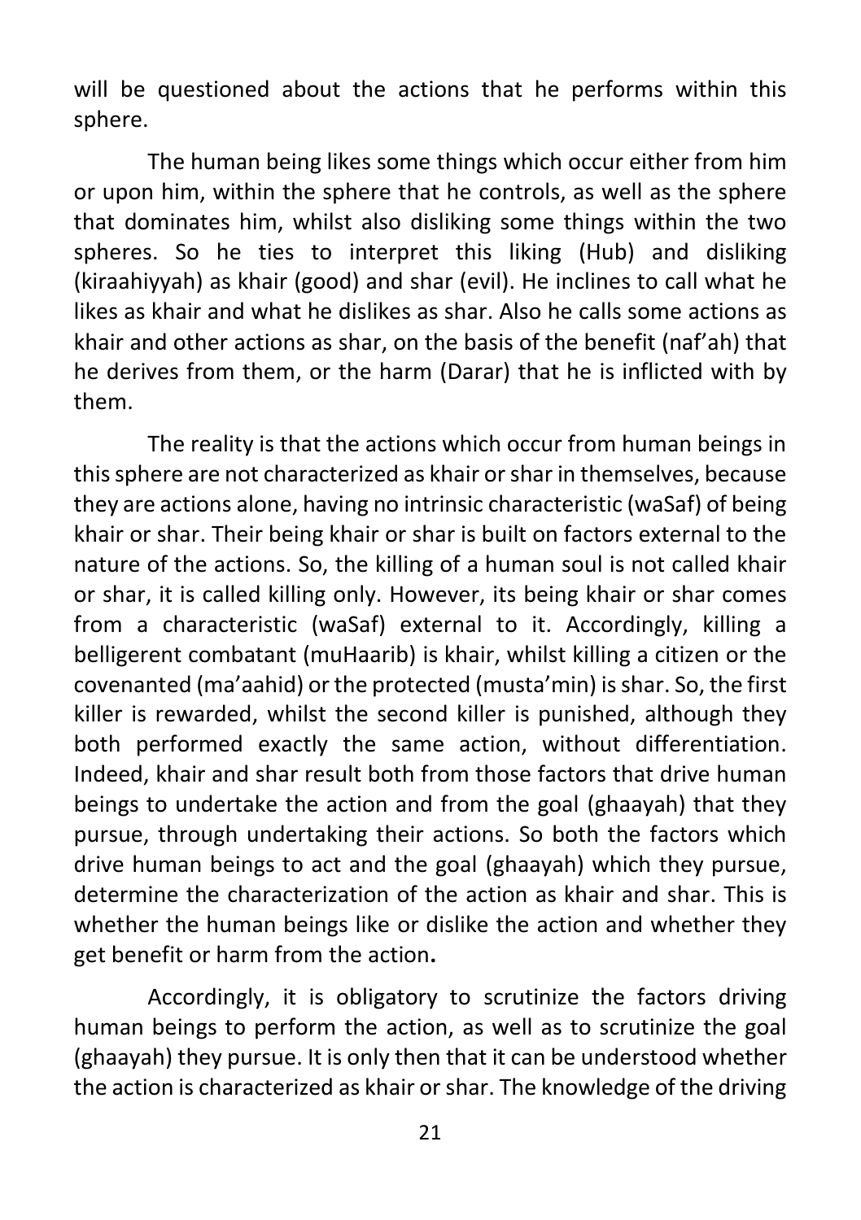will be questioned about the actions that he performs within this sphere.

The human being likes some things which occur either from him or upon him, within the sphere that he controls, as well as the sphere that dominates him, whilst also disliking some things within the two spheres. So he ties to interpret this liking (Hub) and disliking (kiraahiyyah) as khair (good) and shar (evil). He inclines to call what he likes as khair and what he dislikes as shar. Also he calls some actions as khair and other actions as shar, on the basis of the benefit (naf'ah) that he derives from them, or the harm (Darar) that he is inflicted with by them.

The reality is that the actions which occur from human beings in this sphere are not characterized as khair or shar in themselves, because they are actions alone, having no intrinsic characteristic (waSaf) of being khair or shar. Their being khair or shar is built on factors external to the nature of the actions. So, the killing of a human soul is not called khair or shar, it is called killing only. However, its being khair or shar comes from a characteristic (waSaf) external to it. Accordingly, killing a belligerent combatant (muHaarib) is khair, whilst killing a citizen or the covenanted (ma'aahid) or the protected (musta'min) is shar. So, the first killer is rewarded, whilst the second killer is punished, although they both performed exactly the same action, without differentiation. Indeed, khair and shar result both from those factors that drive human beings to undertake the action and from the goal (ghaayah) that they pursue, through undertaking their actions. So both the factors which drive human beings to act and the goal (ghaayah) which they pursue, determine the characterization of the action as khair and shar. This is whether the human beings like or dislike the action and whether they get benefit or harm from the action**.**

Accordingly, it is obligatory to scrutinize the factors driving human beings to perform the action, as well as to scrutinize the goal (ghaayah) they pursue. It is only then that it can be understood whether the action is characterized as khair or shar. The knowledge of the driving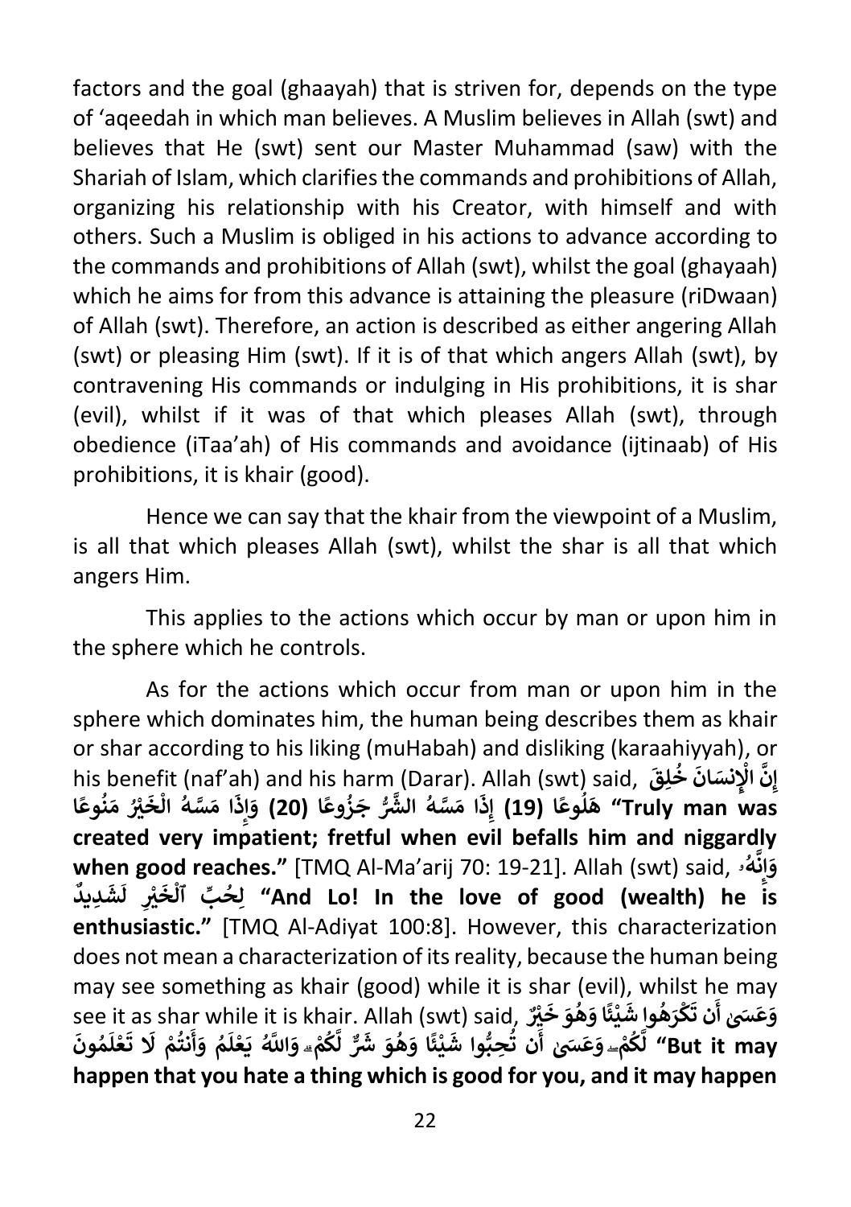factors and the goal (ghaayah) that is striven for, depends on the type of 'aqeedah in which man believes. A Muslim believes in Allah (swt) and believes that He (swt) sent our Master Muhammad (saw) with the Shariah of Islam, which clarifies the commands and prohibitions of Allah, organizing his relationship with his Creator, with himself and with others. Such a Muslim is obliged in his actions to advance according to the commands and prohibitions of Allah (swt), whilst the goal (ghayaah) which he aims for from this advance is attaining the pleasure (riDwaan) of Allah (swt). Therefore, an action is described as either angering Allah (swt) or pleasing Him (swt). If it is of that which angers Allah (swt), by contravening His commands or indulging in His prohibitions, it is shar (evil), whilst if it was of that which pleases Allah (swt), through obedience (iTaa'ah) of His commands and avoidance (ijtinaab) of His prohibitions, it is khair (good).

Hence we can say that the khair from the viewpoint of a Muslim, is all that which pleases Allah (swt), whilst the shar is all that which angers Him.

This applies to the actions which occur by man or upon him in the sphere which he controls.

As for the actions which occur from man or upon him in the sphere which dominates him, the human being describes them as khair or shar according to his liking (muHabah) and disliking (karaahiyyah), or his benefit (naf'ah) and his harm (Darar). Allah (swt) said, **إِنَّ الْإِنسَانَ خُلِقَ هَلُوعًا (19) إِذَا مَسَّهُ الشَّرُّ جَزُوعًا (20) وَإِذَا مَسَّهُ الْخَيْرُ مَنُوعًا "Truly man was created very impatient; fretful when evil befalls him and niggardly when good reaches."** [TMQ Al-Ma'arij 70: 19-21]. Allah (swt) said, **وَإِنَّهُۥ لِحُبِّ ٱلْخَيْرِ لَشَدِيدٌ "And Lo! In the love of good (wealth) he is enthusiastic."** [TMQ Al-Adiyat 100:8]. However, this characterization does not mean a characterization of its reality, because the human being may see something as khair (good) while it is shar (evil), whilst he may see it as shar while it is khair. Allah (swt) said, **وَعَسَىٰ أَن تَكْرَهُوا شَيْئًا وَهُوَ خَيْرٌ لَّكُمْ ۖ وَعَسَىٰ أَن تُحِبُّوا شَيْئًا وَهُوَ شَرٌّ لَّكُمْ ۗ وَاللَّهُ يَعْلَمُ وَأَنتُمْ لَا تَعْلَمُونَ "But it may happen that you hate a thing which is good for you, and it may happen**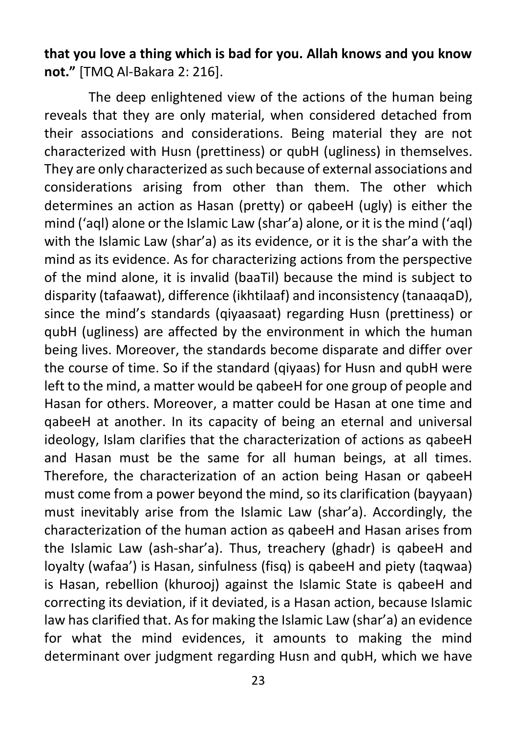**that you love a thing which is bad for you. Allah knows and you know not."** [TMQ Al-Bakara 2: 216].

The deep enlightened view of the actions of the human being reveals that they are only material, when considered detached from their associations and considerations. Being material they are not characterized with Husn (prettiness) or qubH (ugliness) in themselves. They are only characterized as such because of external associations and considerations arising from other than them. The other which determines an action as Hasan (pretty) or qabeeH (ugly) is either the mind ('aql) alone or the Islamic Law (shar'a) alone, or it is the mind ('aql) with the Islamic Law (shar'a) as its evidence, or it is the shar'a with the mind as its evidence. As for characterizing actions from the perspective of the mind alone, it is invalid (baaTil) because the mind is subject to disparity (tafaawat), difference (ikhtilaaf) and inconsistency (tanaaqaD), since the mind's standards (qiyaasaat) regarding Husn (prettiness) or qubH (ugliness) are affected by the environment in which the human being lives. Moreover, the standards become disparate and differ over the course of time. So if the standard (qiyaas) for Husn and qubH were left to the mind, a matter would be qabeeH for one group of people and Hasan for others. Moreover, a matter could be Hasan at one time and qabeeH at another. In its capacity of being an eternal and universal ideology, Islam clarifies that the characterization of actions as qabeeH and Hasan must be the same for all human beings, at all times. Therefore, the characterization of an action being Hasan or qabeeH must come from a power beyond the mind, so its clarification (bayyaan) must inevitably arise from the Islamic Law (shar'a). Accordingly, the characterization of the human action as qabeeH and Hasan arises from the Islamic Law (ash-shar'a). Thus, treachery (ghadr) is qabeeH and loyalty (wafaa') is Hasan, sinfulness (fisq) is qabeeH and piety (taqwaa) is Hasan, rebellion (khurooj) against the Islamic State is qabeeH and correcting its deviation, if it deviated, is a Hasan action, because Islamic law has clarified that. As for making the Islamic Law (shar'a) an evidence for what the mind evidences, it amounts to making the mind determinant over judgment regarding Husn and qubH, which we have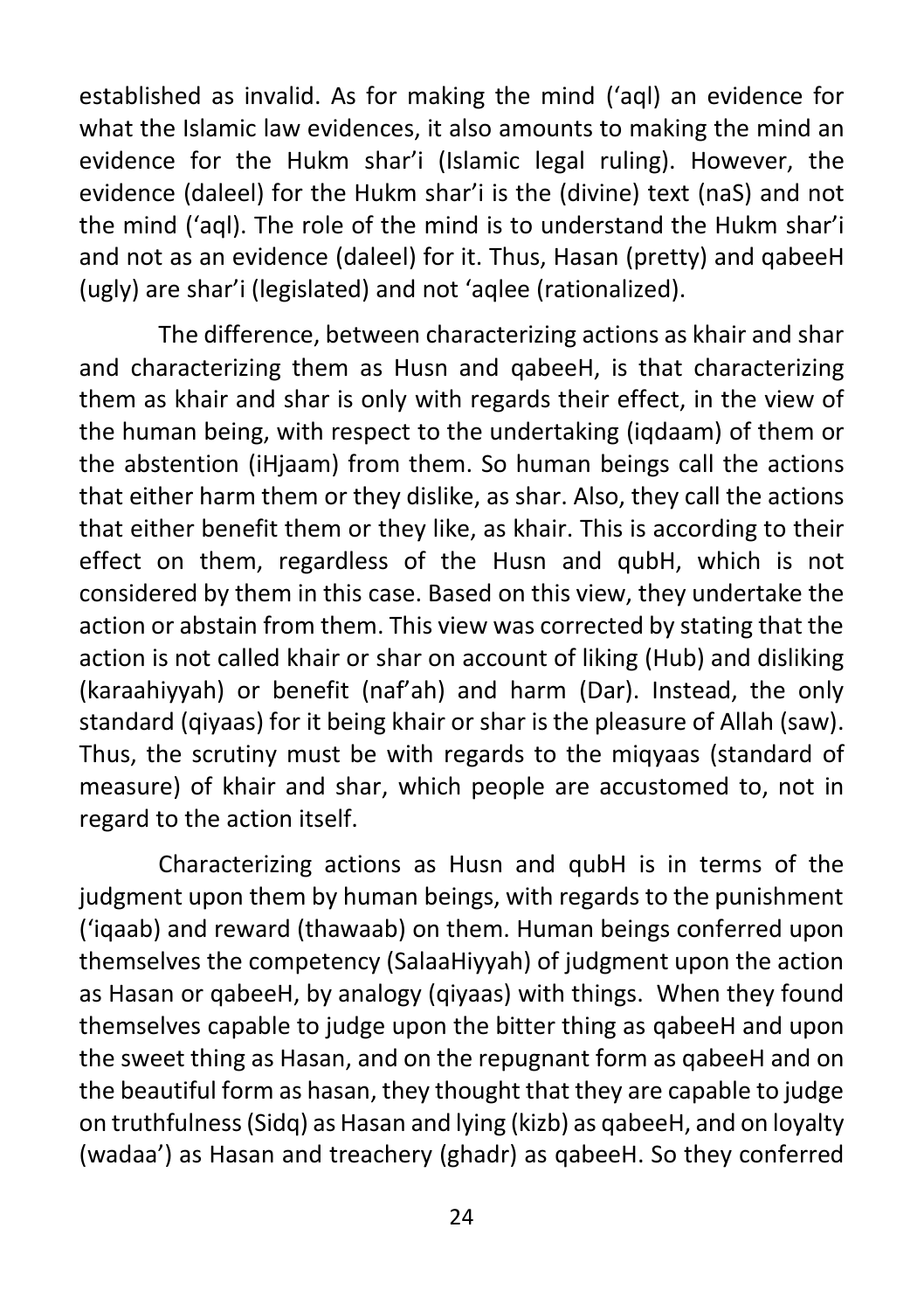established as invalid. As for making the mind ('aql) an evidence for what the Islamic law evidences, it also amounts to making the mind an evidence for the Hukm shar'i (Islamic legal ruling). However, the evidence (daleel) for the Hukm shar'i is the (divine) text (naS) and not the mind ('aql). The role of the mind is to understand the Hukm shar'i and not as an evidence (daleel) for it. Thus, Hasan (pretty) and qabeeH (ugly) are shar'i (legislated) and not 'aqlee (rationalized).

The difference, between characterizing actions as khair and shar and characterizing them as Husn and qabeeH, is that characterizing them as khair and shar is only with regards their effect, in the view of the human being, with respect to the undertaking (iqdaam) of them or the abstention (iHjaam) from them. So human beings call the actions that either harm them or they dislike, as shar. Also, they call the actions that either benefit them or they like, as khair. This is according to their effect on them, regardless of the Husn and qubH, which is not considered by them in this case. Based on this view, they undertake the action or abstain from them. This view was corrected by stating that the action is not called khair or shar on account of liking (Hub) and disliking (karaahiyyah) or benefit (naf'ah) and harm (Dar). Instead, the only standard (qiyaas) for it being khair or shar is the pleasure of Allah (saw). Thus, the scrutiny must be with regards to the miqyaas (standard of measure) of khair and shar, which people are accustomed to, not in regard to the action itself.

Characterizing actions as Husn and qubH is in terms of the judgment upon them by human beings, with regards to the punishment ('iqaab) and reward (thawaab) on them. Human beings conferred upon themselves the competency (SalaaHiyyah) of judgment upon the action as Hasan or qabeeH, by analogy (qiyaas) with things. When they found themselves capable to judge upon the bitter thing as qabeeH and upon the sweet thing as Hasan, and on the repugnant form as qabeeH and on the beautiful form as hasan, they thought that they are capable to judge on truthfulness (Sidq) as Hasan and lying (kizb) as qabeeH, and on loyalty (wadaa') as Hasan and treachery (ghadr) as qabeeH. So they conferred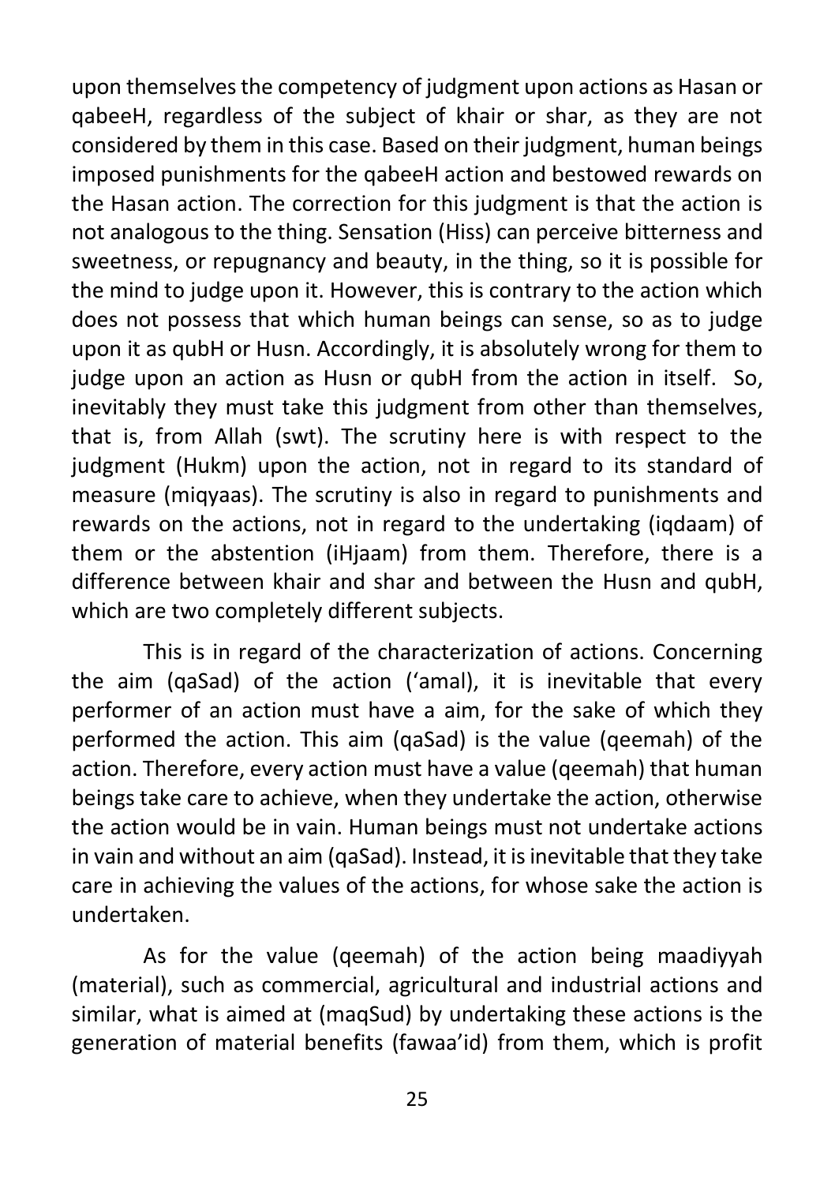upon themselves the competency of judgment upon actions as Hasan or qabeeH, regardless of the subject of khair or shar, as they are not considered by them in this case. Based on their judgment, human beings imposed punishments for the qabeeH action and bestowed rewards on the Hasan action. The correction for this judgment is that the action is not analogous to the thing. Sensation (Hiss) can perceive bitterness and sweetness, or repugnancy and beauty, in the thing, so it is possible for the mind to judge upon it. However, this is contrary to the action which does not possess that which human beings can sense, so as to judge upon it as qubH or Husn. Accordingly, it is absolutely wrong for them to judge upon an action as Husn or qubH from the action in itself. So, inevitably they must take this judgment from other than themselves, that is, from Allah (swt). The scrutiny here is with respect to the judgment (Hukm) upon the action, not in regard to its standard of measure (miqyaas). The scrutiny is also in regard to punishments and rewards on the actions, not in regard to the undertaking (iqdaam) of them or the abstention (iHjaam) from them. Therefore, there is a difference between khair and shar and between the Husn and qubH, which are two completely different subjects.

This is in regard of the characterization of actions. Concerning the aim (qaSad) of the action ('amal), it is inevitable that every performer of an action must have a aim, for the sake of which they performed the action. This aim (qaSad) is the value (qeemah) of the action. Therefore, every action must have a value (qeemah) that human beings take care to achieve, when they undertake the action, otherwise the action would be in vain. Human beings must not undertake actions in vain and without an aim (qaSad). Instead, it is inevitable that they take care in achieving the values of the actions, for whose sake the action is undertaken.

As for the value (qeemah) of the action being maadiyyah (material), such as commercial, agricultural and industrial actions and similar, what is aimed at (maqSud) by undertaking these actions is the generation of material benefits (fawaa'id) from them, which is profit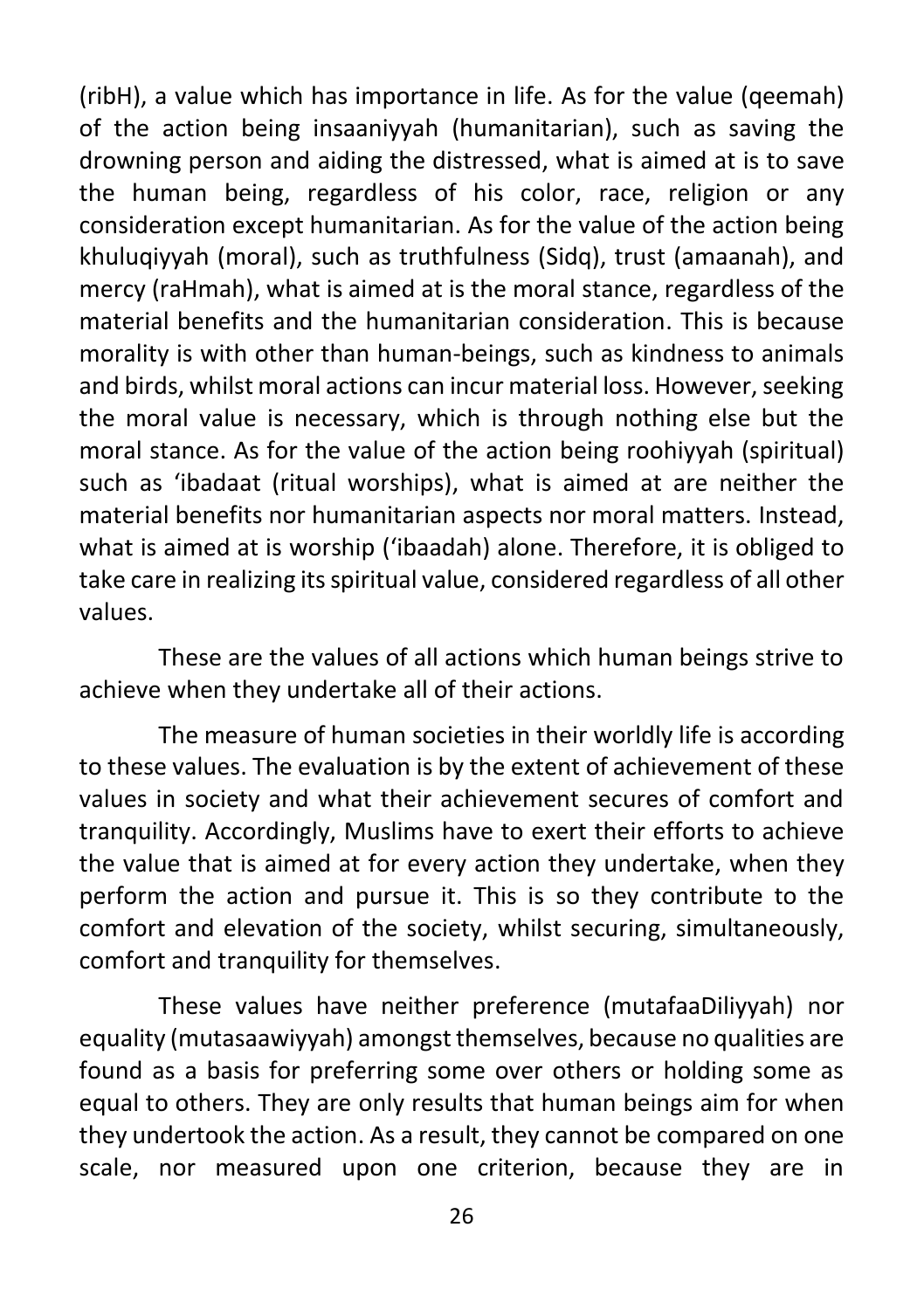(ribH), a value which has importance in life. As for the value (qeemah) of the action being insaaniyyah (humanitarian), such as saving the drowning person and aiding the distressed, what is aimed at is to save the human being, regardless of his color, race, religion or any consideration except humanitarian. As for the value of the action being khuluqiyyah (moral), such as truthfulness (Sidq), trust (amaanah), and mercy (raHmah), what is aimed at is the moral stance, regardless of the material benefits and the humanitarian consideration. This is because morality is with other than human-beings, such as kindness to animals and birds, whilst moral actions can incur material loss. However, seeking the moral value is necessary, which is through nothing else but the moral stance. As for the value of the action being roohiyyah (spiritual) such as 'ibadaat (ritual worships), what is aimed at are neither the material benefits nor humanitarian aspects nor moral matters. Instead, what is aimed at is worship ('ibaadah) alone. Therefore, it is obliged to take care in realizing its spiritual value, considered regardless of all other values.

These are the values of all actions which human beings strive to achieve when they undertake all of their actions.

The measure of human societies in their worldly life is according to these values. The evaluation is by the extent of achievement of these values in society and what their achievement secures of comfort and tranquility. Accordingly, Muslims have to exert their efforts to achieve the value that is aimed at for every action they undertake, when they perform the action and pursue it. This is so they contribute to the comfort and elevation of the society, whilst securing, simultaneously, comfort and tranquility for themselves.

These values have neither preference (mutafaaDiliyyah) nor equality (mutasaawiyyah) amongst themselves, because no qualities are found as a basis for preferring some over others or holding some as equal to others. They are only results that human beings aim for when they undertook the action. As a result, they cannot be compared on one scale, nor measured upon one criterion, because they are in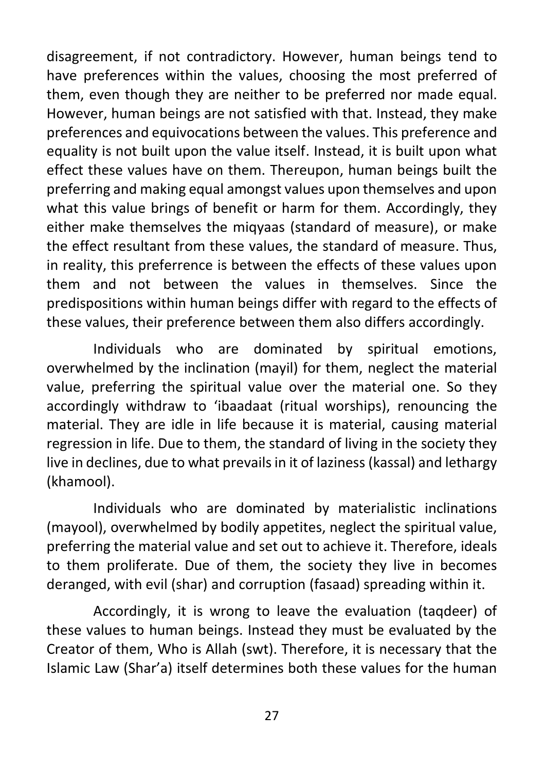disagreement, if not contradictory. However, human beings tend to have preferences within the values, choosing the most preferred of them, even though they are neither to be preferred nor made equal. However, human beings are not satisfied with that. Instead, they make preferences and equivocations between the values. This preference and equality is not built upon the value itself. Instead, it is built upon what effect these values have on them. Thereupon, human beings built the preferring and making equal amongst values upon themselves and upon what this value brings of benefit or harm for them. Accordingly, they either make themselves the miqyaas (standard of measure), or make the effect resultant from these values, the standard of measure. Thus, in reality, this preferrence is between the effects of these values upon them and not between the values in themselves. Since the predispositions within human beings differ with regard to the effects of these values, their preference between them also differs accordingly.

Individuals who are dominated by spiritual emotions, overwhelmed by the inclination (mayil) for them, neglect the material value, preferring the spiritual value over the material one. So they accordingly withdraw to 'ibaadaat (ritual worships), renouncing the material. They are idle in life because it is material, causing material regression in life. Due to them, the standard of living in the society they live in declines, due to what prevails in it of laziness (kassal) and lethargy (khamool).

Individuals who are dominated by materialistic inclinations (mayool), overwhelmed by bodily appetites, neglect the spiritual value, preferring the material value and set out to achieve it. Therefore, ideals to them proliferate. Due of them, the society they live in becomes deranged, with evil (shar) and corruption (fasaad) spreading within it.

Accordingly, it is wrong to leave the evaluation (taqdeer) of these values to human beings. Instead they must be evaluated by the Creator of them, Who is Allah (swt). Therefore, it is necessary that the Islamic Law (Shar'a) itself determines both these values for the human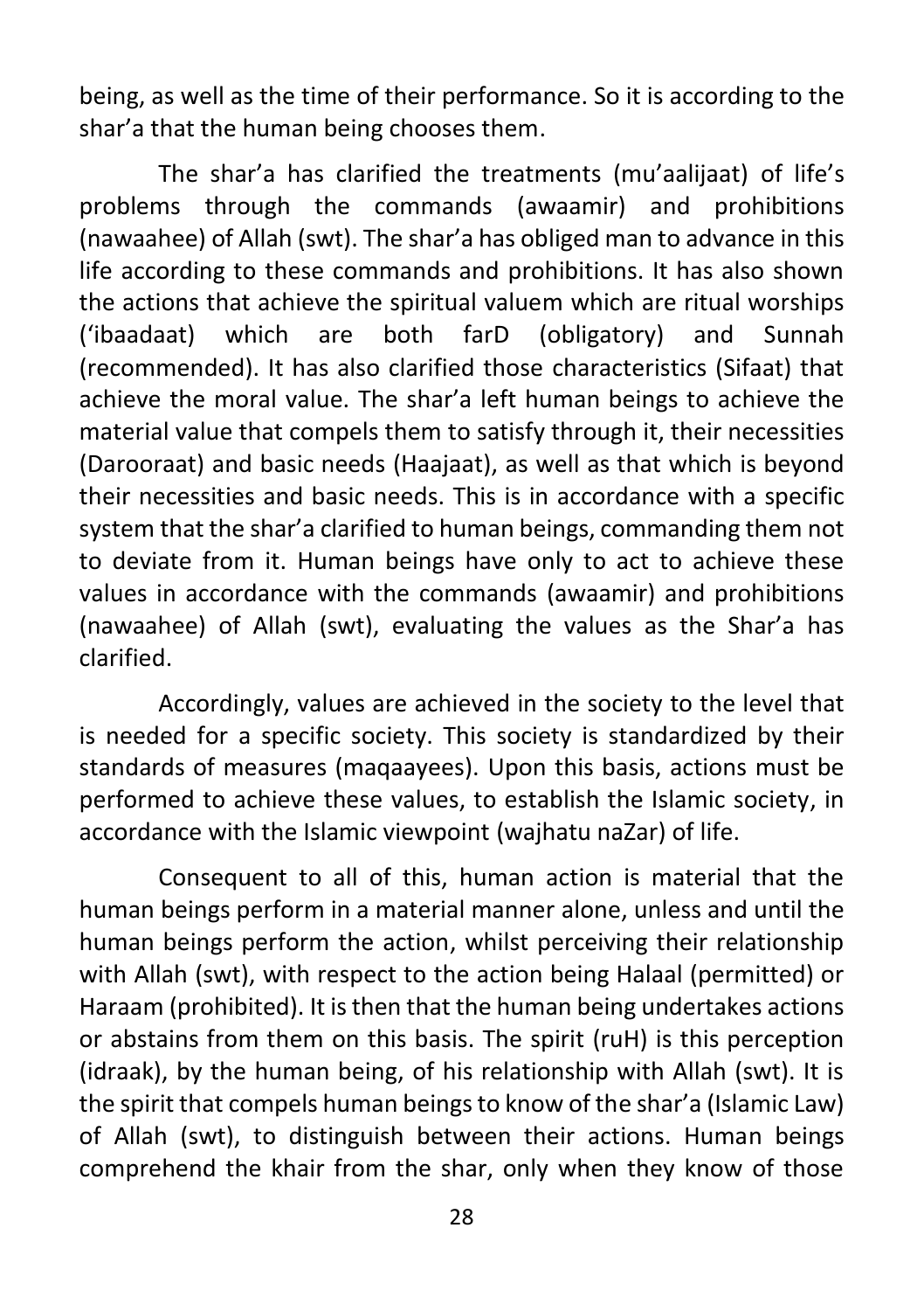being, as well as the time of their performance. So it is according to the shar'a that the human being chooses them.

The shar'a has clarified the treatments (mu'aalijaat) of life's problems through the commands (awaamir) and prohibitions (nawaahee) of Allah (swt). The shar'a has obliged man to advance in this life according to these commands and prohibitions. It has also shown the actions that achieve the spiritual valuem which are ritual worships ('ibaadaat) which are both farD (obligatory) and Sunnah (recommended). It has also clarified those characteristics (Sifaat) that achieve the moral value. The shar'a left human beings to achieve the material value that compels them to satisfy through it, their necessities (Darooraat) and basic needs (Haajaat), as well as that which is beyond their necessities and basic needs. This is in accordance with a specific system that the shar'a clarified to human beings, commanding them not to deviate from it. Human beings have only to act to achieve these values in accordance with the commands (awaamir) and prohibitions (nawaahee) of Allah (swt), evaluating the values as the Shar'a has clarified.

Accordingly, values are achieved in the society to the level that is needed for a specific society. This society is standardized by their standards of measures (maqaayees). Upon this basis, actions must be performed to achieve these values, to establish the Islamic society, in accordance with the Islamic viewpoint (wajhatu naZar) of life.

Consequent to all of this, human action is material that the human beings perform in a material manner alone, unless and until the human beings perform the action, whilst perceiving their relationship with Allah (swt), with respect to the action being Halaal (permitted) or Haraam (prohibited). It is then that the human being undertakes actions or abstains from them on this basis. The spirit (ruH) is this perception (idraak), by the human being, of his relationship with Allah (swt). It is the spirit that compels human beings to know of the shar'a (Islamic Law) of Allah (swt), to distinguish between their actions. Human beings comprehend the khair from the shar, only when they know of those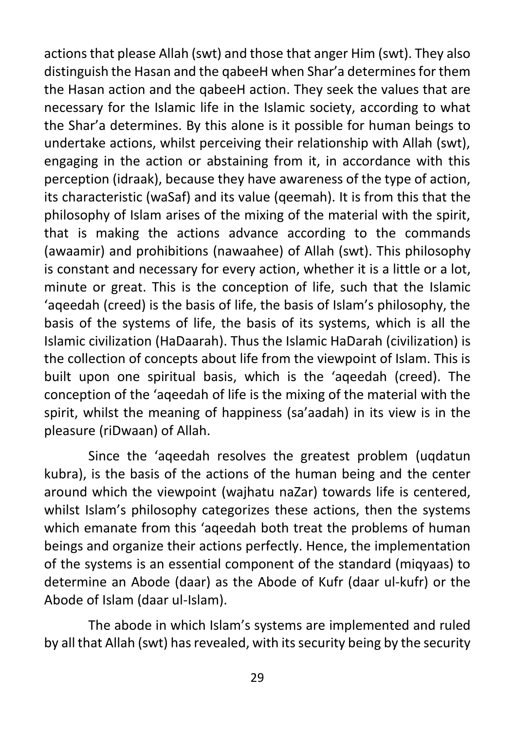actions that please Allah (swt) and those that anger Him (swt). They also distinguish the Hasan and the qabeeH when Shar'a determines for them the Hasan action and the qabeeH action. They seek the values that are necessary for the Islamic life in the Islamic society, according to what the Shar'a determines. By this alone is it possible for human beings to undertake actions, whilst perceiving their relationship with Allah (swt), engaging in the action or abstaining from it, in accordance with this perception (idraak), because they have awareness of the type of action, its characteristic (waSaf) and its value (qeemah). It is from this that the philosophy of Islam arises of the mixing of the material with the spirit, that is making the actions advance according to the commands (awaamir) and prohibitions (nawaahee) of Allah (swt). This philosophy is constant and necessary for every action, whether it is a little or a lot, minute or great. This is the conception of life, such that the Islamic 'aqeedah (creed) is the basis of life, the basis of Islam's philosophy, the basis of the systems of life, the basis of its systems, which is all the Islamic civilization (HaDaarah). Thus the Islamic HaDarah (civilization) is the collection of concepts about life from the viewpoint of Islam. This is built upon one spiritual basis, which is the 'aqeedah (creed). The conception of the 'aqeedah of life is the mixing of the material with the spirit, whilst the meaning of happiness (sa'aadah) in its view is in the pleasure (riDwaan) of Allah.

Since the 'aqeedah resolves the greatest problem (uqdatun kubra), is the basis of the actions of the human being and the center around which the viewpoint (wajhatu naZar) towards life is centered, whilst Islam's philosophy categorizes these actions, then the systems which emanate from this 'aqeedah both treat the problems of human beings and organize their actions perfectly. Hence, the implementation of the systems is an essential component of the standard (miqyaas) to determine an Abode (daar) as the Abode of Kufr (daar ul-kufr) or the Abode of Islam (daar ul-Islam).

The abode in which Islam's systems are implemented and ruled by all that Allah (swt) has revealed, with its security being by the security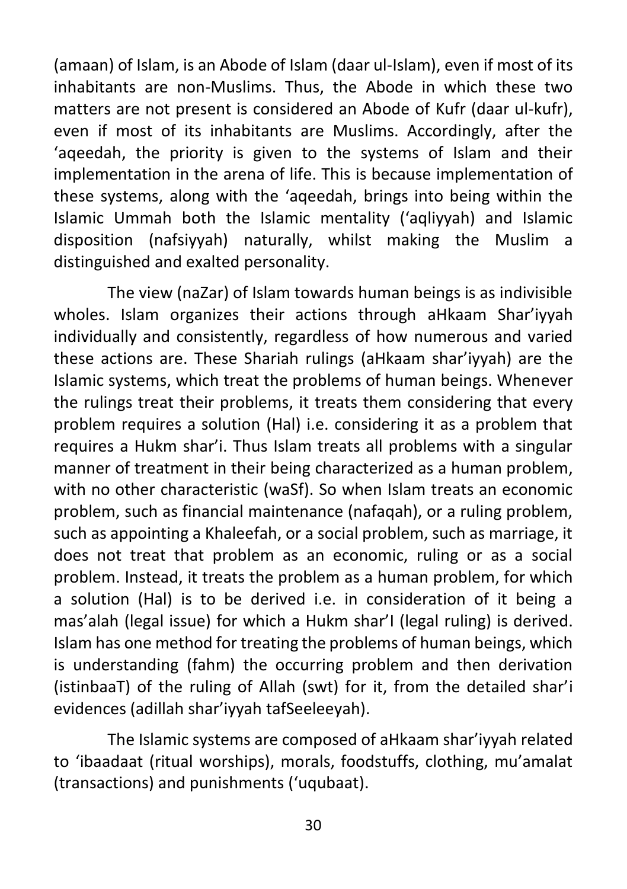(amaan) of Islam, is an Abode of Islam (daar ul-Islam), even if most of its inhabitants are non-Muslims. Thus, the Abode in which these two matters are not present is considered an Abode of Kufr (daar ul-kufr), even if most of its inhabitants are Muslims. Accordingly, after the 'aqeedah, the priority is given to the systems of Islam and their implementation in the arena of life. This is because implementation of these systems, along with the 'aqeedah, brings into being within the Islamic Ummah both the Islamic mentality ('aqliyyah) and Islamic disposition (nafsiyyah) naturally, whilst making the Muslim a distinguished and exalted personality.

The view (naZar) of Islam towards human beings is as indivisible wholes. Islam organizes their actions through aHkaam Shar'iyyah individually and consistently, regardless of how numerous and varied these actions are. These Shariah rulings (aHkaam shar'iyyah) are the Islamic systems, which treat the problems of human beings. Whenever the rulings treat their problems, it treats them considering that every problem requires a solution (Hal) i.e. considering it as a problem that requires a Hukm shar'i. Thus Islam treats all problems with a singular manner of treatment in their being characterized as a human problem, with no other characteristic (waSf). So when Islam treats an economic problem, such as financial maintenance (nafaqah), or a ruling problem, such as appointing a Khaleefah, or a social problem, such as marriage, it does not treat that problem as an economic, ruling or as a social problem. Instead, it treats the problem as a human problem, for which a solution (Hal) is to be derived i.e. in consideration of it being a mas'alah (legal issue) for which a Hukm shar'I (legal ruling) is derived. Islam has one method for treating the problems of human beings, which is understanding (fahm) the occurring problem and then derivation (istinbaaT) of the ruling of Allah (swt) for it, from the detailed shar'i evidences (adillah shar'iyyah tafSeeleeyah).

The Islamic systems are composed of aHkaam shar'iyyah related to 'ibaadaat (ritual worships), morals, foodstuffs, clothing, mu'amalat (transactions) and punishments ('uqubaat).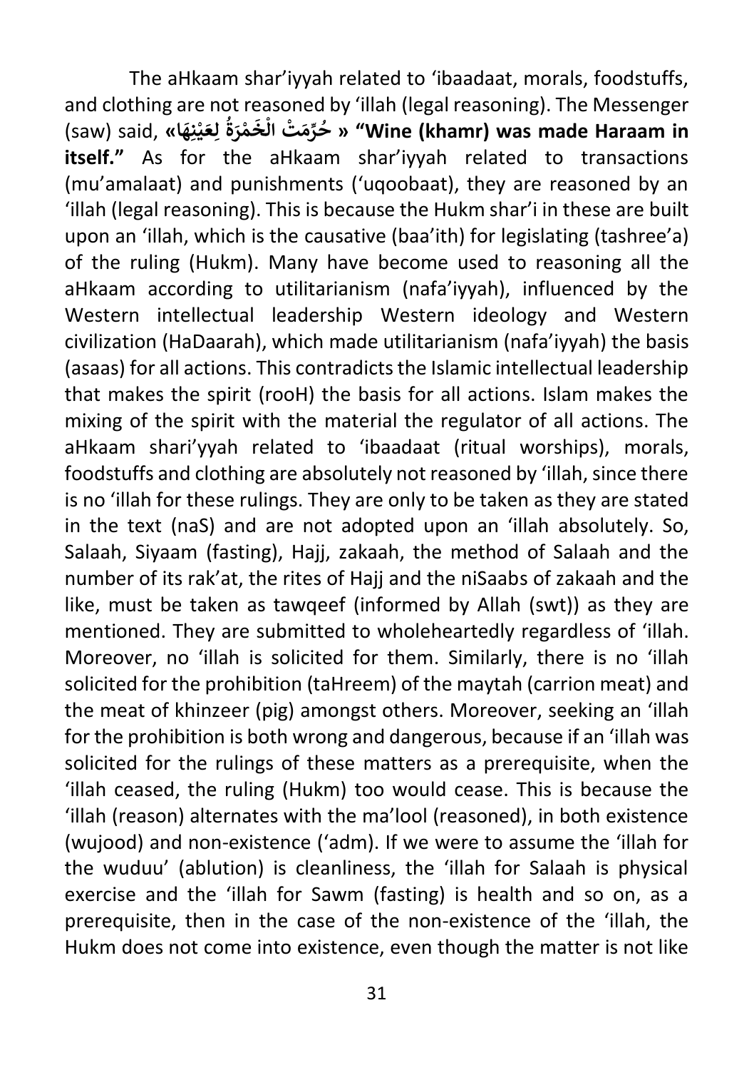The aHkaam shar'iyyah related to 'ibaadaat, morals, foodstuffs, and clothing are not reasoned by 'illah (legal reasoning). The Messenger (saw) said, **« حُرِّمَتْ الْخَمْرَةُ لِعَيْنِهَا» "Wine (khamr) was made Haraam in itself."** As for the aHkaam shar'iyyah related to transactions (mu'amalaat) and punishments ('uqoobaat), they are reasoned by an 'illah (legal reasoning). This is because the Hukm shar'i in these are built upon an 'illah, which is the causative (baa'ith) for legislating (tashree'a) of the ruling (Hukm). Many have become used to reasoning all the aHkaam according to utilitarianism (nafa'iyyah), influenced by the Western intellectual leadership Western ideology and Western civilization (HaDaarah), which made utilitarianism (nafa'iyyah) the basis (asaas) for all actions. This contradicts the Islamic intellectual leadership that makes the spirit (rooH) the basis for all actions. Islam makes the mixing of the spirit with the material the regulator of all actions. The aHkaam shari'yyah related to 'ibaadaat (ritual worships), morals, foodstuffs and clothing are absolutely not reasoned by 'illah, since there is no 'illah for these rulings. They are only to be taken as they are stated in the text (naS) and are not adopted upon an 'illah absolutely. So, Salaah, Siyaam (fasting), Hajj, zakaah, the method of Salaah and the number of its rak'at, the rites of Hajj and the niSaabs of zakaah and the like, must be taken as tawqeef (informed by Allah (swt)) as they are mentioned. They are submitted to wholeheartedly regardless of 'illah. Moreover, no 'illah is solicited for them. Similarly, there is no 'illah solicited for the prohibition (taHreem) of the maytah (carrion meat) and the meat of khinzeer (pig) amongst others. Moreover, seeking an 'illah for the prohibition is both wrong and dangerous, because if an 'illah was solicited for the rulings of these matters as a prerequisite, when the 'illah ceased, the ruling (Hukm) too would cease. This is because the 'illah (reason) alternates with the ma'lool (reasoned), in both existence (wujood) and non-existence ('adm). If we were to assume the 'illah for the wuduu' (ablution) is cleanliness, the 'illah for Salaah is physical exercise and the 'illah for Sawm (fasting) is health and so on, as a prerequisite, then in the case of the non-existence of the 'illah, the Hukm does not come into existence, even though the matter is not like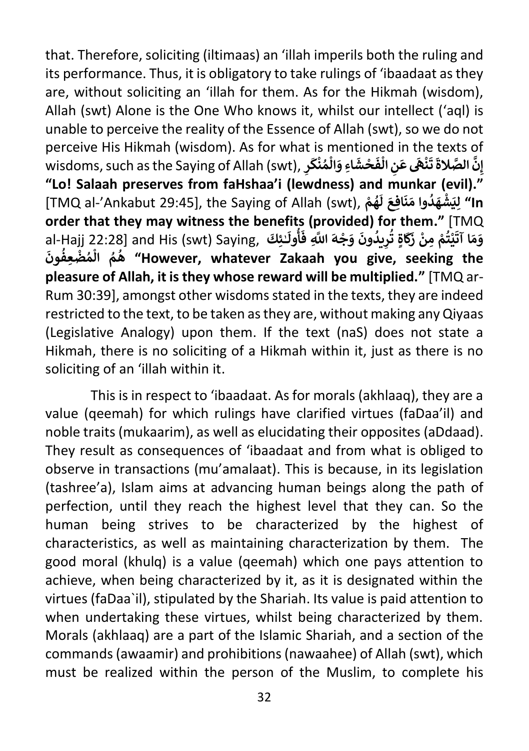that. Therefore, soliciting (iltimaas) an ‘illah imperils both the ruling and its performance. Thus, it is obligatory to take rulings of ‘ibaadaat as they are, without soliciting an ‘illah for them. As for the Hikmah (wisdom), Allah (swt) Alone is the One Who knows it, whilst our intellect (‘aql) is unable to perceive the reality of the Essence of Allah (swt), so we do not perceive His Hikmah (wisdom). As for what is mentioned in the texts of wisdoms, such as the Saying of Allah (swt), **إِنَّ الصَّلاةَ تَنْهَى عَنِ الْفَحْشَاءِ وَالْمُنْكَرِ** **“Lo! Salaah preserves from faHshaa’i (lewdness) and munkar (evil).”** [TMQ al-’Ankabut 29:45], the Saying of Allah (swt), **لِيَشْهَدُوا مَنَافِعَ لَهُمْ** **“In order that they may witness the benefits (provided) for them.”** [TMQ al-Hajj 22:28] and His (swt) Saying, **وَمَا آتَيْتُمْ مِنْ زَكَاةٍ تُرِيدُونَ وَجْهَ اللَّهِ فَأُولَـٰئِكَ هُمُ الْمُضْعِفُونَ** **“However, whatever Zakaah you give, seeking the pleasure of Allah, it is they whose reward will be multiplied.”** [TMQ ar-Rum 30:39], amongst other wisdoms stated in the texts, they are indeed restricted to the text, to be taken as they are, without making any Qiyaas (Legislative Analogy) upon them. If the text (naS) does not state a Hikmah, there is no soliciting of a Hikmah within it, just as there is no soliciting of an ‘illah within it.

This is in respect to ‘ibaadaat. As for morals (akhlaaq), they are a value (qeemah) for which rulings have clarified virtues (faDaa’il) and noble traits (mukaarim), as well as elucidating their opposites (aDdaad). They result as consequences of ‘ibaadaat and from what is obliged to observe in transactions (mu’amalaat). This is because, in its legislation (tashree’a), Islam aims at advancing human beings along the path of perfection, until they reach the highest level that they can. So the human being strives to be characterized by the highest of characteristics, as well as maintaining characterization by them. The good moral (khulq) is a value (qeemah) which one pays attention to achieve, when being characterized by it, as it is designated within the virtues (faDaa`il), stipulated by the Shariah. Its value is paid attention to when undertaking these virtues, whilst being characterized by them. Morals (akhlaaq) are a part of the Islamic Shariah, and a section of the commands (awaamir) and prohibitions (nawaahee) of Allah (swt), which must be realized within the person of the Muslim, to complete his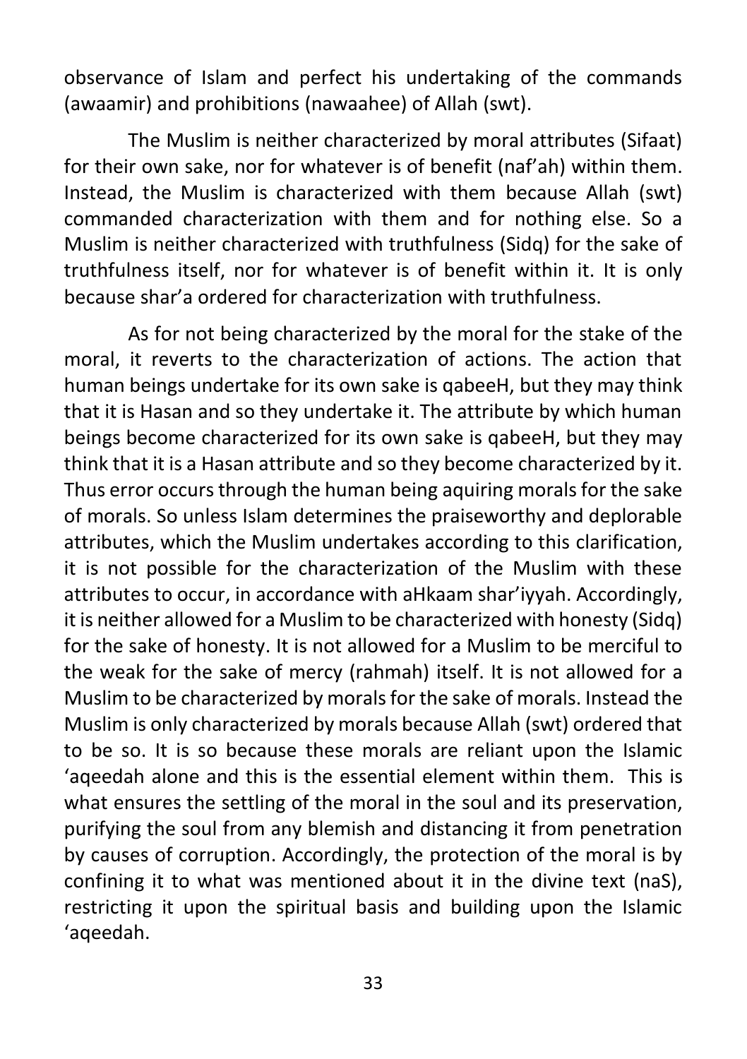observance of Islam and perfect his undertaking of the commands (awaamir) and prohibitions (nawaahee) of Allah (swt).

The Muslim is neither characterized by moral attributes (Sifaat) for their own sake, nor for whatever is of benefit (naf'ah) within them. Instead, the Muslim is characterized with them because Allah (swt) commanded characterization with them and for nothing else. So a Muslim is neither characterized with truthfulness (Sidq) for the sake of truthfulness itself, nor for whatever is of benefit within it. It is only because shar'a ordered for characterization with truthfulness.

As for not being characterized by the moral for the stake of the moral, it reverts to the characterization of actions. The action that human beings undertake for its own sake is qabeeH, but they may think that it is Hasan and so they undertake it. The attribute by which human beings become characterized for its own sake is qabeeH, but they may think that it is a Hasan attribute and so they become characterized by it. Thus error occurs through the human being aquiring morals for the sake of morals. So unless Islam determines the praiseworthy and deplorable attributes, which the Muslim undertakes according to this clarification, it is not possible for the characterization of the Muslim with these attributes to occur, in accordance with aHkaam shar'iyyah. Accordingly, it is neither allowed for a Muslim to be characterized with honesty (Sidq) for the sake of honesty. It is not allowed for a Muslim to be merciful to the weak for the sake of mercy (rahmah) itself. It is not allowed for a Muslim to be characterized by morals for the sake of morals. Instead the Muslim is only characterized by morals because Allah (swt) ordered that to be so. It is so because these morals are reliant upon the Islamic 'aqeedah alone and this is the essential element within them. This is what ensures the settling of the moral in the soul and its preservation, purifying the soul from any blemish and distancing it from penetration by causes of corruption. Accordingly, the protection of the moral is by confining it to what was mentioned about it in the divine text (naS), restricting it upon the spiritual basis and building upon the Islamic 'aqeedah.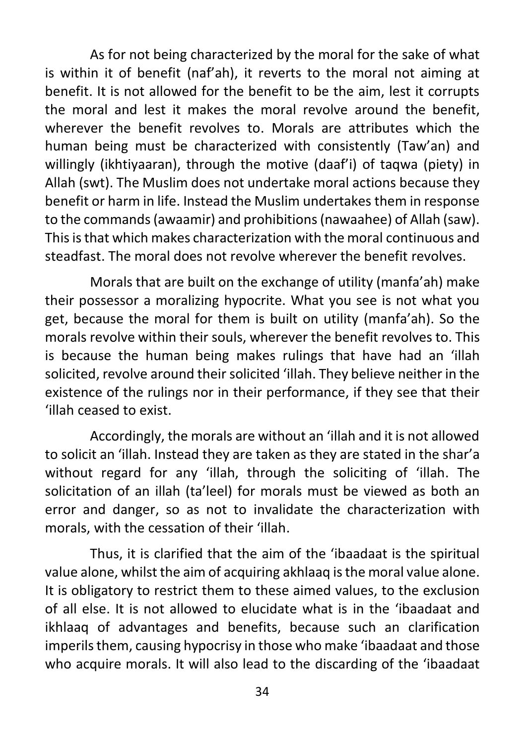As for not being characterized by the moral for the sake of what is within it of benefit (naf'ah), it reverts to the moral not aiming at benefit. It is not allowed for the benefit to be the aim, lest it corrupts the moral and lest it makes the moral revolve around the benefit, wherever the benefit revolves to. Morals are attributes which the human being must be characterized with consistently (Taw'an) and willingly (ikhtiyaaran), through the motive (daaf'i) of taqwa (piety) in Allah (swt). The Muslim does not undertake moral actions because they benefit or harm in life. Instead the Muslim undertakes them in response to the commands (awaamir) and prohibitions (nawaahee) of Allah (saw). This is that which makes characterization with the moral continuous and steadfast. The moral does not revolve wherever the benefit revolves.

Morals that are built on the exchange of utility (manfa'ah) make their possessor a moralizing hypocrite. What you see is not what you get, because the moral for them is built on utility (manfa'ah). So the morals revolve within their souls, wherever the benefit revolves to. This is because the human being makes rulings that have had an 'illah solicited, revolve around their solicited 'illah. They believe neither in the existence of the rulings nor in their performance, if they see that their 'illah ceased to exist.

Accordingly, the morals are without an 'illah and it is not allowed to solicit an 'illah. Instead they are taken as they are stated in the shar'a without regard for any 'illah, through the soliciting of 'illah. The solicitation of an illah (ta'leel) for morals must be viewed as both an error and danger, so as not to invalidate the characterization with morals, with the cessation of their 'illah.

Thus, it is clarified that the aim of the 'ibaadaat is the spiritual value alone, whilst the aim of acquiring akhlaaq is the moral value alone. It is obligatory to restrict them to these aimed values, to the exclusion of all else. It is not allowed to elucidate what is in the 'ibaadaat and ikhlaaq of advantages and benefits, because such an clarification imperils them, causing hypocrisy in those who make 'ibaadaat and those who acquire morals. It will also lead to the discarding of the 'ibaadaat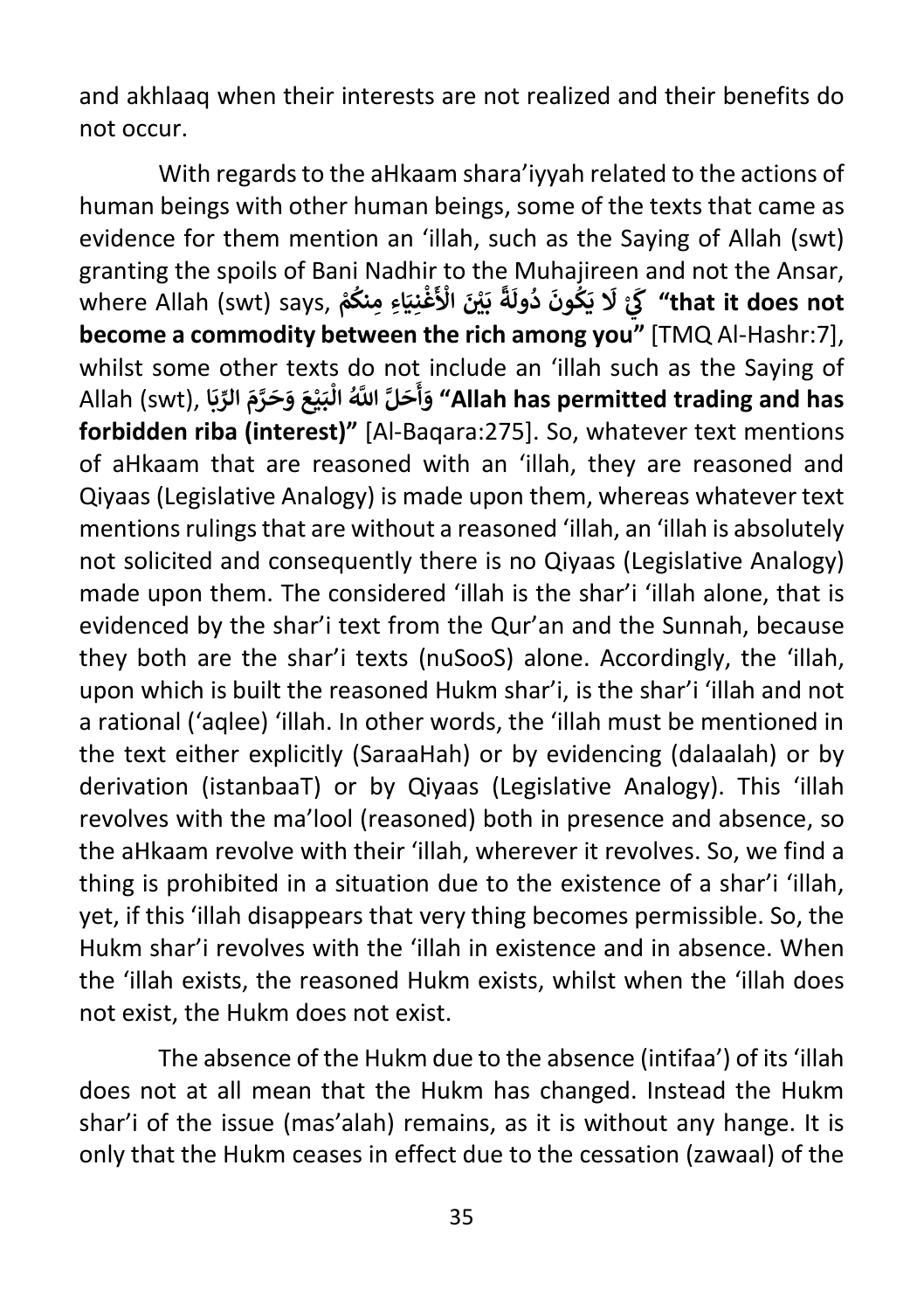and akhlaaq when their interests are not realized and their benefits do not occur.

With regards to the aHkaam shara'iyyah related to the actions of human beings with other human beings, some of the texts that came as evidence for them mention an 'illah, such as the Saying of Allah (swt) granting the spoils of Bani Nadhir to the Muhajireen and not the Ansar, where Allah (swt) says, **كَيْ لَا يَكُونَ دُولَةً بَيْنَ الْأَغْنِيَاءِ مِنكُمْ "that it does not become a commodity between the rich among you"** [TMQ Al-Hashr:7], whilst some other texts do not include an 'illah such as the Saying of Allah (swt), **وَأَحَلَّ اللَّهُ الْبَيْعَ وَحَرَّمَ الرِّبَا "Allah has permitted trading and has forbidden riba (interest)"** [Al-Baqara:275]. So, whatever text mentions of aHkaam that are reasoned with an 'illah, they are reasoned and Qiyaas (Legislative Analogy) is made upon them, whereas whatever text mentions rulings that are without a reasoned 'illah, an 'illah is absolutely not solicited and consequently there is no Qiyaas (Legislative Analogy) made upon them. The considered 'illah is the shar'i 'illah alone, that is evidenced by the shar'i text from the Qur'an and the Sunnah, because they both are the shar'i texts (nuSooS) alone. Accordingly, the 'illah, upon which is built the reasoned Hukm shar'i, is the shar'i 'illah and not a rational ('aqlee) 'illah. In other words, the 'illah must be mentioned in the text either explicitly (SaraaHah) or by evidencing (dalaalah) or by derivation (istanbaaT) or by Qiyaas (Legislative Analogy). This 'illah revolves with the ma'lool (reasoned) both in presence and absence, so the aHkaam revolve with their 'illah, wherever it revolves. So, we find a thing is prohibited in a situation due to the existence of a shar'i 'illah, yet, if this 'illah disappears that very thing becomes permissible. So, the Hukm shar'i revolves with the 'illah in existence and in absence. When the 'illah exists, the reasoned Hukm exists, whilst when the 'illah does not exist, the Hukm does not exist.

The absence of the Hukm due to the absence (intifaa') of its 'illah does not at all mean that the Hukm has changed. Instead the Hukm shar'i of the issue (mas'alah) remains, as it is without any hange. It is only that the Hukm ceases in effect due to the cessation (zawaal) of the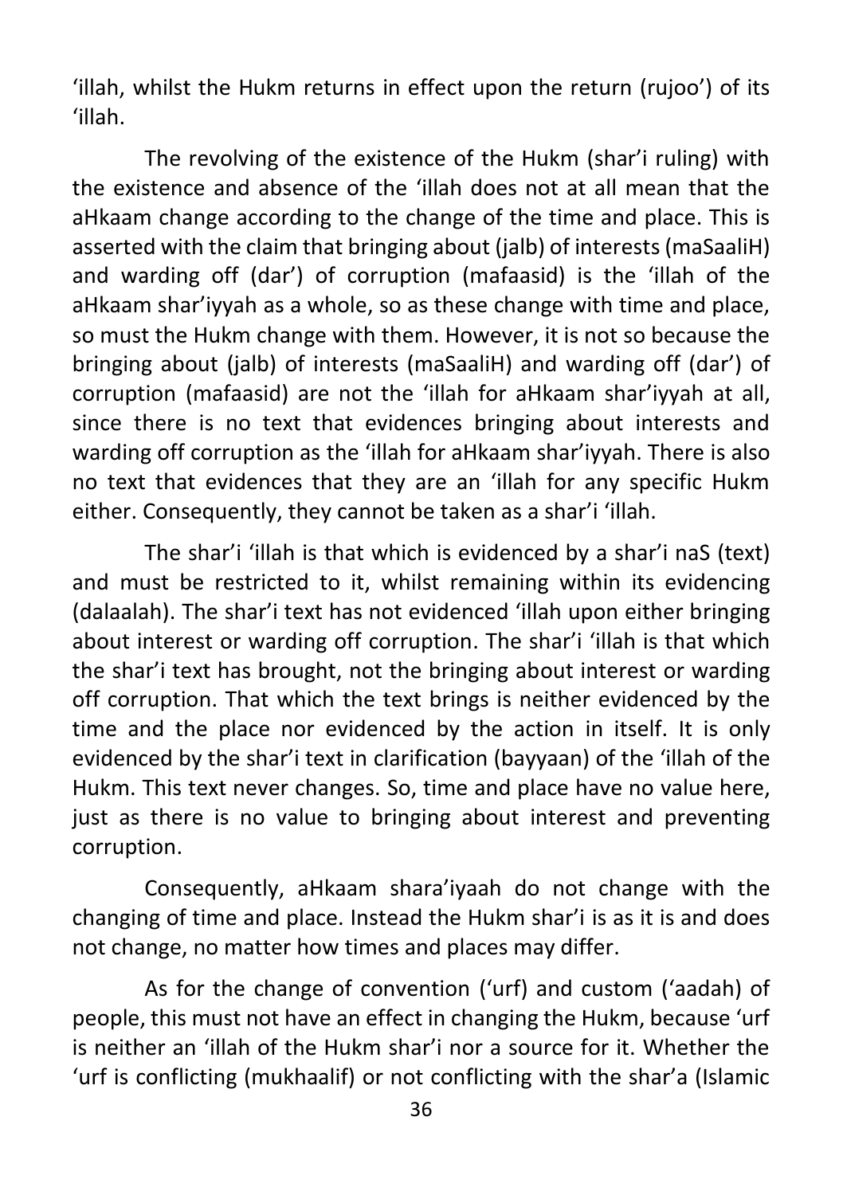'illah, whilst the Hukm returns in effect upon the return (rujoo') of its 'illah.

The revolving of the existence of the Hukm (shar'i ruling) with the existence and absence of the 'illah does not at all mean that the aHkaam change according to the change of the time and place. This is asserted with the claim that bringing about (jalb) of interests (maSaaliH) and warding off (dar') of corruption (mafaasid) is the 'illah of the aHkaam shar'iyyah as a whole, so as these change with time and place, so must the Hukm change with them. However, it is not so because the bringing about (jalb) of interests (maSaaliH) and warding off (dar') of corruption (mafaasid) are not the 'illah for aHkaam shar'iyyah at all, since there is no text that evidences bringing about interests and warding off corruption as the 'illah for aHkaam shar'iyyah. There is also no text that evidences that they are an 'illah for any specific Hukm either. Consequently, they cannot be taken as a shar'i 'illah.

The shar'i 'illah is that which is evidenced by a shar'i naS (text) and must be restricted to it, whilst remaining within its evidencing (dalaalah). The shar'i text has not evidenced 'illah upon either bringing about interest or warding off corruption. The shar'i 'illah is that which the shar'i text has brought, not the bringing about interest or warding off corruption. That which the text brings is neither evidenced by the time and the place nor evidenced by the action in itself. It is only evidenced by the shar'i text in clarification (bayyaan) of the 'illah of the Hukm. This text never changes. So, time and place have no value here, just as there is no value to bringing about interest and preventing corruption.

Consequently, aHkaam shara'iyaah do not change with the changing of time and place. Instead the Hukm shar'i is as it is and does not change, no matter how times and places may differ.

As for the change of convention ('urf) and custom ('aadah) of people, this must not have an effect in changing the Hukm, because 'urf is neither an 'illah of the Hukm shar'i nor a source for it. Whether the 'urf is conflicting (mukhaalif) or not conflicting with the shar'a (Islamic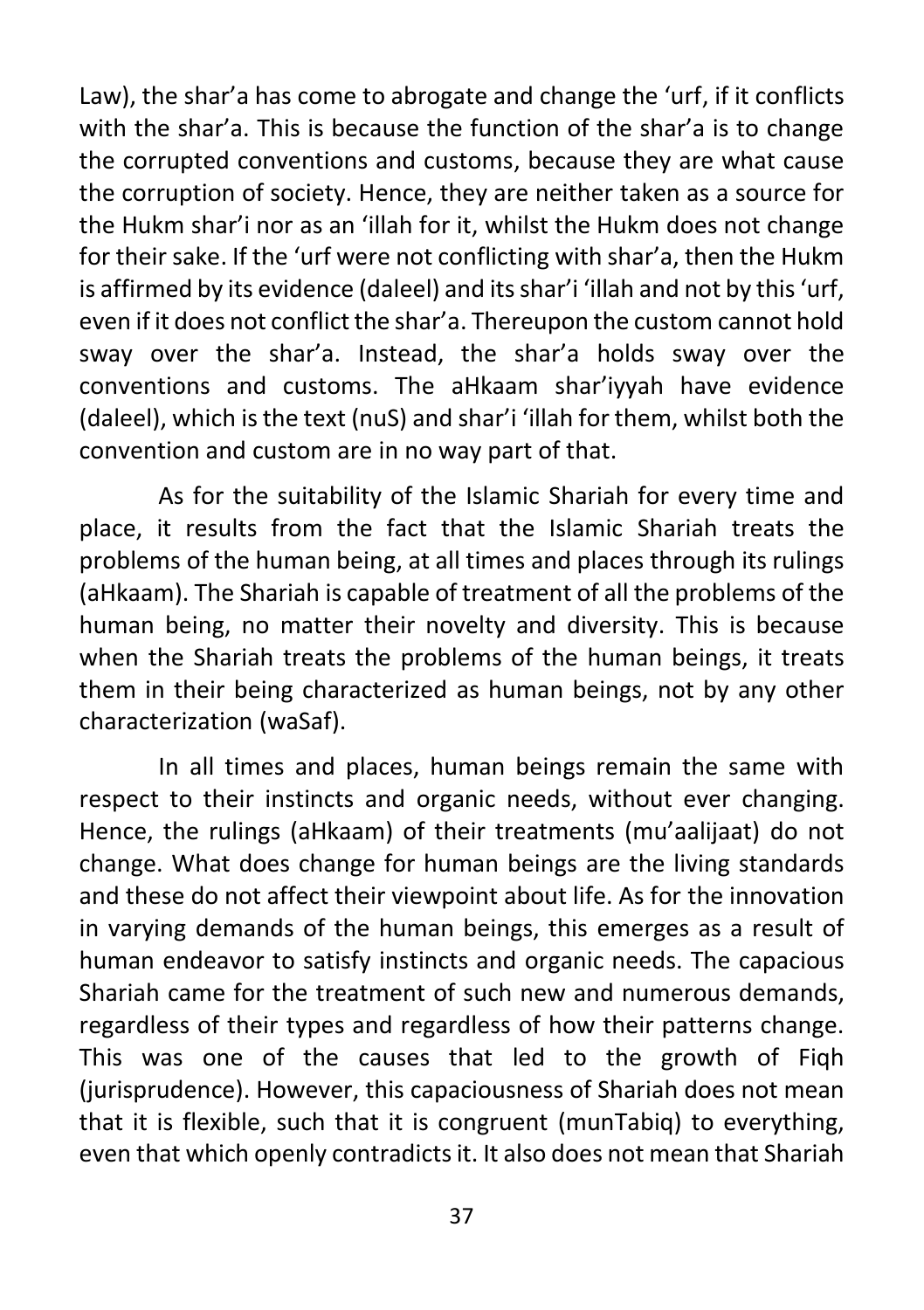Law), the shar'a has come to abrogate and change the 'urf, if it conflicts with the shar'a. This is because the function of the shar'a is to change the corrupted conventions and customs, because they are what cause the corruption of society. Hence, they are neither taken as a source for the Hukm shar'i nor as an 'illah for it, whilst the Hukm does not change for their sake. If the 'urf were not conflicting with shar'a, then the Hukm is affirmed by its evidence (daleel) and its shar'i 'illah and not by this 'urf, even if it does not conflict the shar'a. Thereupon the custom cannot hold sway over the shar'a. Instead, the shar'a holds sway over the conventions and customs. The aHkaam shar'iyyah have evidence (daleel), which is the text (nuS) and shar'i 'illah for them, whilst both the convention and custom are in no way part of that.

As for the suitability of the Islamic Shariah for every time and place, it results from the fact that the Islamic Shariah treats the problems of the human being, at all times and places through its rulings (aHkaam). The Shariah is capable of treatment of all the problems of the human being, no matter their novelty and diversity. This is because when the Shariah treats the problems of the human beings, it treats them in their being characterized as human beings, not by any other characterization (waSaf).

In all times and places, human beings remain the same with respect to their instincts and organic needs, without ever changing. Hence, the rulings (aHkaam) of their treatments (mu'aalijaat) do not change. What does change for human beings are the living standards and these do not affect their viewpoint about life. As for the innovation in varying demands of the human beings, this emerges as a result of human endeavor to satisfy instincts and organic needs. The capacious Shariah came for the treatment of such new and numerous demands, regardless of their types and regardless of how their patterns change. This was one of the causes that led to the growth of Fiqh (jurisprudence). However, this capaciousness of Shariah does not mean that it is flexible, such that it is congruent (munTabiq) to everything, even that which openly contradicts it. It also does not mean that Shariah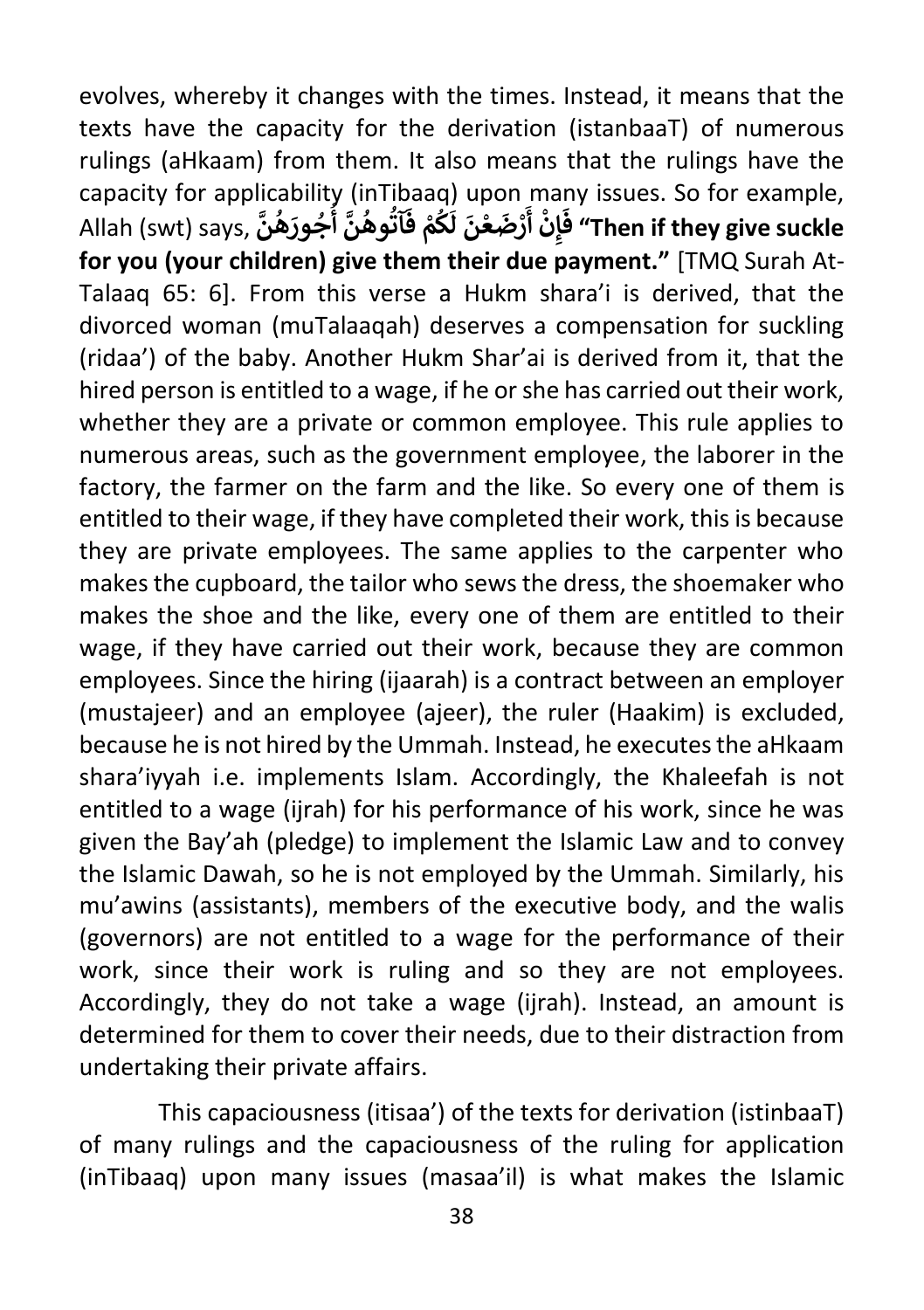evolves, whereby it changes with the times. Instead, it means that the texts have the capacity for the derivation (istanbaaT) of numerous rulings (aHkaam) from them. It also means that the rulings have the capacity for applicability (inTibaaq) upon many issues. So for example, Allah (swt) says, **فَإِنْ أَرْضَعْنَ لَكُمْ فَآتُوهُنَّ أُجُورَهُنَّ "Then if they give suckle for you (your children) give them their due payment."** [TMQ Surah At-Talaaq 65: 6]. From this verse a Hukm shara'i is derived, that the divorced woman (muTalaaqah) deserves a compensation for suckling (ridaa') of the baby. Another Hukm Shar'ai is derived from it, that the hired person is entitled to a wage, if he or she has carried out their work, whether they are a private or common employee. This rule applies to numerous areas, such as the government employee, the laborer in the factory, the farmer on the farm and the like. So every one of them is entitled to their wage, if they have completed their work, this is because they are private employees. The same applies to the carpenter who makes the cupboard, the tailor who sews the dress, the shoemaker who makes the shoe and the like, every one of them are entitled to their wage, if they have carried out their work, because they are common employees. Since the hiring (ijaarah) is a contract between an employer (mustajeer) and an employee (ajeer), the ruler (Haakim) is excluded, because he is not hired by the Ummah. Instead, he executes the aHkaam shara'iyyah i.e. implements Islam. Accordingly, the Khaleefah is not entitled to a wage (ijrah) for his performance of his work, since he was given the Bay'ah (pledge) to implement the Islamic Law and to convey the Islamic Dawah, so he is not employed by the Ummah. Similarly, his mu'awins (assistants), members of the executive body, and the walis (governors) are not entitled to a wage for the performance of their work, since their work is ruling and so they are not employees. Accordingly, they do not take a wage (ijrah). Instead, an amount is determined for them to cover their needs, due to their distraction from undertaking their private affairs.

This capaciousness (itisaa') of the texts for derivation (istinbaaT) of many rulings and the capaciousness of the ruling for application (inTibaaq) upon many issues (masaa'il) is what makes the Islamic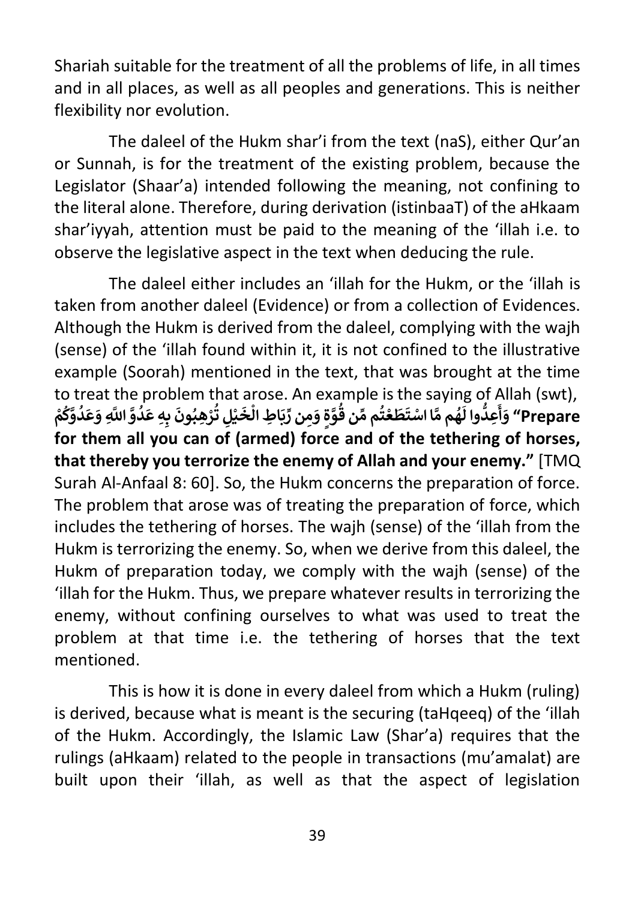Shariah suitable for the treatment of all the problems of life, in all times and in all places, as well as all peoples and generations. This is neither flexibility nor evolution.

The daleel of the Hukm shar'i from the text (naS), either Qur'an or Sunnah, is for the treatment of the existing problem, because the Legislator (Shaar'a) intended following the meaning, not confining to the literal alone. Therefore, during derivation (istinbaaT) of the aHkaam shar'iyyah, attention must be paid to the meaning of the 'illah i.e. to observe the legislative aspect in the text when deducing the rule.

The daleel either includes an 'illah for the Hukm, or the 'illah is taken from another daleel (Evidence) or from a collection of Evidences. Although the Hukm is derived from the daleel, complying with the wajh (sense) of the 'illah found within it, it is not confined to the illustrative example (Soorah) mentioned in the text, that was brought at the time to treat the problem that arose. An example is the saying of Allah (swt), **وَأَعِدُّوا لَهُم مَّا اسْتَطَعْتُم مِّن قُوَّةٍ وَمِن رِّبَاطِ الْخَيْلِ تُرْهِبُونَ بِهِ عَدُوَّ اللَّهِ وَعَدُوَّكُمْ "Prepare for them all you can of (armed) force and of the tethering of horses, that thereby you terrorize the enemy of Allah and your enemy."** [TMQ Surah Al-Anfaal 8: 60]. So, the Hukm concerns the preparation of force. The problem that arose was of treating the preparation of force, which includes the tethering of horses. The wajh (sense) of the 'illah from the Hukm is terrorizing the enemy. So, when we derive from this daleel, the Hukm of preparation today, we comply with the wajh (sense) of the 'illah for the Hukm. Thus, we prepare whatever results in terrorizing the enemy, without confining ourselves to what was used to treat the problem at that time i.e. the tethering of horses that the text mentioned.

This is how it is done in every daleel from which a Hukm (ruling) is derived, because what is meant is the securing (taHqeeq) of the 'illah of the Hukm. Accordingly, the Islamic Law (Shar'a) requires that the rulings (aHkaam) related to the people in transactions (mu'amalat) are built upon their 'illah, as well as that the aspect of legislation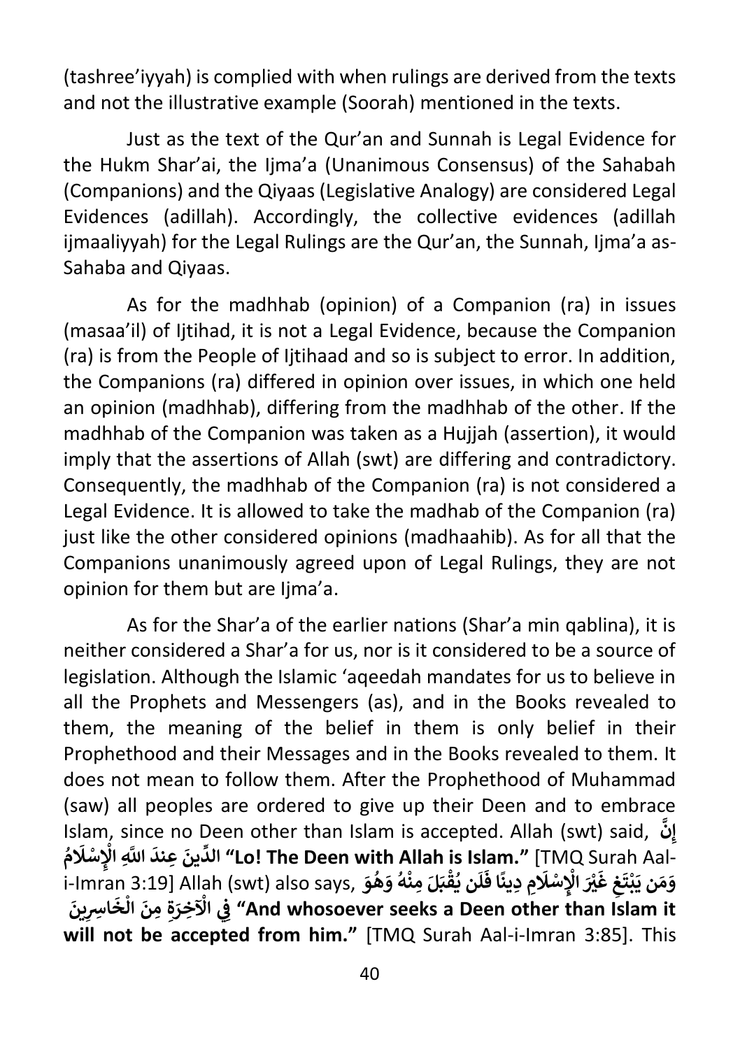(tashree'iyyah) is complied with when rulings are derived from the texts and not the illustrative example (Soorah) mentioned in the texts.

Just as the text of the Qur'an and Sunnah is Legal Evidence for the Hukm Shar'ai, the Ijma'a (Unanimous Consensus) of the Sahabah (Companions) and the Qiyaas (Legislative Analogy) are considered Legal Evidences (adillah). Accordingly, the collective evidences (adillah ijmaaliyyah) for the Legal Rulings are the Qur'an, the Sunnah, Ijma'a as-Sahaba and Qiyaas.

As for the madhhab (opinion) of a Companion (ra) in issues (masaa'il) of Ijtihad, it is not a Legal Evidence, because the Companion (ra) is from the People of Ijtihaad and so is subject to error. In addition, the Companions (ra) differed in opinion over issues, in which one held an opinion (madhhab), differing from the madhhab of the other. If the madhhab of the Companion was taken as a Hujjah (assertion), it would imply that the assertions of Allah (swt) are differing and contradictory. Consequently, the madhhab of the Companion (ra) is not considered a Legal Evidence. It is allowed to take the madhab of the Companion (ra) just like the other considered opinions (madhaahib). As for all that the Companions unanimously agreed upon of Legal Rulings, they are not opinion for them but are Ijma'a.

As for the Shar'a of the earlier nations (Shar'a min qablina), it is neither considered a Shar'a for us, nor is it considered to be a source of legislation. Although the Islamic 'aqeedah mandates for us to believe in all the Prophets and Messengers (as), and in the Books revealed to them, the meaning of the belief in them is only belief in their Prophethood and their Messages and in the Books revealed to them. It does not mean to follow them. After the Prophethood of Muhammad (saw) all peoples are ordered to give up their Deen and to embrace Islam, since no Deen other than Islam is accepted. Allah (swt) said, **إِنَّ الدِّينَ عِندَ اللَّهِ الْإِسْلَامُ "Lo! The Deen with Allah is Islam."** [TMQ Surah Aal-i-Imran 3:19] Allah (swt) also says, **وَمَن يَبْتَغِ غَيْرَ الْإِسْلَامِ دِينًا فَلَن يُقْبَلَ مِنْهُ وَهُوَ فِي الْآخِرَةِ مِنَ الْخَاسِرِينَ "And whosoever seeks a Deen other than Islam it will not be accepted from him."** [TMQ Surah Aal-i-Imran 3:85]. This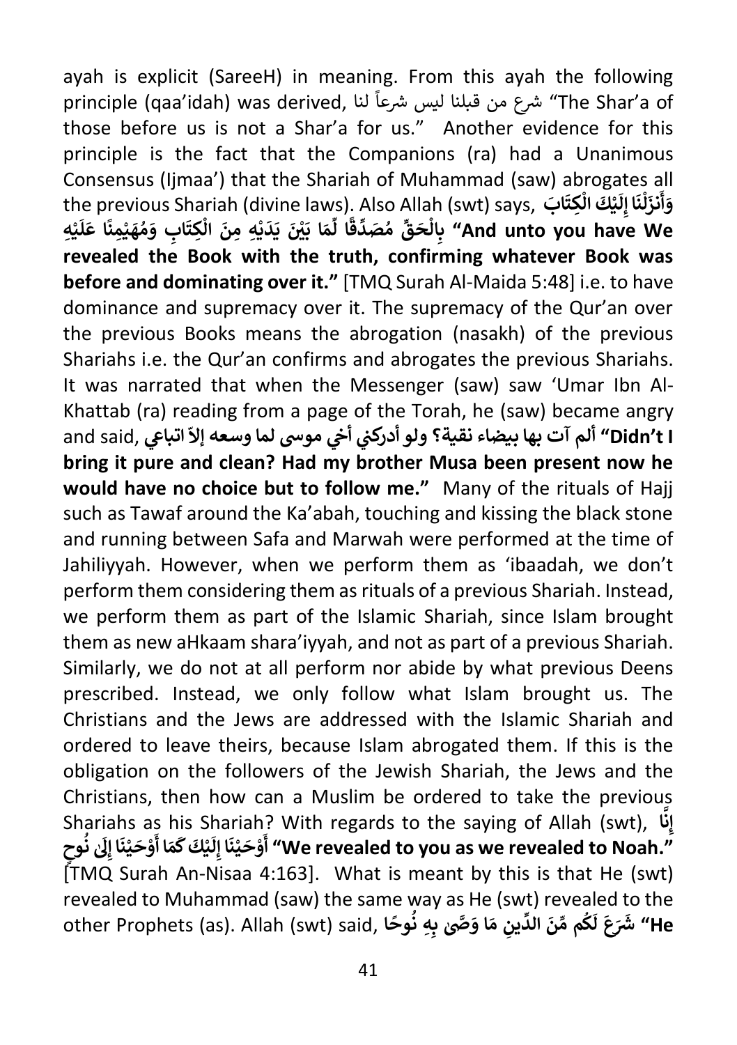ayah is explicit (SareeH) in meaning. From this ayah the following principle (qaa'idah) was derived, شرع من قبلنا ليس شرعاً لنا "The Shar'a of those before us is not a Shar'a for us." Another evidence for this principle is the fact that the Companions (ra) had a Unanimous Consensus (Ijmaa') that the Shariah of Muhammad (saw) abrogates all the previous Shariah (divine laws). Also Allah (swt) says, **وَأَنزَلْنَا إِلَيْكَ الْكِتَابَ بِالْحَقِّ مُصَدِّقًا لِّمَا بَيْنَ يَدَيْهِ مِنَ الْكِتَابِ وَمُهَيْمِنًا عَلَيْهِ "And unto you have We revealed the Book with the truth, confirming whatever Book was before and dominating over it."** [TMQ Surah Al-Maida 5:48] i.e. to have dominance and supremacy over it. The supremacy of the Qur'an over the previous Books means the abrogation (nasakh) of the previous Shariahs i.e. the Qur'an confirms and abrogates the previous Shariahs. It was narrated that when the Messenger (saw) saw 'Umar Ibn Al-Khattab (ra) reading from a page of the Torah, he (saw) became angry and said, **ألم آت بها بيضاء نقية؟ ولو أدركني أخي موسى لما وسعه إلاّ اتباعي "Didn't I bring it pure and clean? Had my brother Musa been present now he would have no choice but to follow me."** Many of the rituals of Hajj such as Tawaf around the Ka'abah, touching and kissing the black stone and running between Safa and Marwah were performed at the time of Jahiliyyah. However, when we perform them as 'ibaadah, we don't perform them considering them as rituals of a previous Shariah. Instead, we perform them as part of the Islamic Shariah, since Islam brought them as new aHkaam shara'iyyah, and not as part of a previous Shariah. Similarly, we do not at all perform nor abide by what previous Deens prescribed. Instead, we only follow what Islam brought us. The Christians and the Jews are addressed with the Islamic Shariah and ordered to leave theirs, because Islam abrogated them. If this is the obligation on the followers of the Jewish Shariah, the Jews and the Christians, then how can a Muslim be ordered to take the previous Shariahs as his Shariah? With regards to the saying of Allah (swt), **إِنَّا أَوْحَيْنَا إِلَيْكَ كَمَا أَوْحَيْنَا إِلَىٰ نُوحٍ "We revealed to you as we revealed to Noah."** [TMQ Surah An-Nisaa 4:163]. What is meant by this is that He (swt) revealed to Muhammad (saw) the same way as He (swt) revealed to the other Prophets (as). Allah (swt) said, **شَرَعَ لَكُم مِّنَ الدِّينِ مَا وَصَّىٰ بِهِ نُوحًا "He**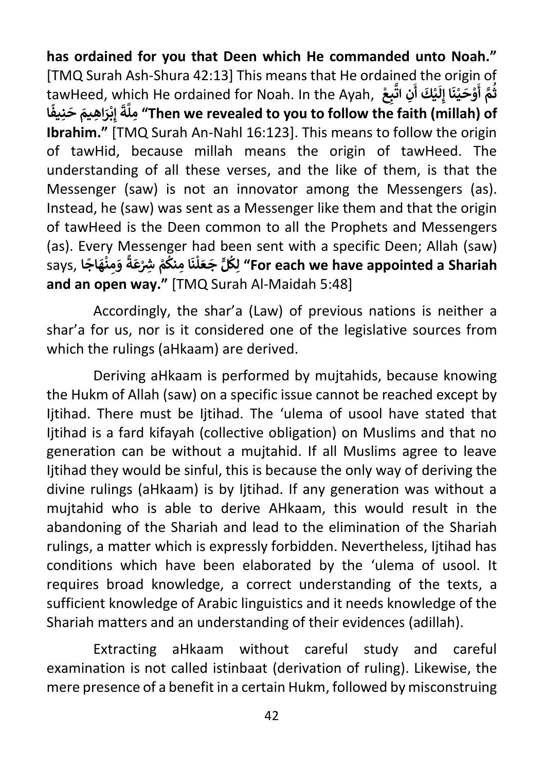**has ordained for you that Deen which He commanded unto Noah."** [TMQ Surah Ash-Shura 42:13] This means that He ordained the origin of tawHeed, which He ordained for Noah. In the Ayah, **ثُمَّ أَوْحَيْنَا إِلَيْكَ أَنِ اتَّبِعْ مِلَّةَ إِبْرَاهِيمَ حَنِيفًا "Then we revealed to you to follow the faith (millah) of Ibrahim."** [TMQ Surah An-Nahl 16:123]. This means to follow the origin of tawHid, because millah means the origin of tawHeed. The understanding of all these verses, and the like of them, is that the Messenger (saw) is not an innovator among the Messengers (as). Instead, he (saw) was sent as a Messenger like them and that the origin of tawHeed is the Deen common to all the Prophets and Messengers (as). Every Messenger had been sent with a specific Deen; Allah (saw) says, **لِكُلٍّ جَعَلْنَا مِنكُمْ شِرْعَةً وَمِنْهَاجًا "For each we have appointed a Shariah and an open way."** [TMQ Surah Al-Maidah 5:48]

Accordingly, the shar'a (Law) of previous nations is neither a shar'a for us, nor is it considered one of the legislative sources from which the rulings (aHkaam) are derived.

Deriving aHkaam is performed by mujtahids, because knowing the Hukm of Allah (saw) on a specific issue cannot be reached except by Ijtihad. There must be Ijtihad. The 'ulema of usool have stated that Ijtihad is a fard kifayah (collective obligation) on Muslims and that no generation can be without a mujtahid. If all Muslims agree to leave Ijtihad they would be sinful, this is because the only way of deriving the divine rulings (aHkaam) is by Ijtihad. If any generation was without a mujtahid who is able to derive AHkaam, this would result in the abandoning of the Shariah and lead to the elimination of the Shariah rulings, a matter which is expressly forbidden. Nevertheless, Ijtihad has conditions which have been elaborated by the 'ulema of usool. It requires broad knowledge, a correct understanding of the texts, a sufficient knowledge of Arabic linguistics and it needs knowledge of the Shariah matters and an understanding of their evidences (adillah).

Extracting aHkaam without careful study and careful examination is not called istinbaat (derivation of ruling). Likewise, the mere presence of a benefit in a certain Hukm, followed by misconstruing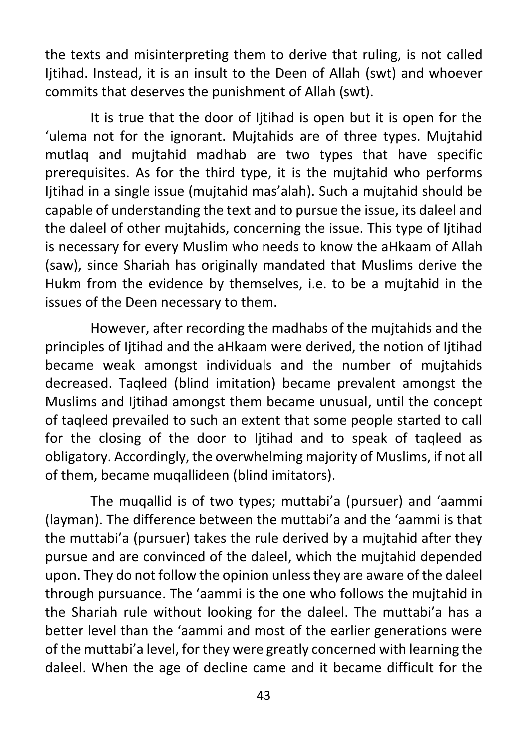the texts and misinterpreting them to derive that ruling, is not called Ijtihad. Instead, it is an insult to the Deen of Allah (swt) and whoever commits that deserves the punishment of Allah (swt).

It is true that the door of Ijtihad is open but it is open for the 'ulema not for the ignorant. Mujtahids are of three types. Mujtahid mutlaq and mujtahid madhab are two types that have specific prerequisites. As for the third type, it is the mujtahid who performs Ijtihad in a single issue (mujtahid mas'alah). Such a mujtahid should be capable of understanding the text and to pursue the issue, its daleel and the daleel of other mujtahids, concerning the issue. This type of Ijtihad is necessary for every Muslim who needs to know the aHkaam of Allah (saw), since Shariah has originally mandated that Muslims derive the Hukm from the evidence by themselves, i.e. to be a mujtahid in the issues of the Deen necessary to them.

However, after recording the madhabs of the mujtahids and the principles of Ijtihad and the aHkaam were derived, the notion of Ijtihad became weak amongst individuals and the number of mujtahids decreased. Taqleed (blind imitation) became prevalent amongst the Muslims and Ijtihad amongst them became unusual, until the concept of taqleed prevailed to such an extent that some people started to call for the closing of the door to Ijtihad and to speak of taqleed as obligatory. Accordingly, the overwhelming majority of Muslims, if not all of them, became muqallideen (blind imitators).

The muqallid is of two types; muttabi'a (pursuer) and 'aammi (layman). The difference between the muttabi'a and the 'aammi is that the muttabi'a (pursuer) takes the rule derived by a mujtahid after they pursue and are convinced of the daleel, which the mujtahid depended upon. They do not follow the opinion unless they are aware of the daleel through pursuance. The 'aammi is the one who follows the mujtahid in the Shariah rule without looking for the daleel. The muttabi'a has a better level than the 'aammi and most of the earlier generations were of the muttabi'a level, for they were greatly concerned with learning the daleel. When the age of decline came and it became difficult for the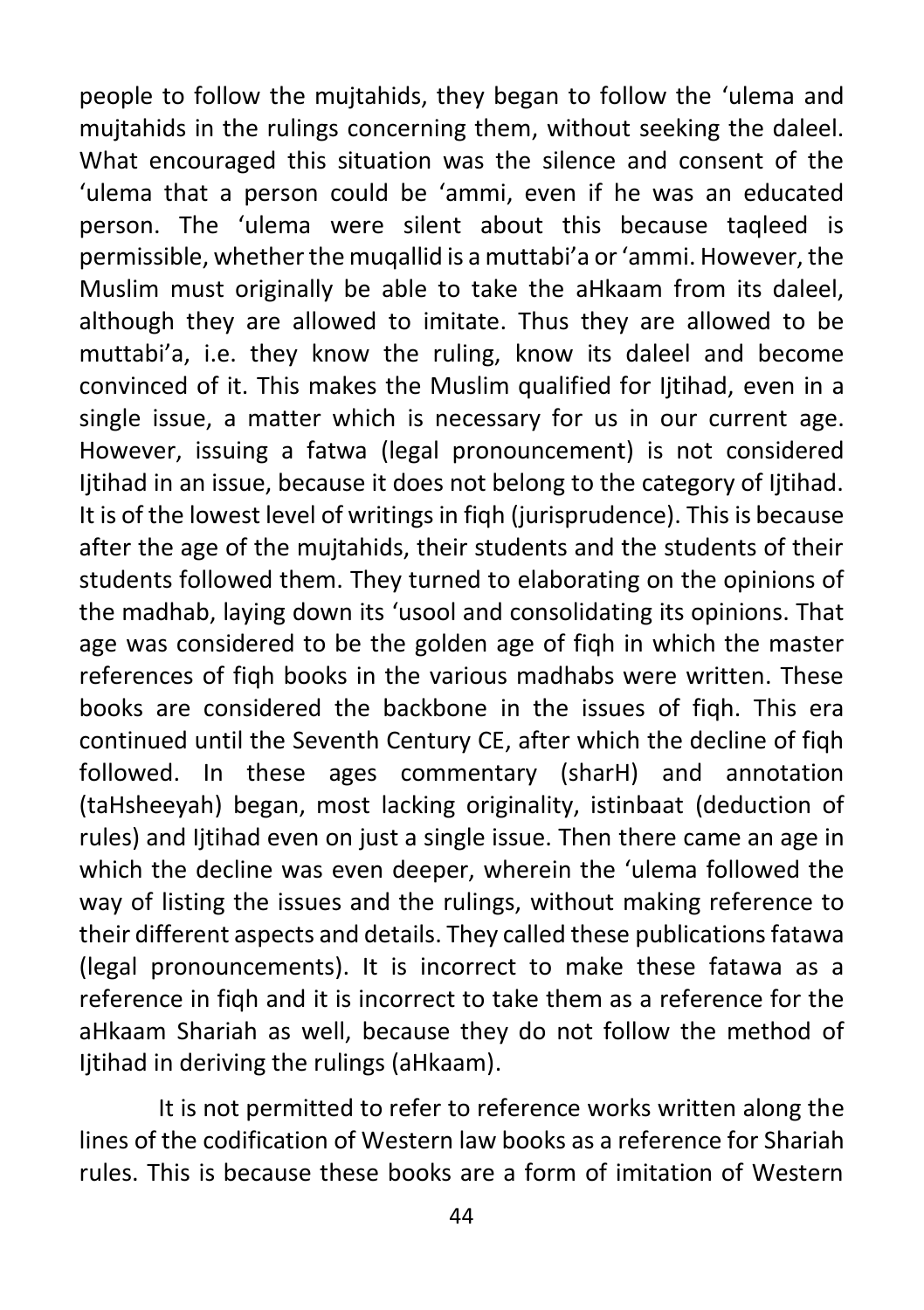people to follow the mujtahids, they began to follow the 'ulema and mujtahids in the rulings concerning them, without seeking the daleel. What encouraged this situation was the silence and consent of the 'ulema that a person could be 'ammi, even if he was an educated person. The 'ulema were silent about this because taqleed is permissible, whether the muqallid is a muttabi'a or 'ammi. However, the Muslim must originally be able to take the aHkaam from its daleel, although they are allowed to imitate. Thus they are allowed to be muttabi'a, i.e. they know the ruling, know its daleel and become convinced of it. This makes the Muslim qualified for Ijtihad, even in a single issue, a matter which is necessary for us in our current age. However, issuing a fatwa (legal pronouncement) is not considered Ijtihad in an issue, because it does not belong to the category of Ijtihad. It is of the lowest level of writings in fiqh (jurisprudence). This is because after the age of the mujtahids, their students and the students of their students followed them. They turned to elaborating on the opinions of the madhab, laying down its 'usool and consolidating its opinions. That age was considered to be the golden age of fiqh in which the master references of fiqh books in the various madhabs were written. These books are considered the backbone in the issues of fiqh. This era continued until the Seventh Century CE, after which the decline of fiqh followed. In these ages commentary (sharH) and annotation (taHsheeyah) began, most lacking originality, istinbaat (deduction of rules) and Ijtihad even on just a single issue. Then there came an age in which the decline was even deeper, wherein the 'ulema followed the way of listing the issues and the rulings, without making reference to their different aspects and details. They called these publications fatawa (legal pronouncements). It is incorrect to make these fatawa as a reference in fiqh and it is incorrect to take them as a reference for the aHkaam Shariah as well, because they do not follow the method of Ijtihad in deriving the rulings (aHkaam).

It is not permitted to refer to reference works written along the lines of the codification of Western law books as a reference for Shariah rules. This is because these books are a form of imitation of Western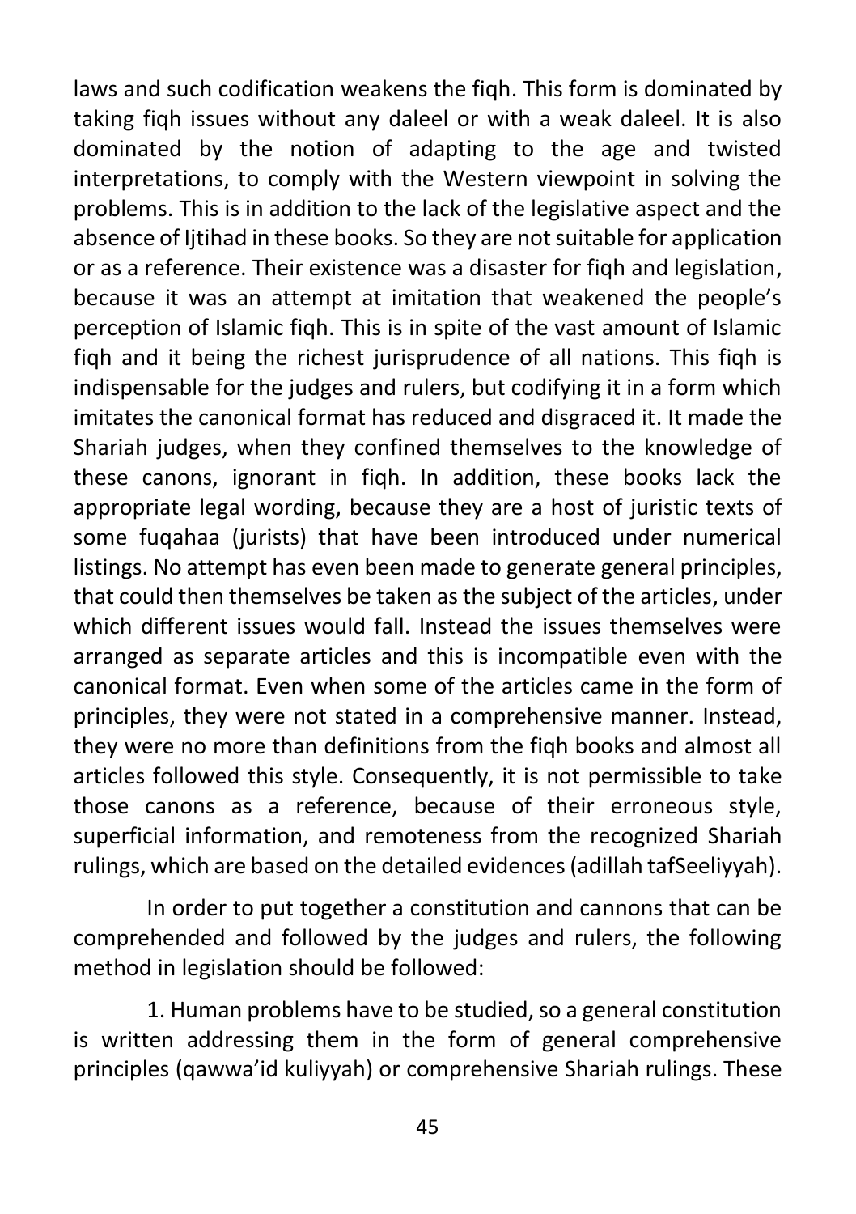laws and such codification weakens the fiqh. This form is dominated by taking fiqh issues without any daleel or with a weak daleel. It is also dominated by the notion of adapting to the age and twisted interpretations, to comply with the Western viewpoint in solving the problems. This is in addition to the lack of the legislative aspect and the absence of Ijtihad in these books. So they are not suitable for application or as a reference. Their existence was a disaster for fiqh and legislation, because it was an attempt at imitation that weakened the people's perception of Islamic fiqh. This is in spite of the vast amount of Islamic fiqh and it being the richest jurisprudence of all nations. This fiqh is indispensable for the judges and rulers, but codifying it in a form which imitates the canonical format has reduced and disgraced it. It made the Shariah judges, when they confined themselves to the knowledge of these canons, ignorant in fiqh. In addition, these books lack the appropriate legal wording, because they are a host of juristic texts of some fuqahaa (jurists) that have been introduced under numerical listings. No attempt has even been made to generate general principles, that could then themselves be taken as the subject of the articles, under which different issues would fall. Instead the issues themselves were arranged as separate articles and this is incompatible even with the canonical format. Even when some of the articles came in the form of principles, they were not stated in a comprehensive manner. Instead, they were no more than definitions from the fiqh books and almost all articles followed this style. Consequently, it is not permissible to take those canons as a reference, because of their erroneous style, superficial information, and remoteness from the recognized Shariah rulings, which are based on the detailed evidences (adillah tafSeeliyyah).

In order to put together a constitution and cannons that can be comprehended and followed by the judges and rulers, the following method in legislation should be followed:

1. Human problems have to be studied, so a general constitution is written addressing them in the form of general comprehensive principles (qawwa'id kuliyyah) or comprehensive Shariah rulings. These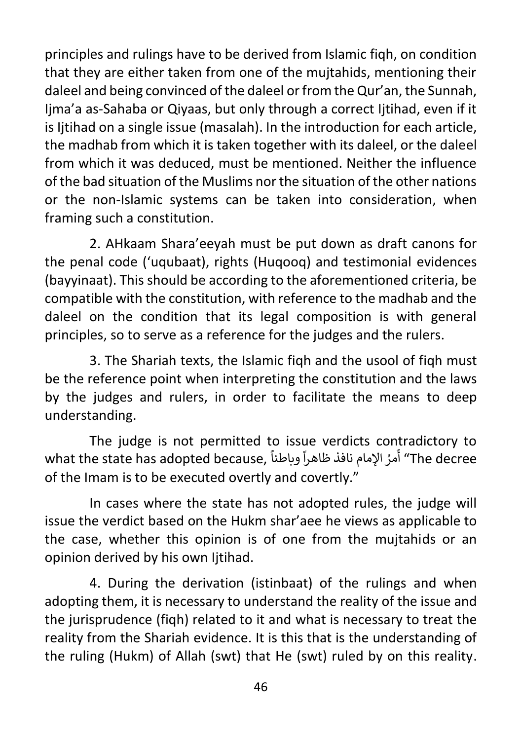principles and rulings have to be derived from Islamic fiqh, on condition that they are either taken from one of the mujtahids, mentioning their daleel and being convinced of the daleel or from the Qur'an, the Sunnah, Ijma'a as-Sahaba or Qiyaas, but only through a correct Ijtihad, even if it is Ijtihad on a single issue (masalah). In the introduction for each article, the madhab from which it is taken together with its daleel, or the daleel from which it was deduced, must be mentioned. Neither the influence of the bad situation of the Muslims nor the situation of the other nations or the non-Islamic systems can be taken into consideration, when framing such a constitution.

2. AHkaam Shara'eeyah must be put down as draft canons for the penal code ('uqubaat), rights (Huqooq) and testimonial evidences (bayyinaat). This should be according to the aforementioned criteria, be compatible with the constitution, with reference to the madhab and the daleel on the condition that its legal composition is with general principles, so to serve as a reference for the judges and the rulers.

3. The Shariah texts, the Islamic fiqh and the usool of fiqh must be the reference point when interpreting the constitution and the laws by the judges and rulers, in order to facilitate the means to deep understanding.

The judge is not permitted to issue verdicts contradictory to what the state has adopted because, أَمرُ الإمام نافذ ظاهراً وباطناً "The decree of the Imam is to be executed overtly and covertly."

In cases where the state has not adopted rules, the judge will issue the verdict based on the Hukm shar'aee he views as applicable to the case, whether this opinion is of one from the mujtahids or an opinion derived by his own Ijtihad.

4. During the derivation (istinbaat) of the rulings and when adopting them, it is necessary to understand the reality of the issue and the jurisprudence (fiqh) related to it and what is necessary to treat the reality from the Shariah evidence. It is this that is the understanding of the ruling (Hukm) of Allah (swt) that He (swt) ruled by on this reality.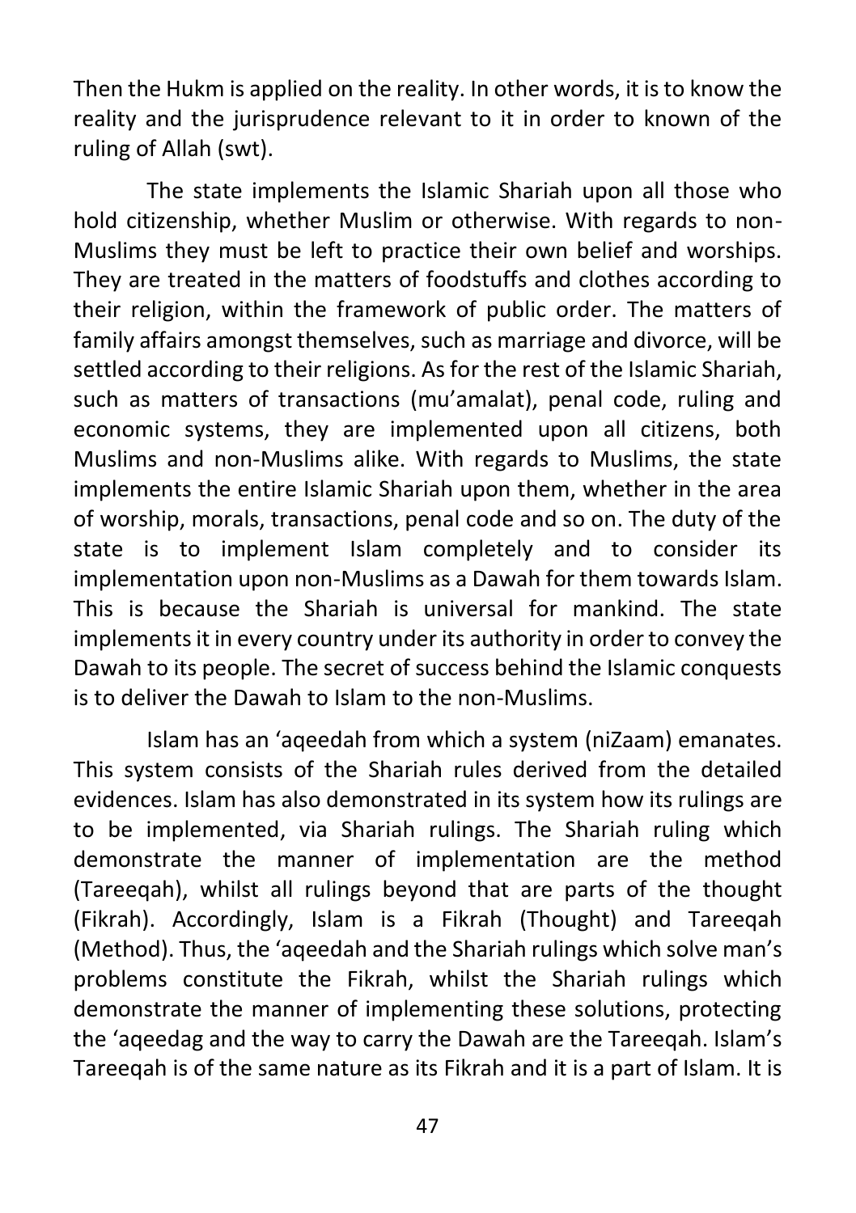Then the Hukm is applied on the reality. In other words, it is to know the reality and the jurisprudence relevant to it in order to known of the ruling of Allah (swt).

The state implements the Islamic Shariah upon all those who hold citizenship, whether Muslim or otherwise. With regards to non-Muslims they must be left to practice their own belief and worships. They are treated in the matters of foodstuffs and clothes according to their religion, within the framework of public order. The matters of family affairs amongst themselves, such as marriage and divorce, will be settled according to their religions. As for the rest of the Islamic Shariah, such as matters of transactions (mu'amalat), penal code, ruling and economic systems, they are implemented upon all citizens, both Muslims and non-Muslims alike. With regards to Muslims, the state implements the entire Islamic Shariah upon them, whether in the area of worship, morals, transactions, penal code and so on. The duty of the state is to implement Islam completely and to consider its implementation upon non-Muslims as a Dawah for them towards Islam. This is because the Shariah is universal for mankind. The state implements it in every country under its authority in order to convey the Dawah to its people. The secret of success behind the Islamic conquests is to deliver the Dawah to Islam to the non-Muslims.

Islam has an 'aqeedah from which a system (niZaam) emanates. This system consists of the Shariah rules derived from the detailed evidences. Islam has also demonstrated in its system how its rulings are to be implemented, via Shariah rulings. The Shariah ruling which demonstrate the manner of implementation are the method (Tareeqah), whilst all rulings beyond that are parts of the thought (Fikrah). Accordingly, Islam is a Fikrah (Thought) and Tareeqah (Method). Thus, the 'aqeedah and the Shariah rulings which solve man's problems constitute the Fikrah, whilst the Shariah rulings which demonstrate the manner of implementing these solutions, protecting the 'aqeedag and the way to carry the Dawah are the Tareeqah. Islam's Tareeqah is of the same nature as its Fikrah and it is a part of Islam. It is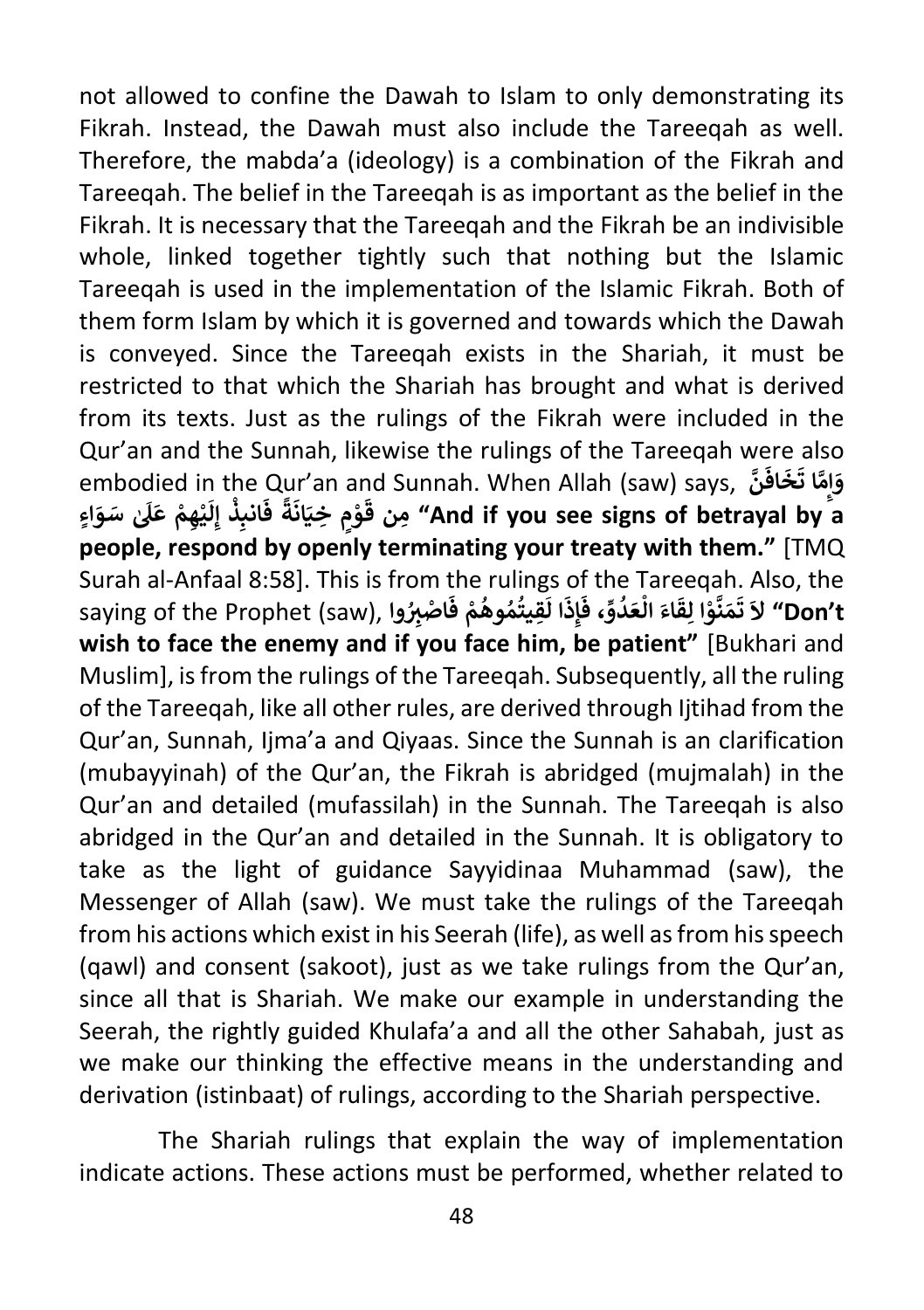not allowed to confine the Dawah to Islam to only demonstrating its Fikrah. Instead, the Dawah must also include the Tareeqah as well. Therefore, the mabda'a (ideology) is a combination of the Fikrah and Tareeqah. The belief in the Tareeqah is as important as the belief in the Fikrah. It is necessary that the Tareeqah and the Fikrah be an indivisible whole, linked together tightly such that nothing but the Islamic Tareeqah is used in the implementation of the Islamic Fikrah. Both of them form Islam by which it is governed and towards which the Dawah is conveyed. Since the Tareeqah exists in the Shariah, it must be restricted to that which the Shariah has brought and what is derived from its texts. Just as the rulings of the Fikrah were included in the Qur'an and the Sunnah, likewise the rulings of the Tareeqah were also embodied in the Qur'an and Sunnah. When Allah (saw) says, **وَإِمَّا تَخَافَنَّ مِن قَوْمٍ خِيَانَةً فَانبِذْ إِلَيْهِمْ عَلَىٰ سَوَاءٍ "And if you see signs of betrayal by a people, respond by openly terminating your treaty with them."** [TMQ Surah al-Anfaal 8:58]. This is from the rulings of the Tareeqah. Also, the saying of the Prophet (saw), **لاَ تَمَنَّوْا لِقَاءَ الْعَدُوِّ، فَإِذَا لَقِيتُمُوهُمْ فَاصْبِرُوا "Don't wish to face the enemy and if you face him, be patient"** [Bukhari and Muslim], is from the rulings of the Tareeqah. Subsequently, all the ruling of the Tareeqah, like all other rules, are derived through Ijtihad from the Qur'an, Sunnah, Ijma'a and Qiyaas. Since the Sunnah is an clarification (mubayyinah) of the Qur'an, the Fikrah is abridged (mujmalah) in the Qur'an and detailed (mufassilah) in the Sunnah. The Tareeqah is also abridged in the Qur'an and detailed in the Sunnah. It is obligatory to take as the light of guidance Sayyidinaa Muhammad (saw), the Messenger of Allah (saw). We must take the rulings of the Tareeqah from his actions which exist in his Seerah (life), as well as from his speech (qawl) and consent (sakoot), just as we take rulings from the Qur'an, since all that is Shariah. We make our example in understanding the Seerah, the rightly guided Khulafa'a and all the other Sahabah, just as we make our thinking the effective means in the understanding and derivation (istinbaat) of rulings, according to the Shariah perspective.

The Shariah rulings that explain the way of implementation indicate actions. These actions must be performed, whether related to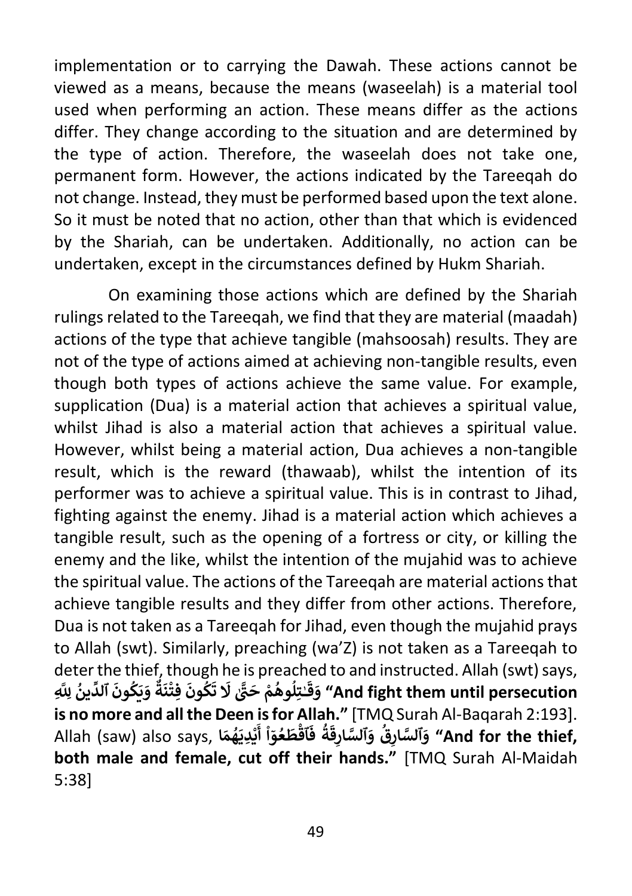implementation or to carrying the Dawah. These actions cannot be viewed as a means, because the means (waseelah) is a material tool used when performing an action. These means differ as the actions differ. They change according to the situation and are determined by the type of action. Therefore, the waseelah does not take one, permanent form. However, the actions indicated by the Tareeqah do not change. Instead, they must be performed based upon the text alone. So it must be noted that no action, other than that which is evidenced by the Shariah, can be undertaken. Additionally, no action can be undertaken, except in the circumstances defined by Hukm Shariah.

On examining those actions which are defined by the Shariah rulings related to the Tareeqah, we find that they are material (maadah) actions of the type that achieve tangible (mahsoosah) results. They are not of the type of actions aimed at achieving non-tangible results, even though both types of actions achieve the same value. For example, supplication (Dua) is a material action that achieves a spiritual value, whilst Jihad is also a material action that achieves a spiritual value. However, whilst being a material action, Dua achieves a non-tangible result, which is the reward (thawaab), whilst the intention of its performer was to achieve a spiritual value. This is in contrast to Jihad, fighting against the enemy. Jihad is a material action which achieves a tangible result, such as the opening of a fortress or city, or killing the enemy and the like, whilst the intention of the mujahid was to achieve the spiritual value. The actions of the Tareeqah are material actions that achieve tangible results and they differ from other actions. Therefore, Dua is not taken as a Tareeqah for Jihad, even though the mujahid prays to Allah (swt). Similarly, preaching (wa'Z) is not taken as a Tareeqah to deter the thief, though he is preached to and instructed. Allah (swt) says, **وَقَـٰتِلُوهُمْ حَتَّىٰ لَا تَكُونَ فِتْنَةٌ وَيَكُونَ ٱلدِّينُ لِلَّهِ "And fight them until persecution is no more and all the Deen is for Allah."** [TMQ Surah Al-Baqarah 2:193]. Allah (saw) also says, **وَٱلسَّارِقُ وَٱلسَّارِقَةُ فَٱقْطَعُوٓا۟ أَيْدِيَهُمَا "And for the thief, both male and female, cut off their hands."** [TMQ Surah Al-Maidah 5:38]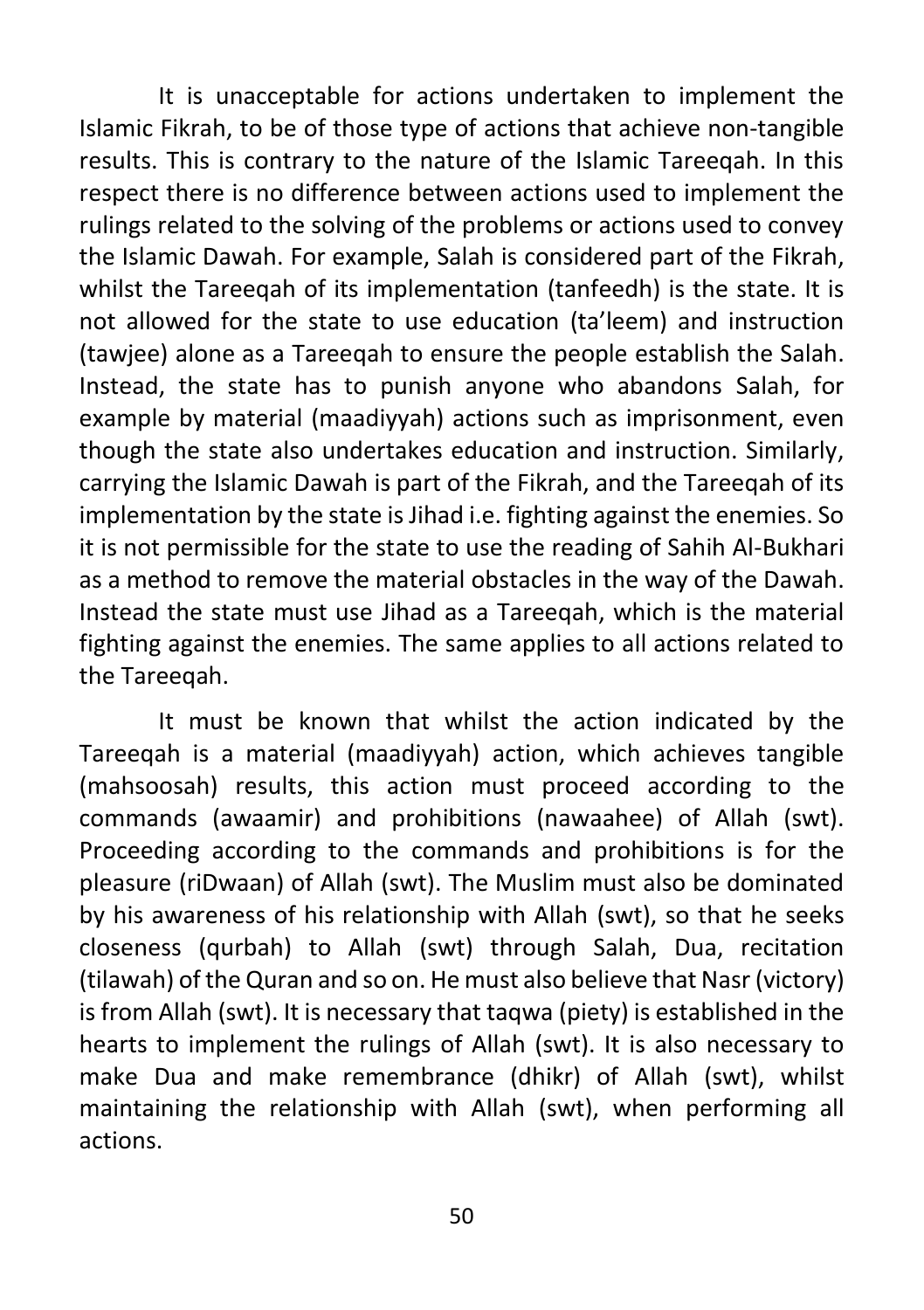It is unacceptable for actions undertaken to implement the Islamic Fikrah, to be of those type of actions that achieve non-tangible results. This is contrary to the nature of the Islamic Tareeqah. In this respect there is no difference between actions used to implement the rulings related to the solving of the problems or actions used to convey the Islamic Dawah. For example, Salah is considered part of the Fikrah, whilst the Tareeqah of its implementation (tanfeedh) is the state. It is not allowed for the state to use education (ta'leem) and instruction (tawjee) alone as a Tareeqah to ensure the people establish the Salah. Instead, the state has to punish anyone who abandons Salah, for example by material (maadiyyah) actions such as imprisonment, even though the state also undertakes education and instruction. Similarly, carrying the Islamic Dawah is part of the Fikrah, and the Tareeqah of its implementation by the state is Jihad i.e. fighting against the enemies. So it is not permissible for the state to use the reading of Sahih Al-Bukhari as a method to remove the material obstacles in the way of the Dawah. Instead the state must use Jihad as a Tareeqah, which is the material fighting against the enemies. The same applies to all actions related to the Tareeqah.

It must be known that whilst the action indicated by the Tareeqah is a material (maadiyyah) action, which achieves tangible (mahsoosah) results, this action must proceed according to the commands (awaamir) and prohibitions (nawaahee) of Allah (swt). Proceeding according to the commands and prohibitions is for the pleasure (riDwaan) of Allah (swt). The Muslim must also be dominated by his awareness of his relationship with Allah (swt), so that he seeks closeness (qurbah) to Allah (swt) through Salah, Dua, recitation (tilawah) of the Quran and so on. He must also believe that Nasr (victory) is from Allah (swt). It is necessary that taqwa (piety) is established in the hearts to implement the rulings of Allah (swt). It is also necessary to make Dua and make remembrance (dhikr) of Allah (swt), whilst maintaining the relationship with Allah (swt), when performing all actions.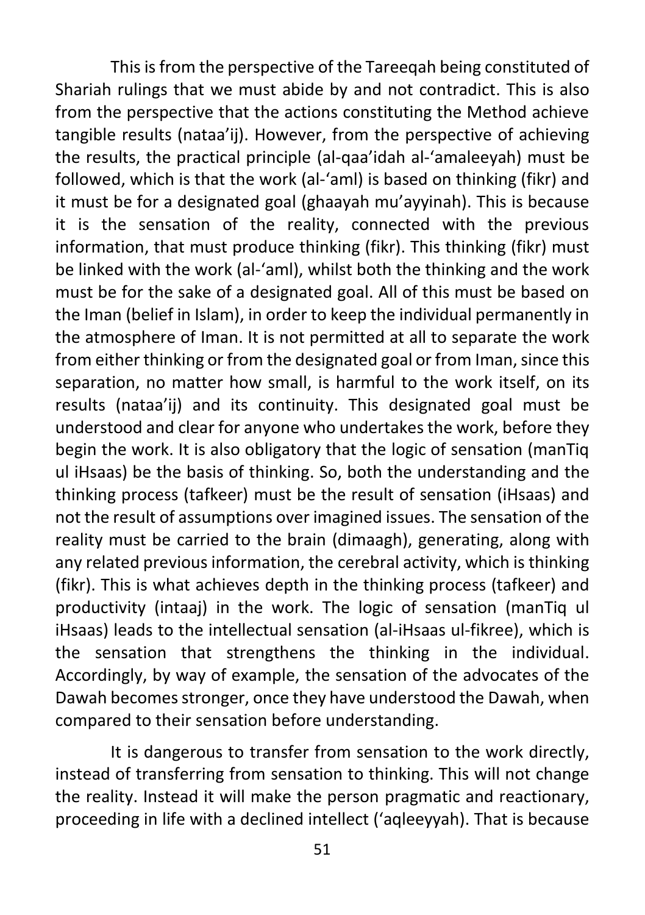This is from the perspective of the Tareeqah being constituted of Shariah rulings that we must abide by and not contradict. This is also from the perspective that the actions constituting the Method achieve tangible results (nataa'ij). However, from the perspective of achieving the results, the practical principle (al-qaa'idah al-'amaleeyah) must be followed, which is that the work (al-'aml) is based on thinking (fikr) and it must be for a designated goal (ghaayah mu'ayyinah). This is because it is the sensation of the reality, connected with the previous information, that must produce thinking (fikr). This thinking (fikr) must be linked with the work (al-'aml), whilst both the thinking and the work must be for the sake of a designated goal. All of this must be based on the Iman (belief in Islam), in order to keep the individual permanently in the atmosphere of Iman. It is not permitted at all to separate the work from either thinking or from the designated goal or from Iman, since this separation, no matter how small, is harmful to the work itself, on its results (nataa'ij) and its continuity. This designated goal must be understood and clear for anyone who undertakes the work, before they begin the work. It is also obligatory that the logic of sensation (manTiq ul iHsaas) be the basis of thinking. So, both the understanding and the thinking process (tafkeer) must be the result of sensation (iHsaas) and not the result of assumptions over imagined issues. The sensation of the reality must be carried to the brain (dimaagh), generating, along with any related previous information, the cerebral activity, which is thinking (fikr). This is what achieves depth in the thinking process (tafkeer) and productivity (intaaj) in the work. The logic of sensation (manTiq ul iHsaas) leads to the intellectual sensation (al-iHsaas ul-fikree), which is the sensation that strengthens the thinking in the individual. Accordingly, by way of example, the sensation of the advocates of the Dawah becomes stronger, once they have understood the Dawah, when compared to their sensation before understanding.

It is dangerous to transfer from sensation to the work directly, instead of transferring from sensation to thinking. This will not change the reality. Instead it will make the person pragmatic and reactionary, proceeding in life with a declined intellect ('aqleeyyah). That is because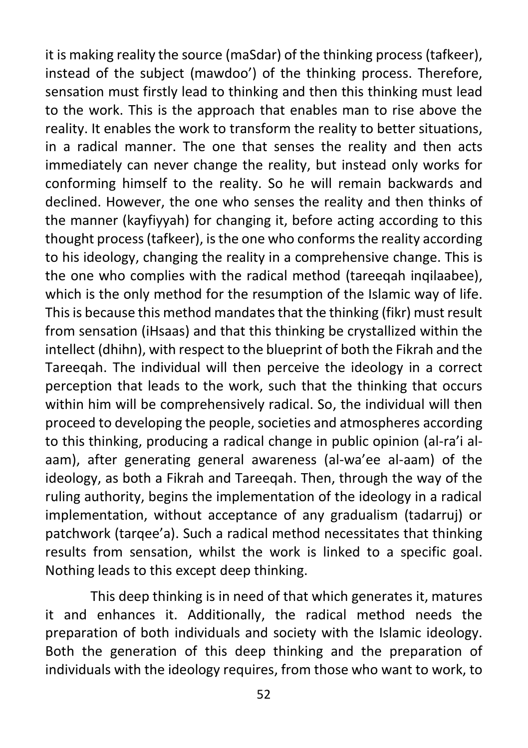it is making reality the source (maSdar) of the thinking process (tafkeer), instead of the subject (mawdoo') of the thinking process. Therefore, sensation must firstly lead to thinking and then this thinking must lead to the work. This is the approach that enables man to rise above the reality. It enables the work to transform the reality to better situations, in a radical manner. The one that senses the reality and then acts immediately can never change the reality, but instead only works for conforming himself to the reality. So he will remain backwards and declined. However, the one who senses the reality and then thinks of the manner (kayfiyyah) for changing it, before acting according to this thought process (tafkeer), is the one who conforms the reality according to his ideology, changing the reality in a comprehensive change. This is the one who complies with the radical method (tareeqah inqilaabee), which is the only method for the resumption of the Islamic way of life. This is because this method mandates that the thinking (fikr) must result from sensation (iHsaas) and that this thinking be crystallized within the intellect (dhihn), with respect to the blueprint of both the Fikrah and the Tareeqah. The individual will then perceive the ideology in a correct perception that leads to the work, such that the thinking that occurs within him will be comprehensively radical. So, the individual will then proceed to developing the people, societies and atmospheres according to this thinking, producing a radical change in public opinion (al-ra'i al-aam), after generating general awareness (al-wa'ee al-aam) of the ideology, as both a Fikrah and Tareeqah. Then, through the way of the ruling authority, begins the implementation of the ideology in a radical implementation, without acceptance of any gradualism (tadarruj) or patchwork (tarqee'a). Such a radical method necessitates that thinking results from sensation, whilst the work is linked to a specific goal. Nothing leads to this except deep thinking.

This deep thinking is in need of that which generates it, matures it and enhances it. Additionally, the radical method needs the preparation of both individuals and society with the Islamic ideology. Both the generation of this deep thinking and the preparation of individuals with the ideology requires, from those who want to work, to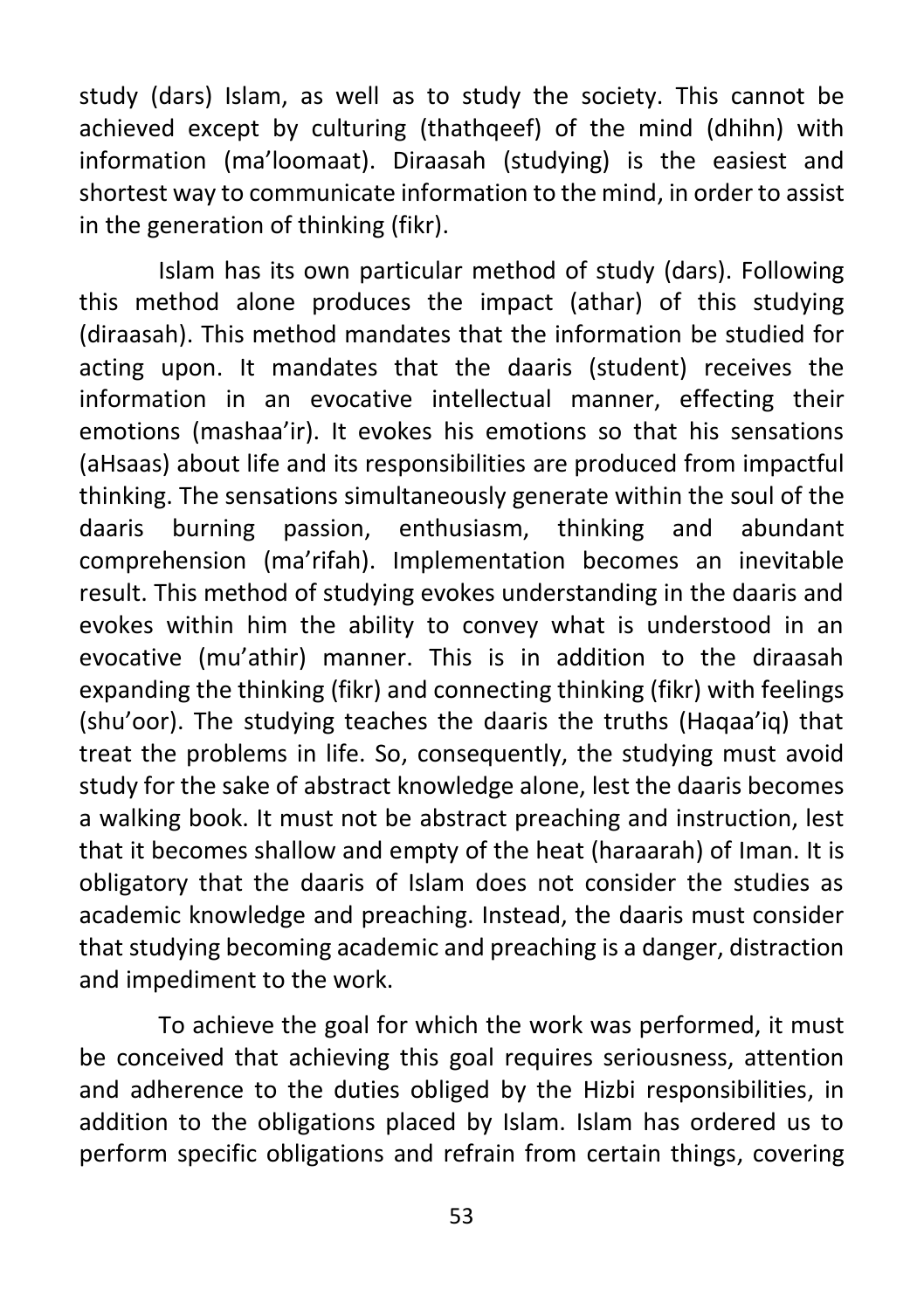study (dars) Islam, as well as to study the society. This cannot be achieved except by culturing (thathqeef) of the mind (dhihn) with information (ma'loomaat). Diraasah (studying) is the easiest and shortest way to communicate information to the mind, in order to assist in the generation of thinking (fikr).

Islam has its own particular method of study (dars). Following this method alone produces the impact (athar) of this studying (diraasah). This method mandates that the information be studied for acting upon. It mandates that the daaris (student) receives the information in an evocative intellectual manner, effecting their emotions (mashaa'ir). It evokes his emotions so that his sensations (aHsaas) about life and its responsibilities are produced from impactful thinking. The sensations simultaneously generate within the soul of the daaris burning passion, enthusiasm, thinking and abundant comprehension (ma'rifah). Implementation becomes an inevitable result. This method of studying evokes understanding in the daaris and evokes within him the ability to convey what is understood in an evocative (mu'athir) manner. This is in addition to the diraasah expanding the thinking (fikr) and connecting thinking (fikr) with feelings (shu'oor). The studying teaches the daaris the truths (Haqaa'iq) that treat the problems in life. So, consequently, the studying must avoid study for the sake of abstract knowledge alone, lest the daaris becomes a walking book. It must not be abstract preaching and instruction, lest that it becomes shallow and empty of the heat (haraarah) of Iman. It is obligatory that the daaris of Islam does not consider the studies as academic knowledge and preaching. Instead, the daaris must consider that studying becoming academic and preaching is a danger, distraction and impediment to the work.

To achieve the goal for which the work was performed, it must be conceived that achieving this goal requires seriousness, attention and adherence to the duties obliged by the Hizbi responsibilities, in addition to the obligations placed by Islam. Islam has ordered us to perform specific obligations and refrain from certain things, covering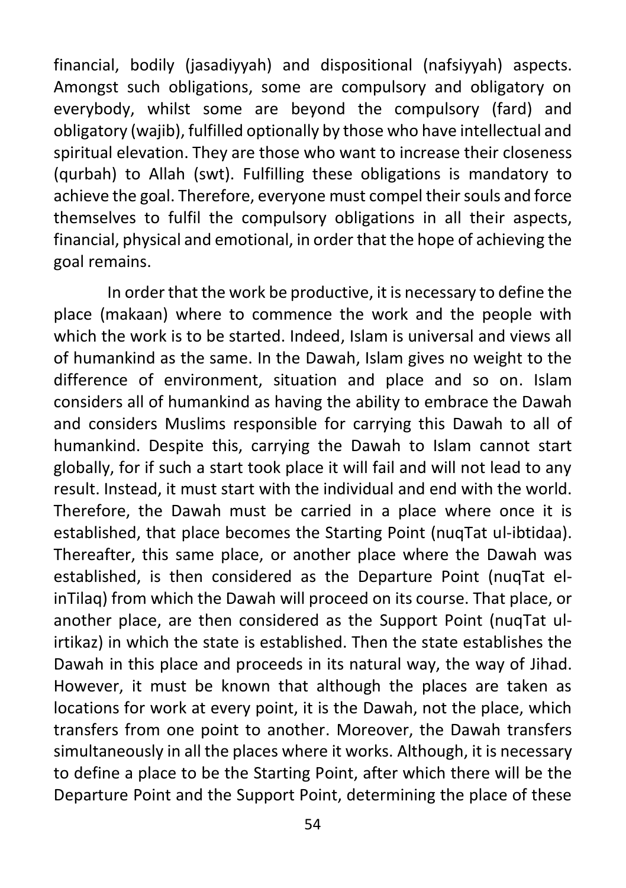financial, bodily (jasadiyyah) and dispositional (nafsiyyah) aspects. Amongst such obligations, some are compulsory and obligatory on everybody, whilst some are beyond the compulsory (fard) and obligatory (wajib), fulfilled optionally by those who have intellectual and spiritual elevation. They are those who want to increase their closeness (qurbah) to Allah (swt). Fulfilling these obligations is mandatory to achieve the goal. Therefore, everyone must compel their souls and force themselves to fulfil the compulsory obligations in all their aspects, financial, physical and emotional, in order that the hope of achieving the goal remains.

In order that the work be productive, it is necessary to define the place (makaan) where to commence the work and the people with which the work is to be started. Indeed, Islam is universal and views all of humankind as the same. In the Dawah, Islam gives no weight to the difference of environment, situation and place and so on. Islam considers all of humankind as having the ability to embrace the Dawah and considers Muslims responsible for carrying this Dawah to all of humankind. Despite this, carrying the Dawah to Islam cannot start globally, for if such a start took place it will fail and will not lead to any result. Instead, it must start with the individual and end with the world. Therefore, the Dawah must be carried in a place where once it is established, that place becomes the Starting Point (nuqTat ul-ibtidaa). Thereafter, this same place, or another place where the Dawah was established, is then considered as the Departure Point (nuqTat el-inTilaq) from which the Dawah will proceed on its course. That place, or another place, are then considered as the Support Point (nuqTat ul-irtikaz) in which the state is established. Then the state establishes the Dawah in this place and proceeds in its natural way, the way of Jihad. However, it must be known that although the places are taken as locations for work at every point, it is the Dawah, not the place, which transfers from one point to another. Moreover, the Dawah transfers simultaneously in all the places where it works. Although, it is necessary to define a place to be the Starting Point, after which there will be the Departure Point and the Support Point, determining the place of these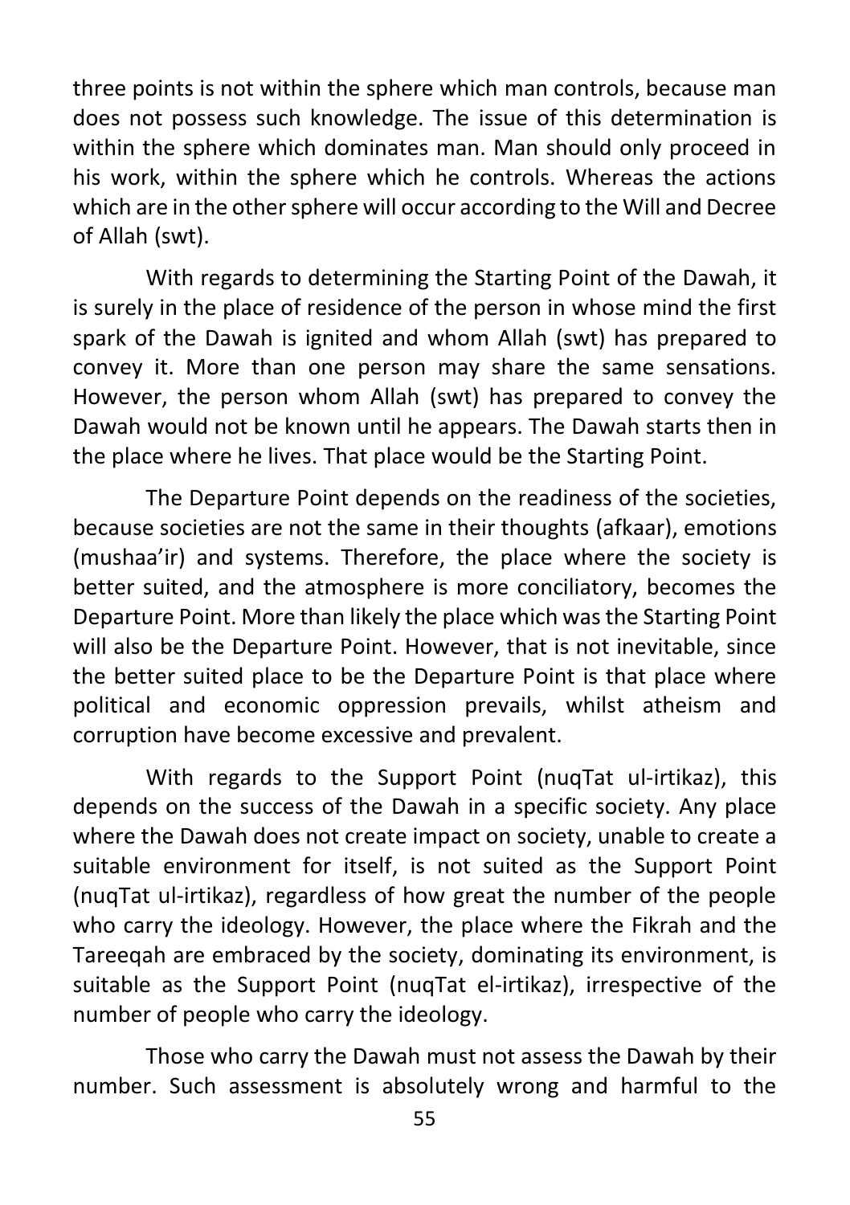three points is not within the sphere which man controls, because man does not possess such knowledge. The issue of this determination is within the sphere which dominates man. Man should only proceed in his work, within the sphere which he controls. Whereas the actions which are in the other sphere will occur according to the Will and Decree of Allah (swt).

With regards to determining the Starting Point of the Dawah, it is surely in the place of residence of the person in whose mind the first spark of the Dawah is ignited and whom Allah (swt) has prepared to convey it. More than one person may share the same sensations. However, the person whom Allah (swt) has prepared to convey the Dawah would not be known until he appears. The Dawah starts then in the place where he lives. That place would be the Starting Point.

The Departure Point depends on the readiness of the societies, because societies are not the same in their thoughts (afkaar), emotions (mushaa'ir) and systems. Therefore, the place where the society is better suited, and the atmosphere is more conciliatory, becomes the Departure Point. More than likely the place which was the Starting Point will also be the Departure Point. However, that is not inevitable, since the better suited place to be the Departure Point is that place where political and economic oppression prevails, whilst atheism and corruption have become excessive and prevalent.

With regards to the Support Point (nuqTat ul-irtikaz), this depends on the success of the Dawah in a specific society. Any place where the Dawah does not create impact on society, unable to create a suitable environment for itself, is not suited as the Support Point (nuqTat ul-irtikaz), regardless of how great the number of the people who carry the ideology. However, the place where the Fikrah and the Tareeqah are embraced by the society, dominating its environment, is suitable as the Support Point (nuqTat el-irtikaz), irrespective of the number of people who carry the ideology.

Those who carry the Dawah must not assess the Dawah by their number. Such assessment is absolutely wrong and harmful to the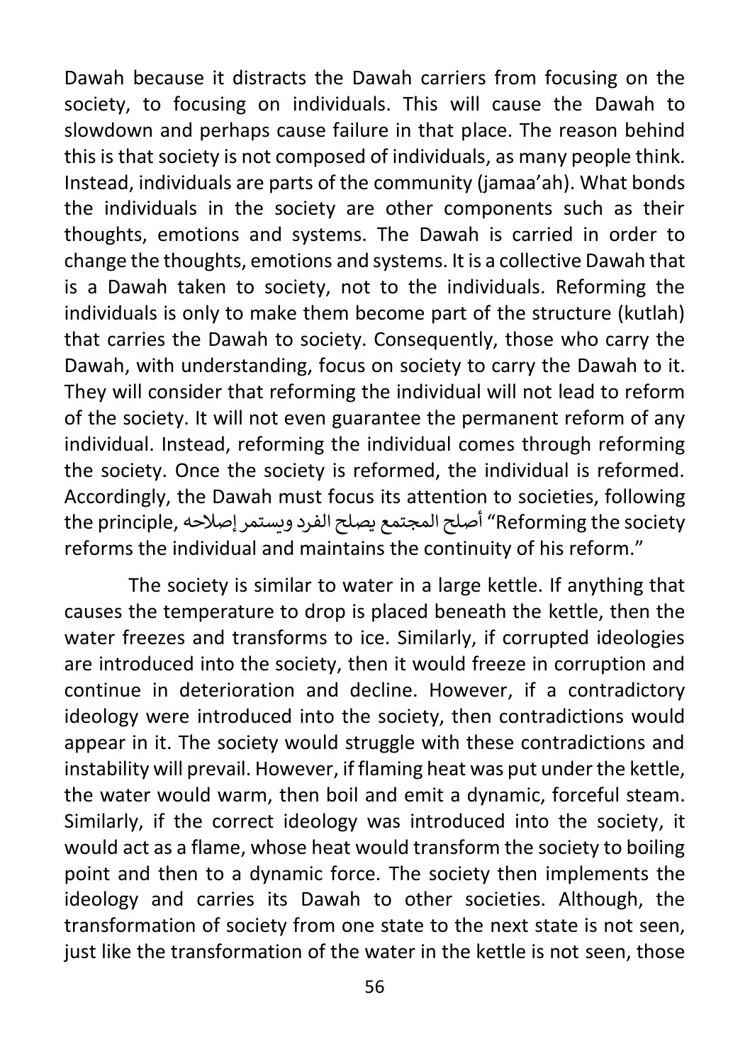Dawah because it distracts the Dawah carriers from focusing on the society, to focusing on individuals. This will cause the Dawah to slowdown and perhaps cause failure in that place. The reason behind this is that society is not composed of individuals, as many people think. Instead, individuals are parts of the community (jamaa'ah). What bonds the individuals in the society are other components such as their thoughts, emotions and systems. The Dawah is carried in order to change the thoughts, emotions and systems. It is a collective Dawah that is a Dawah taken to society, not to the individuals. Reforming the individuals is only to make them become part of the structure (kutlah) that carries the Dawah to society. Consequently, those who carry the Dawah, with understanding, focus on society to carry the Dawah to it. They will consider that reforming the individual will not lead to reform of the society. It will not even guarantee the permanent reform of any individual. Instead, reforming the individual comes through reforming the society. Once the society is reformed, the individual is reformed. Accordingly, the Dawah must focus its attention to societies, following the principle, أصلح المجتمع يصلح الفرد ويستمر إصلاحه "Reforming the society reforms the individual and maintains the continuity of his reform."

The society is similar to water in a large kettle. If anything that causes the temperature to drop is placed beneath the kettle, then the water freezes and transforms to ice. Similarly, if corrupted ideologies are introduced into the society, then it would freeze in corruption and continue in deterioration and decline. However, if a contradictory ideology were introduced into the society, then contradictions would appear in it. The society would struggle with these contradictions and instability will prevail. However, if flaming heat was put under the kettle, the water would warm, then boil and emit a dynamic, forceful steam. Similarly, if the correct ideology was introduced into the society, it would act as a flame, whose heat would transform the society to boiling point and then to a dynamic force. The society then implements the ideology and carries its Dawah to other societies. Although, the transformation of society from one state to the next state is not seen, just like the transformation of the water in the kettle is not seen, those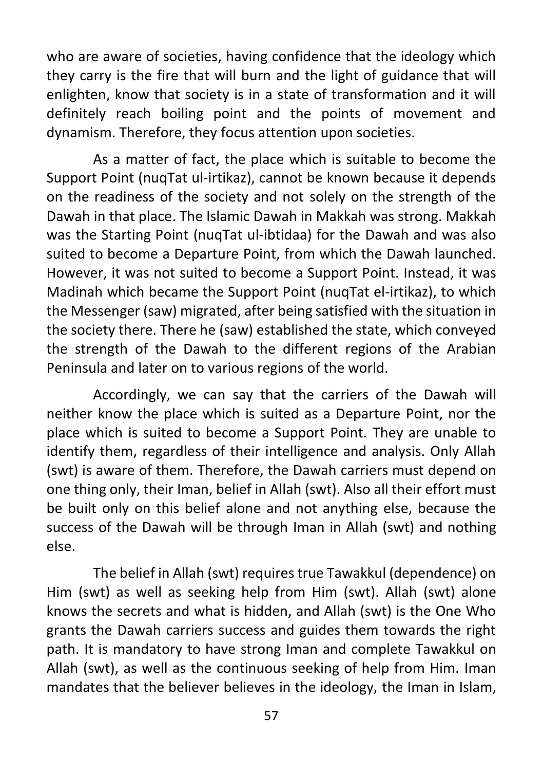who are aware of societies, having confidence that the ideology which they carry is the fire that will burn and the light of guidance that will enlighten, know that society is in a state of transformation and it will definitely reach boiling point and the points of movement and dynamism. Therefore, they focus attention upon societies.

As a matter of fact, the place which is suitable to become the Support Point (nuqTat ul-irtikaz), cannot be known because it depends on the readiness of the society and not solely on the strength of the Dawah in that place. The Islamic Dawah in Makkah was strong. Makkah was the Starting Point (nuqTat ul-ibtidaa) for the Dawah and was also suited to become a Departure Point, from which the Dawah launched. However, it was not suited to become a Support Point. Instead, it was Madinah which became the Support Point (nuqTat el-irtikaz), to which the Messenger (saw) migrated, after being satisfied with the situation in the society there. There he (saw) established the state, which conveyed the strength of the Dawah to the different regions of the Arabian Peninsula and later on to various regions of the world.

Accordingly, we can say that the carriers of the Dawah will neither know the place which is suited as a Departure Point, nor the place which is suited to become a Support Point. They are unable to identify them, regardless of their intelligence and analysis. Only Allah (swt) is aware of them. Therefore, the Dawah carriers must depend on one thing only, their Iman, belief in Allah (swt). Also all their effort must be built only on this belief alone and not anything else, because the success of the Dawah will be through Iman in Allah (swt) and nothing else.

The belief in Allah (swt) requires true Tawakkul (dependence) on Him (swt) as well as seeking help from Him (swt). Allah (swt) alone knows the secrets and what is hidden, and Allah (swt) is the One Who grants the Dawah carriers success and guides them towards the right path. It is mandatory to have strong Iman and complete Tawakkul on Allah (swt), as well as the continuous seeking of help from Him. Iman mandates that the believer believes in the ideology, the Iman in Islam,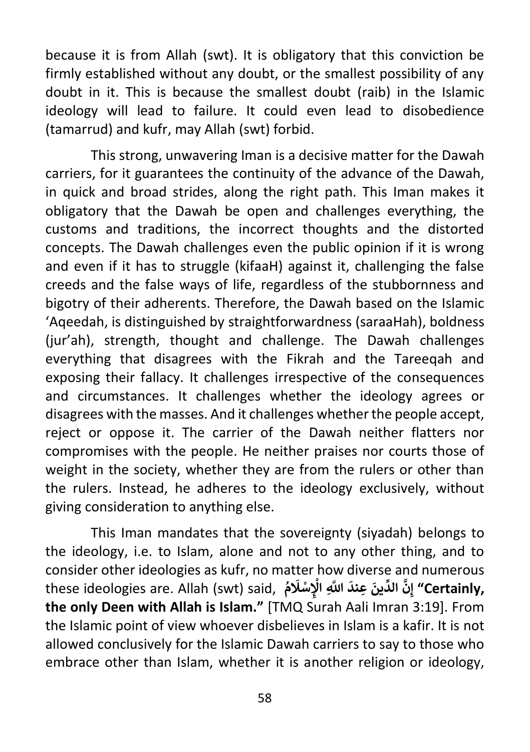because it is from Allah (swt). It is obligatory that this conviction be firmly established without any doubt, or the smallest possibility of any doubt in it. This is because the smallest doubt (raib) in the Islamic ideology will lead to failure. It could even lead to disobedience (tamarrud) and kufr, may Allah (swt) forbid.

This strong, unwavering Iman is a decisive matter for the Dawah carriers, for it guarantees the continuity of the advance of the Dawah, in quick and broad strides, along the right path. This Iman makes it obligatory that the Dawah be open and challenges everything, the customs and traditions, the incorrect thoughts and the distorted concepts. The Dawah challenges even the public opinion if it is wrong and even if it has to struggle (kifaaH) against it, challenging the false creeds and the false ways of life, regardless of the stubbornness and bigotry of their adherents. Therefore, the Dawah based on the Islamic 'Aqeedah, is distinguished by straightforwardness (saraaHah), boldness (jur'ah), strength, thought and challenge. The Dawah challenges everything that disagrees with the Fikrah and the Tareeqah and exposing their fallacy. It challenges irrespective of the consequences and circumstances. It challenges whether the ideology agrees or disagrees with the masses. And it challenges whether the people accept, reject or oppose it. The carrier of the Dawah neither flatters nor compromises with the people. He neither praises nor courts those of weight in the society, whether they are from the rulers or other than the rulers. Instead, he adheres to the ideology exclusively, without giving consideration to anything else.

This Iman mandates that the sovereignty (siyadah) belongs to the ideology, i.e. to Islam, alone and not to any other thing, and to consider other ideologies as kufr, no matter how diverse and numerous these ideologies are. Allah (swt) said, **إِنَّ الدِّينَ عِندَ اللَّهِ الْإِسْلَامُ "Certainly, the only Deen with Allah is Islam."** [TMQ Surah Aali Imran 3:19]. From the Islamic point of view whoever disbelieves in Islam is a kafir. It is not allowed conclusively for the Islamic Dawah carriers to say to those who embrace other than Islam, whether it is another religion or ideology,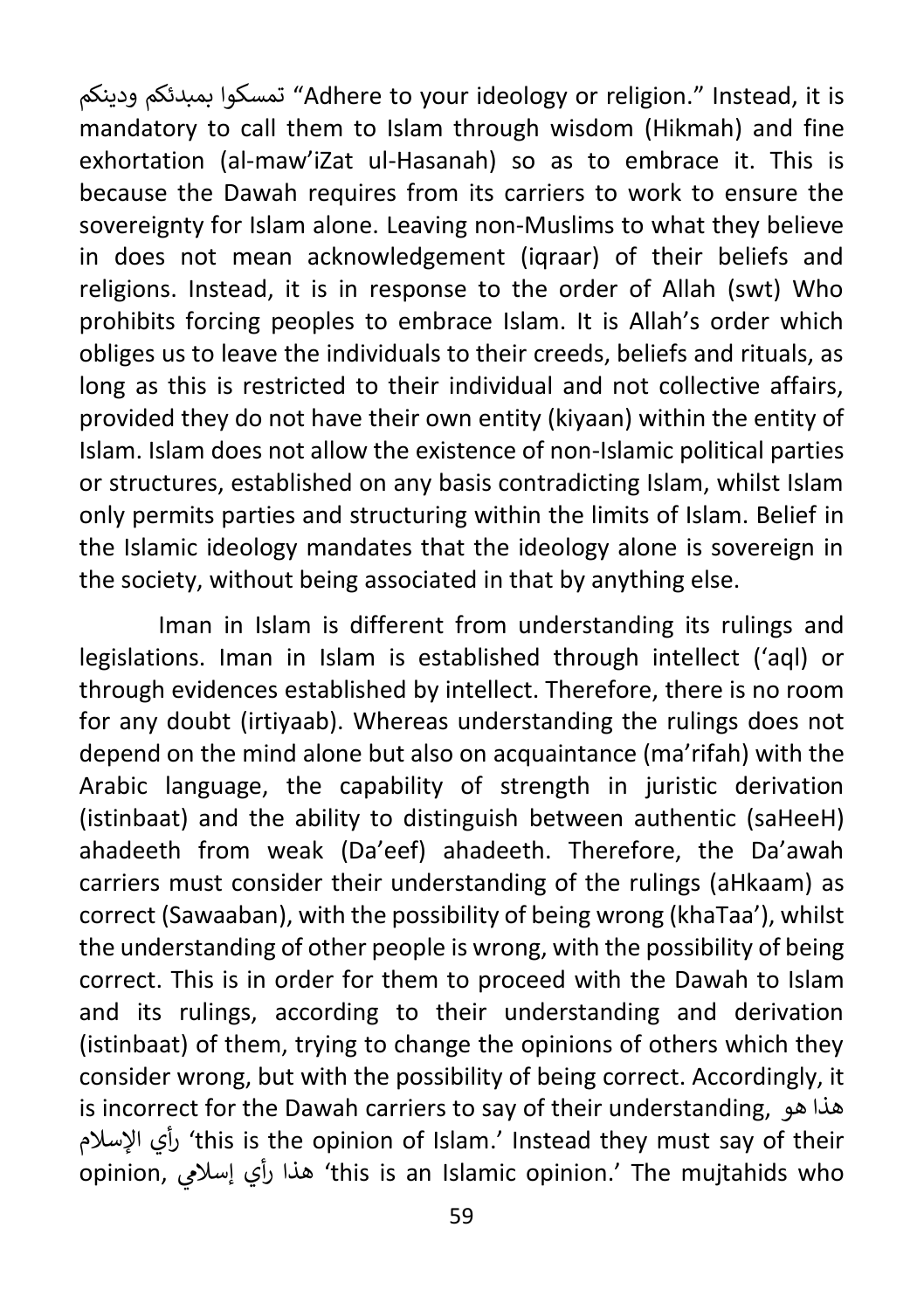تمسكوا بمبدئكم ودينكم "Adhere to your ideology or religion." Instead, it is mandatory to call them to Islam through wisdom (Hikmah) and fine exhortation (al-maw'iZat ul-Hasanah) so as to embrace it. This is because the Dawah requires from its carriers to work to ensure the sovereignty for Islam alone. Leaving non-Muslims to what they believe in does not mean acknowledgement (iqraar) of their beliefs and religions. Instead, it is in response to the order of Allah (swt) Who prohibits forcing peoples to embrace Islam. It is Allah's order which obliges us to leave the individuals to their creeds, beliefs and rituals, as long as this is restricted to their individual and not collective affairs, provided they do not have their own entity (kiyaan) within the entity of Islam. Islam does not allow the existence of non-Islamic political parties or structures, established on any basis contradicting Islam, whilst Islam only permits parties and structuring within the limits of Islam. Belief in the Islamic ideology mandates that the ideology alone is sovereign in the society, without being associated in that by anything else.

Iman in Islam is different from understanding its rulings and legislations. Iman in Islam is established through intellect ('aql) or through evidences established by intellect. Therefore, there is no room for any doubt (irtiyaab). Whereas understanding the rulings does not depend on the mind alone but also on acquaintance (ma'rifah) with the Arabic language, the capability of strength in juristic derivation (istinbaat) and the ability to distinguish between authentic (saHeeH) ahadeeth from weak (Da'eef) ahadeeth. Therefore, the Da'awah carriers must consider their understanding of the rulings (aHkaam) as correct (Sawaaban), with the possibility of being wrong (khaTaa'), whilst the understanding of other people is wrong, with the possibility of being correct. This is in order for them to proceed with the Dawah to Islam and its rulings, according to their understanding and derivation (istinbaat) of them, trying to change the opinions of others which they consider wrong, but with the possibility of being correct. Accordingly, it is incorrect for the Dawah carriers to say of their understanding, هذا هو رأي الإسلام 'this is the opinion of Islam.' Instead they must say of their opinion, هذا رأي إسلامي 'this is an Islamic opinion.' The mujtahids who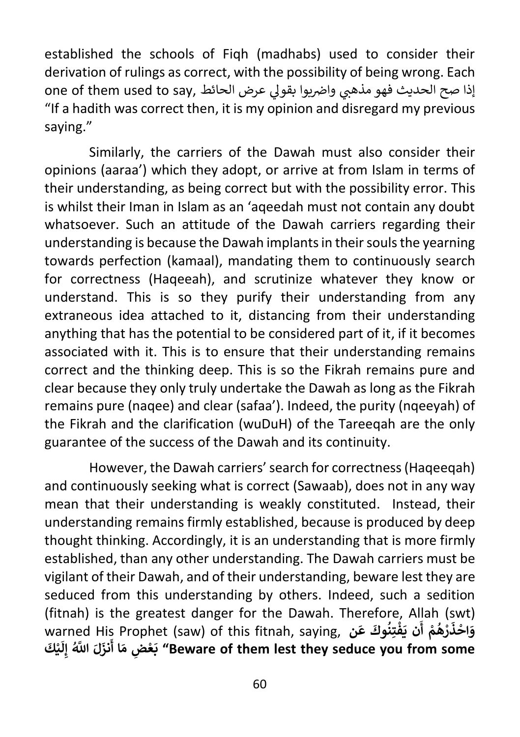established the schools of Fiqh (madhabs) used to consider their derivation of rulings as correct, with the possibility of being wrong. Each one of them used to say, إذا صح الحديث فهو مذهبي واضربوا بقولي عرض الحائط “If a hadith was correct then, it is my opinion and disregard my previous saying.”

Similarly, the carriers of the Dawah must also consider their opinions (aaraa’) which they adopt, or arrive at from Islam in terms of their understanding, as being correct but with the possibility error. This is whilst their Iman in Islam as an ‘aqeedah must not contain any doubt whatsoever. Such an attitude of the Dawah carriers regarding their understanding is because the Dawah implants in their souls the yearning towards perfection (kamaal), mandating them to continuously search for correctness (Haqeeah), and scrutinize whatever they know or understand. This is so they purify their understanding from any extraneous idea attached to it, distancing from their understanding anything that has the potential to be considered part of it, if it becomes associated with it. This is to ensure that their understanding remains correct and the thinking deep. This is so the Fikrah remains pure and clear because they only truly undertake the Dawah as long as the Fikrah remains pure (naqee) and clear (safaa’). Indeed, the purity (nqeeyah) of the Fikrah and the clarification (wuDuH) of the Tareeqah are the only guarantee of the success of the Dawah and its continuity.

However, the Dawah carriers’ search for correctness (Haqeeqah) and continuously seeking what is correct (Sawaab), does not in any way mean that their understanding is weakly constituted. Instead, their understanding remains firmly established, because is produced by deep thought thinking. Accordingly, it is an understanding that is more firmly established, than any other understanding. The Dawah carriers must be vigilant of their Dawah, and of their understanding, beware lest they are seduced from this understanding by others. Indeed, such a sedition (fitnah) is the greatest danger for the Dawah. Therefore, Allah (swt) warned His Prophet (saw) of this fitnah, saying, **وَاحْذَرْهُمْ أَن يَفْتِنُوكَ عَن بَعْضِ مَا أَنزَلَ اللَّهُ إِلَيْكَ “Beware of them lest they seduce you from some**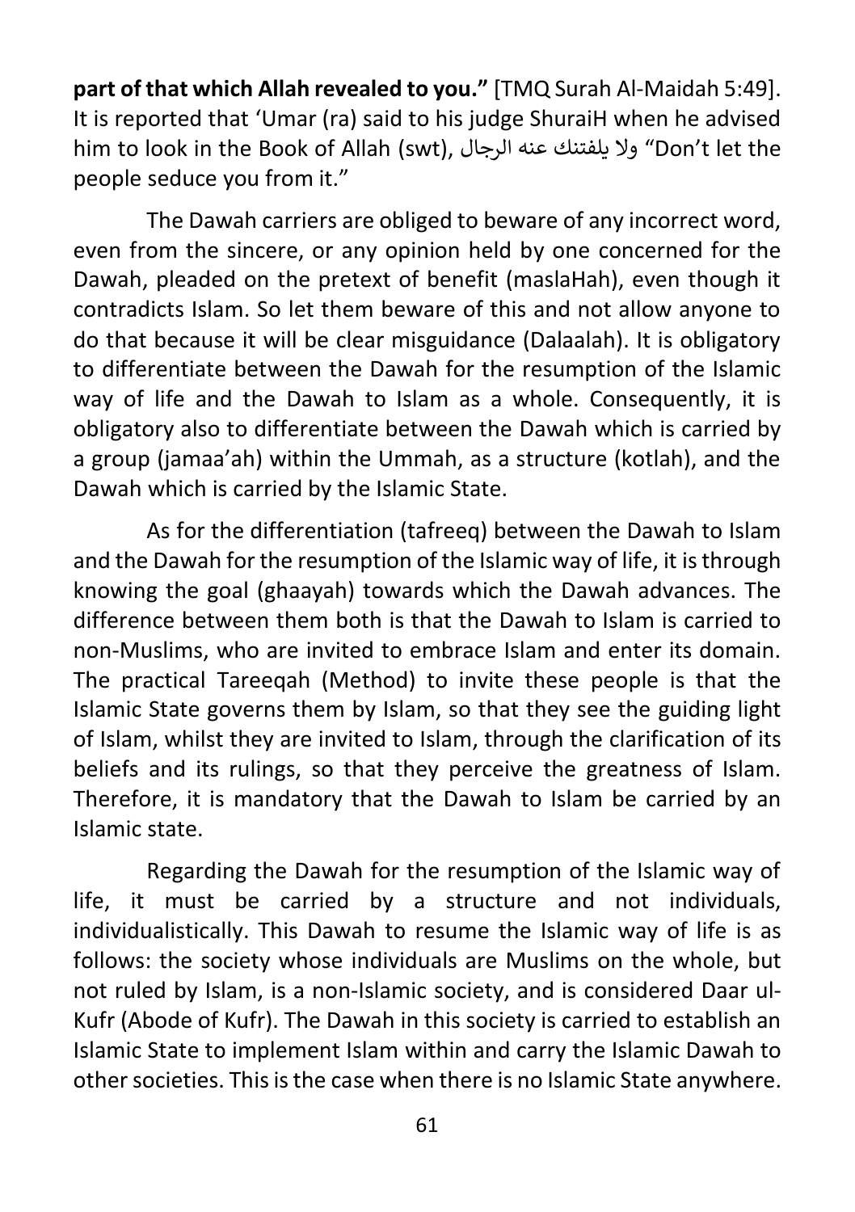**part of that which Allah revealed to you."** [TMQ Surah Al-Maidah 5:49]. It is reported that 'Umar (ra) said to his judge ShuraiH when he advised him to look in the Book of Allah (swt), ولا يلفتنك عنه الرجال "Don't let the people seduce you from it."

The Dawah carriers are obliged to beware of any incorrect word, even from the sincere, or any opinion held by one concerned for the Dawah, pleaded on the pretext of benefit (maslaHah), even though it contradicts Islam. So let them beware of this and not allow anyone to do that because it will be clear misguidance (Dalaalah). It is obligatory to differentiate between the Dawah for the resumption of the Islamic way of life and the Dawah to Islam as a whole. Consequently, it is obligatory also to differentiate between the Dawah which is carried by a group (jamaa'ah) within the Ummah, as a structure (kotlah), and the Dawah which is carried by the Islamic State.

As for the differentiation (tafreeq) between the Dawah to Islam and the Dawah for the resumption of the Islamic way of life, it is through knowing the goal (ghaayah) towards which the Dawah advances. The difference between them both is that the Dawah to Islam is carried to non-Muslims, who are invited to embrace Islam and enter its domain. The practical Tareeqah (Method) to invite these people is that the Islamic State governs them by Islam, so that they see the guiding light of Islam, whilst they are invited to Islam, through the clarification of its beliefs and its rulings, so that they perceive the greatness of Islam. Therefore, it is mandatory that the Dawah to Islam be carried by an Islamic state.

Regarding the Dawah for the resumption of the Islamic way of life, it must be carried by a structure and not individuals, individualistically. This Dawah to resume the Islamic way of life is as follows: the society whose individuals are Muslims on the whole, but not ruled by Islam, is a non-Islamic society, and is considered Daar ul-Kufr (Abode of Kufr). The Dawah in this society is carried to establish an Islamic State to implement Islam within and carry the Islamic Dawah to other societies. This is the case when there is no Islamic State anywhere.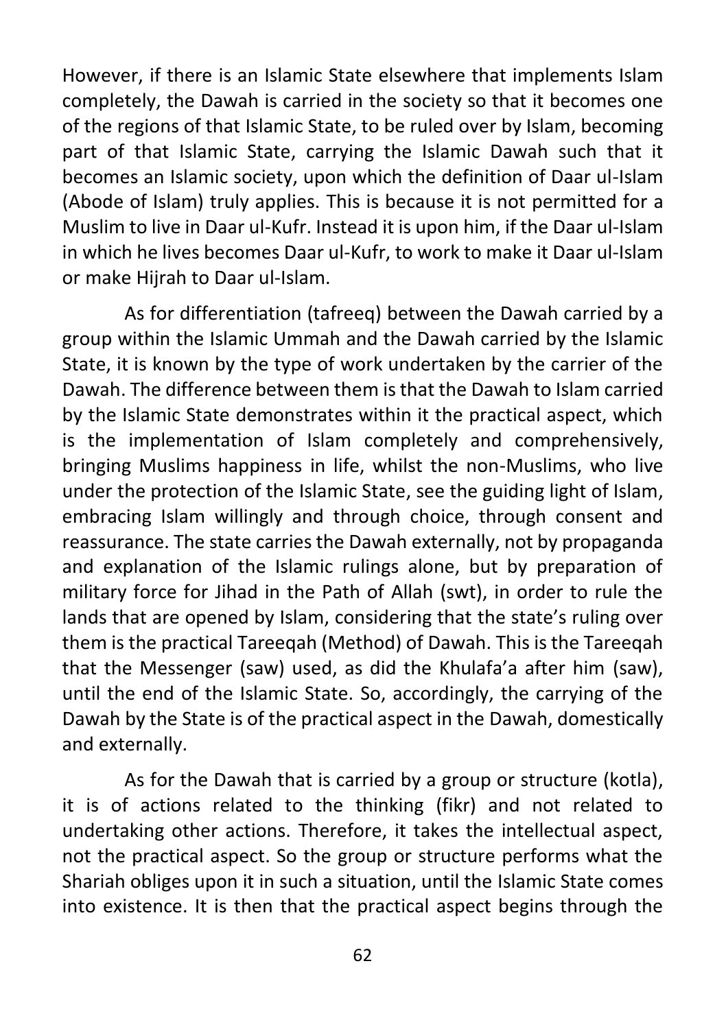However, if there is an Islamic State elsewhere that implements Islam completely, the Dawah is carried in the society so that it becomes one of the regions of that Islamic State, to be ruled over by Islam, becoming part of that Islamic State, carrying the Islamic Dawah such that it becomes an Islamic society, upon which the definition of Daar ul-Islam (Abode of Islam) truly applies. This is because it is not permitted for a Muslim to live in Daar ul-Kufr. Instead it is upon him, if the Daar ul-Islam in which he lives becomes Daar ul-Kufr, to work to make it Daar ul-Islam or make Hijrah to Daar ul-Islam.

As for differentiation (tafreeq) between the Dawah carried by a group within the Islamic Ummah and the Dawah carried by the Islamic State, it is known by the type of work undertaken by the carrier of the Dawah. The difference between them is that the Dawah to Islam carried by the Islamic State demonstrates within it the practical aspect, which is the implementation of Islam completely and comprehensively, bringing Muslims happiness in life, whilst the non-Muslims, who live under the protection of the Islamic State, see the guiding light of Islam, embracing Islam willingly and through choice, through consent and reassurance. The state carries the Dawah externally, not by propaganda and explanation of the Islamic rulings alone, but by preparation of military force for Jihad in the Path of Allah (swt), in order to rule the lands that are opened by Islam, considering that the state's ruling over them is the practical Tareeqah (Method) of Dawah. This is the Tareeqah that the Messenger (saw) used, as did the Khulafa'a after him (saw), until the end of the Islamic State. So, accordingly, the carrying of the Dawah by the State is of the practical aspect in the Dawah, domestically and externally.

As for the Dawah that is carried by a group or structure (kotla), it is of actions related to the thinking (fikr) and not related to undertaking other actions. Therefore, it takes the intellectual aspect, not the practical aspect. So the group or structure performs what the Shariah obliges upon it in such a situation, until the Islamic State comes into existence. It is then that the practical aspect begins through the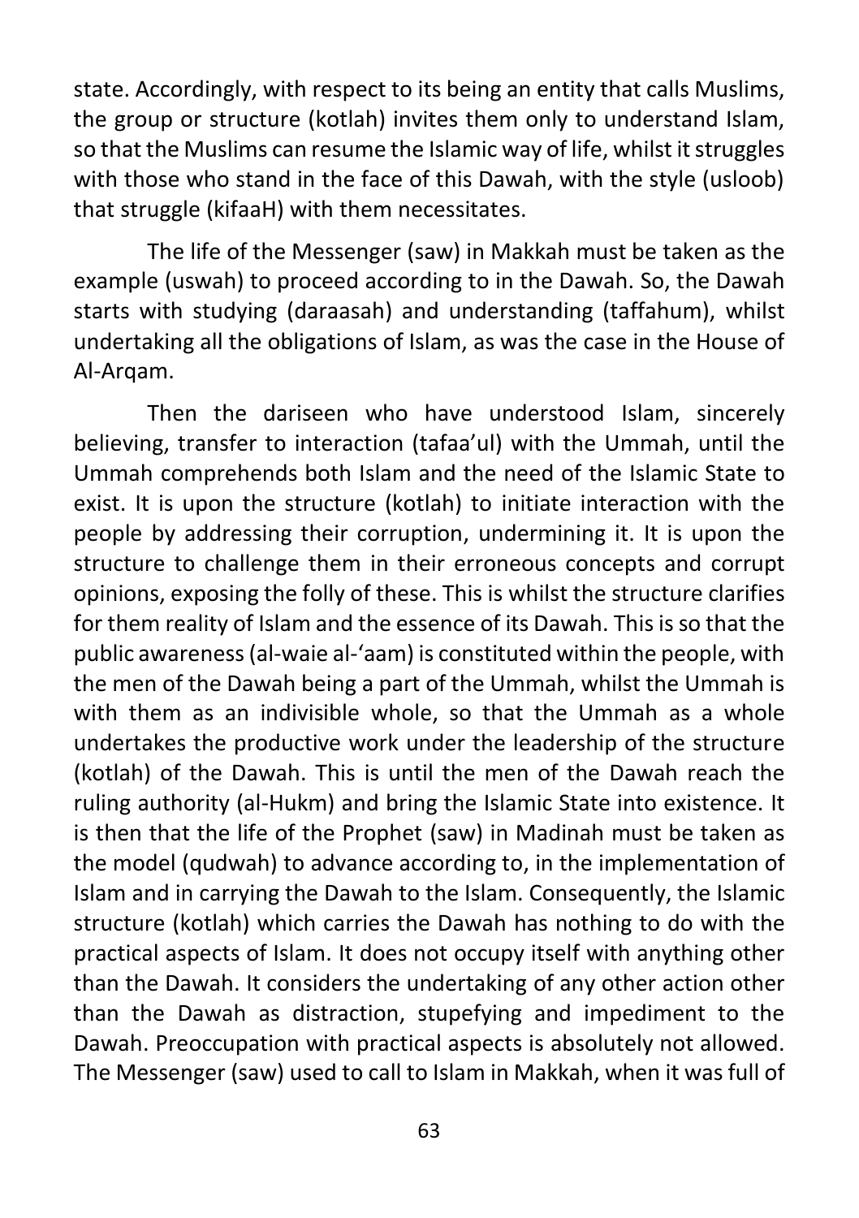state. Accordingly, with respect to its being an entity that calls Muslims, the group or structure (kotlah) invites them only to understand Islam, so that the Muslims can resume the Islamic way of life, whilst it struggles with those who stand in the face of this Dawah, with the style (usloob) that struggle (kifaaH) with them necessitates.

The life of the Messenger (saw) in Makkah must be taken as the example (uswah) to proceed according to in the Dawah. So, the Dawah starts with studying (daraasah) and understanding (taffahum), whilst undertaking all the obligations of Islam, as was the case in the House of Al-Arqam.

Then the dariseen who have understood Islam, sincerely believing, transfer to interaction (tafaa'ul) with the Ummah, until the Ummah comprehends both Islam and the need of the Islamic State to exist. It is upon the structure (kotlah) to initiate interaction with the people by addressing their corruption, undermining it. It is upon the structure to challenge them in their erroneous concepts and corrupt opinions, exposing the folly of these. This is whilst the structure clarifies for them reality of Islam and the essence of its Dawah. This is so that the public awareness (al-waie al-'aam) is constituted within the people, with the men of the Dawah being a part of the Ummah, whilst the Ummah is with them as an indivisible whole, so that the Ummah as a whole undertakes the productive work under the leadership of the structure (kotlah) of the Dawah. This is until the men of the Dawah reach the ruling authority (al-Hukm) and bring the Islamic State into existence. It is then that the life of the Prophet (saw) in Madinah must be taken as the model (qudwah) to advance according to, in the implementation of Islam and in carrying the Dawah to the Islam. Consequently, the Islamic structure (kotlah) which carries the Dawah has nothing to do with the practical aspects of Islam. It does not occupy itself with anything other than the Dawah. It considers the undertaking of any other action other than the Dawah as distraction, stupefying and impediment to the Dawah. Preoccupation with practical aspects is absolutely not allowed. The Messenger (saw) used to call to Islam in Makkah, when it was full of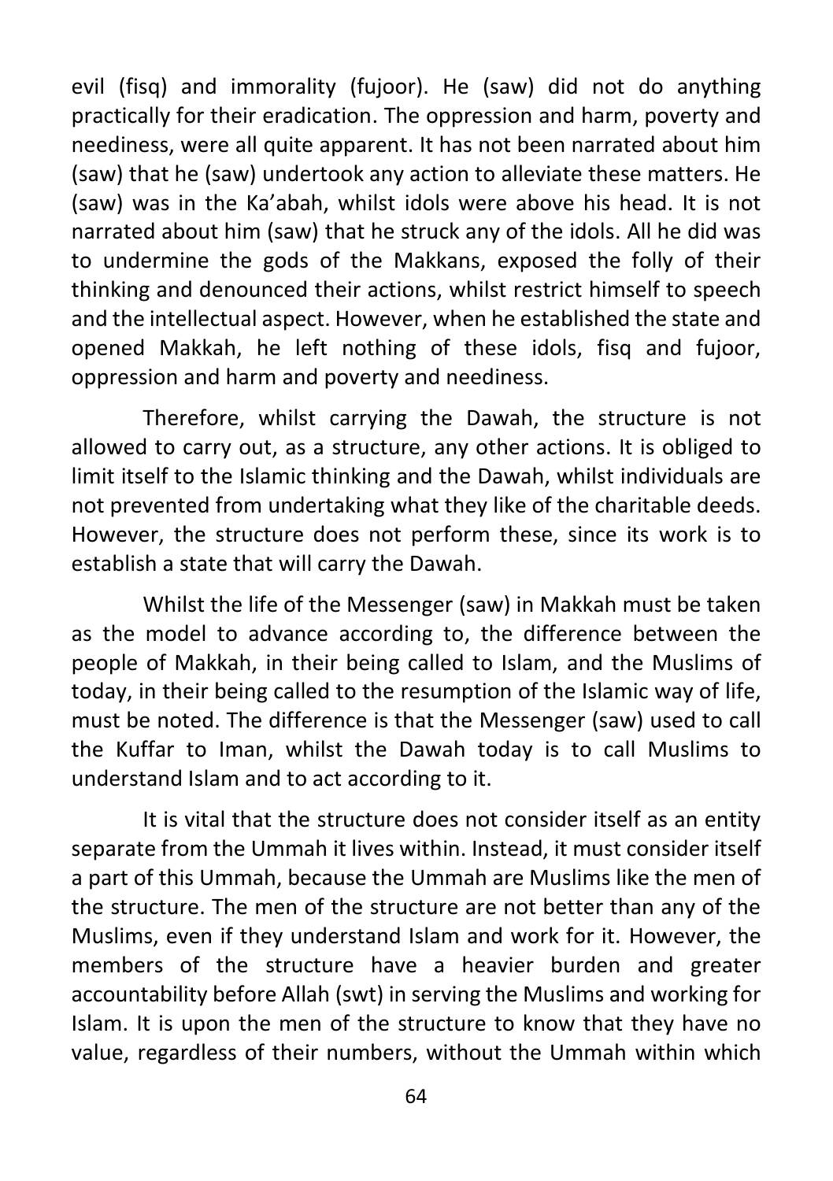evil (fisq) and immorality (fujoor). He (saw) did not do anything practically for their eradication. The oppression and harm, poverty and neediness, were all quite apparent. It has not been narrated about him (saw) that he (saw) undertook any action to alleviate these matters. He (saw) was in the Ka'abah, whilst idols were above his head. It is not narrated about him (saw) that he struck any of the idols. All he did was to undermine the gods of the Makkans, exposed the folly of their thinking and denounced their actions, whilst restrict himself to speech and the intellectual aspect. However, when he established the state and opened Makkah, he left nothing of these idols, fisq and fujoor, oppression and harm and poverty and neediness.

Therefore, whilst carrying the Dawah, the structure is not allowed to carry out, as a structure, any other actions. It is obliged to limit itself to the Islamic thinking and the Dawah, whilst individuals are not prevented from undertaking what they like of the charitable deeds. However, the structure does not perform these, since its work is to establish a state that will carry the Dawah.

Whilst the life of the Messenger (saw) in Makkah must be taken as the model to advance according to, the difference between the people of Makkah, in their being called to Islam, and the Muslims of today, in their being called to the resumption of the Islamic way of life, must be noted. The difference is that the Messenger (saw) used to call the Kuffar to Iman, whilst the Dawah today is to call Muslims to understand Islam and to act according to it.

It is vital that the structure does not consider itself as an entity separate from the Ummah it lives within. Instead, it must consider itself a part of this Ummah, because the Ummah are Muslims like the men of the structure. The men of the structure are not better than any of the Muslims, even if they understand Islam and work for it. However, the members of the structure have a heavier burden and greater accountability before Allah (swt) in serving the Muslims and working for Islam. It is upon the men of the structure to know that they have no value, regardless of their numbers, without the Ummah within which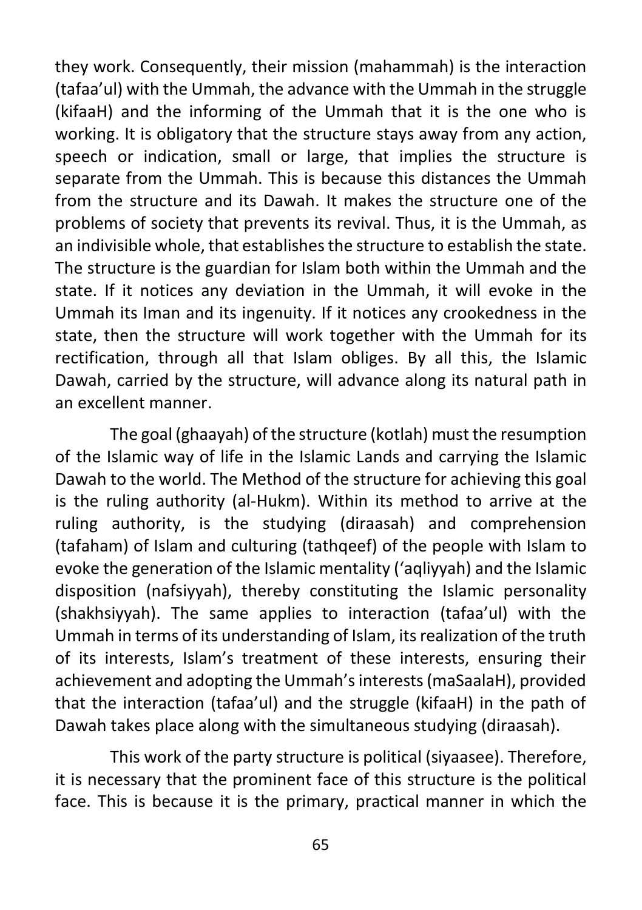they work. Consequently, their mission (mahammah) is the interaction (tafaa'ul) with the Ummah, the advance with the Ummah in the struggle (kifaaH) and the informing of the Ummah that it is the one who is working. It is obligatory that the structure stays away from any action, speech or indication, small or large, that implies the structure is separate from the Ummah. This is because this distances the Ummah from the structure and its Dawah. It makes the structure one of the problems of society that prevents its revival. Thus, it is the Ummah, as an indivisible whole, that establishes the structure to establish the state. The structure is the guardian for Islam both within the Ummah and the state. If it notices any deviation in the Ummah, it will evoke in the Ummah its Iman and its ingenuity. If it notices any crookedness in the state, then the structure will work together with the Ummah for its rectification, through all that Islam obliges. By all this, the Islamic Dawah, carried by the structure, will advance along its natural path in an excellent manner.

The goal (ghaayah) of the structure (kotlah) must the resumption of the Islamic way of life in the Islamic Lands and carrying the Islamic Dawah to the world. The Method of the structure for achieving this goal is the ruling authority (al-Hukm). Within its method to arrive at the ruling authority, is the studying (diraasah) and comprehension (tafaham) of Islam and culturing (tathqeef) of the people with Islam to evoke the generation of the Islamic mentality ('aqliyyah) and the Islamic disposition (nafsiyyah), thereby constituting the Islamic personality (shakhsiyyah). The same applies to interaction (tafaa'ul) with the Ummah in terms of its understanding of Islam, its realization of the truth of its interests, Islam's treatment of these interests, ensuring their achievement and adopting the Ummah's interests (maSaalaH), provided that the interaction (tafaa'ul) and the struggle (kifaaH) in the path of Dawah takes place along with the simultaneous studying (diraasah).

This work of the party structure is political (siyaasee). Therefore, it is necessary that the prominent face of this structure is the political face. This is because it is the primary, practical manner in which the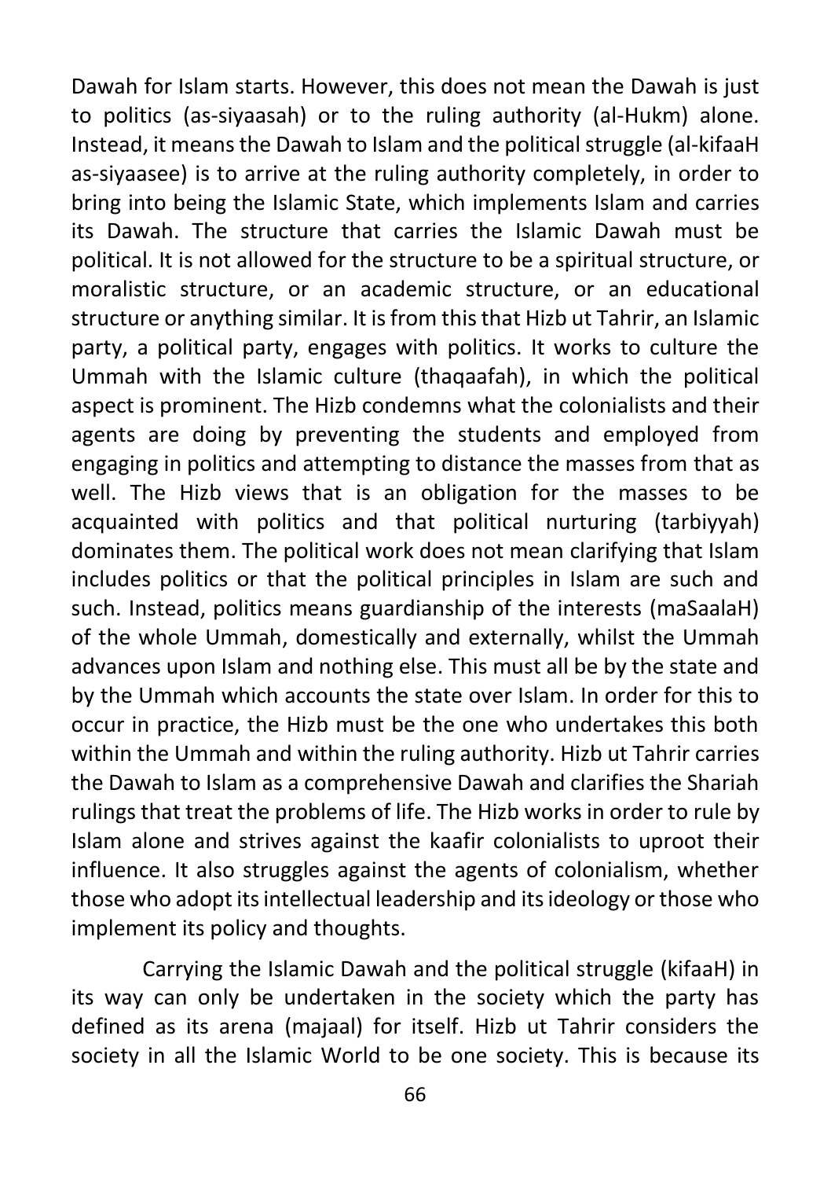Dawah for Islam starts. However, this does not mean the Dawah is just to politics (as-siyaasah) or to the ruling authority (al-Hukm) alone. Instead, it means the Dawah to Islam and the political struggle (al-kifaaH as-siyaasee) is to arrive at the ruling authority completely, in order to bring into being the Islamic State, which implements Islam and carries its Dawah. The structure that carries the Islamic Dawah must be political. It is not allowed for the structure to be a spiritual structure, or moralistic structure, or an academic structure, or an educational structure or anything similar. It is from this that Hizb ut Tahrir, an Islamic party, a political party, engages with politics. It works to culture the Ummah with the Islamic culture (thaqaafah), in which the political aspect is prominent. The Hizb condemns what the colonialists and their agents are doing by preventing the students and employed from engaging in politics and attempting to distance the masses from that as well. The Hizb views that is an obligation for the masses to be acquainted with politics and that political nurturing (tarbiyyah) dominates them. The political work does not mean clarifying that Islam includes politics or that the political principles in Islam are such and such. Instead, politics means guardianship of the interests (maSaalaH) of the whole Ummah, domestically and externally, whilst the Ummah advances upon Islam and nothing else. This must all be by the state and by the Ummah which accounts the state over Islam. In order for this to occur in practice, the Hizb must be the one who undertakes this both within the Ummah and within the ruling authority. Hizb ut Tahrir carries the Dawah to Islam as a comprehensive Dawah and clarifies the Shariah rulings that treat the problems of life. The Hizb works in order to rule by Islam alone and strives against the kaafir colonialists to uproot their influence. It also struggles against the agents of colonialism, whether those who adopt its intellectual leadership and its ideology or those who implement its policy and thoughts.

Carrying the Islamic Dawah and the political struggle (kifaaH) in its way can only be undertaken in the society which the party has defined as its arena (majaal) for itself. Hizb ut Tahrir considers the society in all the Islamic World to be one society. This is because its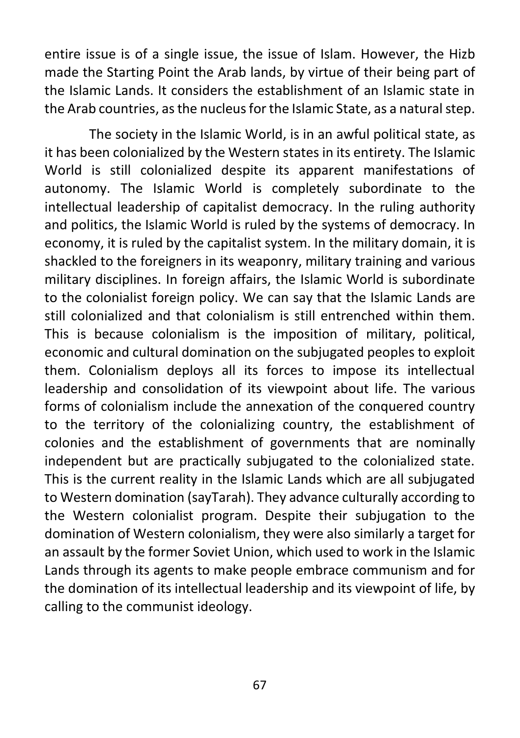entire issue is of a single issue, the issue of Islam. However, the Hizb made the Starting Point the Arab lands, by virtue of their being part of the Islamic Lands. It considers the establishment of an Islamic state in the Arab countries, as the nucleus for the Islamic State, as a natural step.

The society in the Islamic World, is in an awful political state, as it has been colonialized by the Western states in its entirety. The Islamic World is still colonialized despite its apparent manifestations of autonomy. The Islamic World is completely subordinate to the intellectual leadership of capitalist democracy. In the ruling authority and politics, the Islamic World is ruled by the systems of democracy. In economy, it is ruled by the capitalist system. In the military domain, it is shackled to the foreigners in its weaponry, military training and various military disciplines. In foreign affairs, the Islamic World is subordinate to the colonialist foreign policy. We can say that the Islamic Lands are still colonialized and that colonialism is still entrenched within them. This is because colonialism is the imposition of military, political, economic and cultural domination on the subjugated peoples to exploit them. Colonialism deploys all its forces to impose its intellectual leadership and consolidation of its viewpoint about life. The various forms of colonialism include the annexation of the conquered country to the territory of the colonializing country, the establishment of colonies and the establishment of governments that are nominally independent but are practically subjugated to the colonialized state. This is the current reality in the Islamic Lands which are all subjugated to Western domination (sayTarah). They advance culturally according to the Western colonialist program. Despite their subjugation to the domination of Western colonialism, they were also similarly a target for an assault by the former Soviet Union, which used to work in the Islamic Lands through its agents to make people embrace communism and for the domination of its intellectual leadership and its viewpoint of life, by calling to the communist ideology.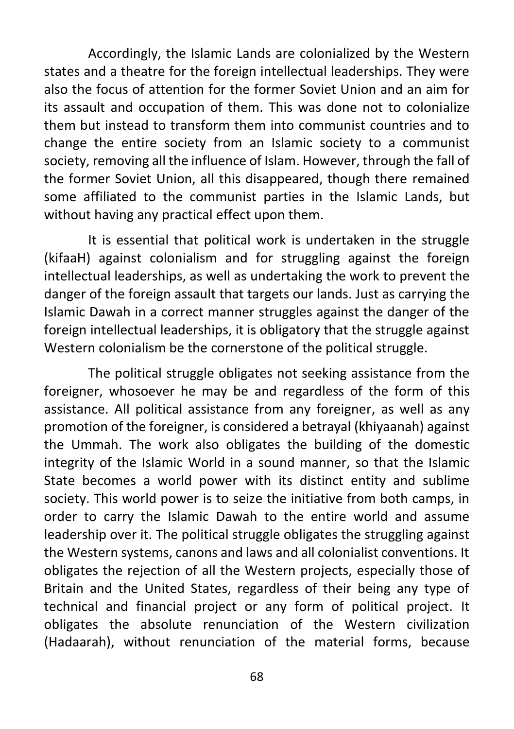Accordingly, the Islamic Lands are colonialized by the Western states and a theatre for the foreign intellectual leaderships. They were also the focus of attention for the former Soviet Union and an aim for its assault and occupation of them. This was done not to colonialize them but instead to transform them into communist countries and to change the entire society from an Islamic society to a communist society, removing all the influence of Islam. However, through the fall of the former Soviet Union, all this disappeared, though there remained some affiliated to the communist parties in the Islamic Lands, but without having any practical effect upon them.

It is essential that political work is undertaken in the struggle (kifaaH) against colonialism and for struggling against the foreign intellectual leaderships, as well as undertaking the work to prevent the danger of the foreign assault that targets our lands. Just as carrying the Islamic Dawah in a correct manner struggles against the danger of the foreign intellectual leaderships, it is obligatory that the struggle against Western colonialism be the cornerstone of the political struggle.

The political struggle obligates not seeking assistance from the foreigner, whosoever he may be and regardless of the form of this assistance. All political assistance from any foreigner, as well as any promotion of the foreigner, is considered a betrayal (khiyaanah) against the Ummah. The work also obligates the building of the domestic integrity of the Islamic World in a sound manner, so that the Islamic State becomes a world power with its distinct entity and sublime society. This world power is to seize the initiative from both camps, in order to carry the Islamic Dawah to the entire world and assume leadership over it. The political struggle obligates the struggling against the Western systems, canons and laws and all colonialist conventions. It obligates the rejection of all the Western projects, especially those of Britain and the United States, regardless of their being any type of technical and financial project or any form of political project. It obligates the absolute renunciation of the Western civilization (Hadaarah), without renunciation of the material forms, because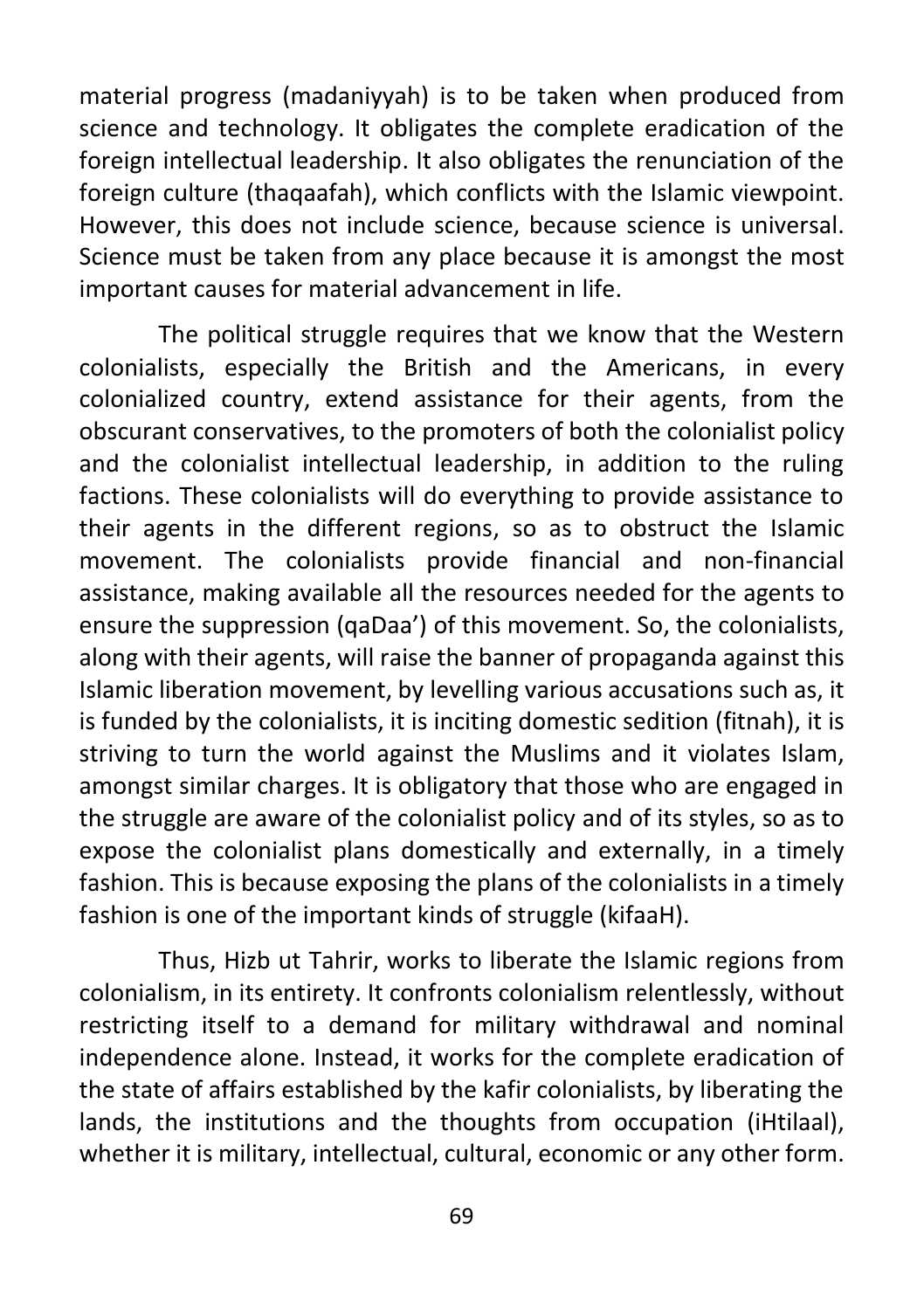material progress (madaniyyah) is to be taken when produced from science and technology. It obligates the complete eradication of the foreign intellectual leadership. It also obligates the renunciation of the foreign culture (thaqaafah), which conflicts with the Islamic viewpoint. However, this does not include science, because science is universal. Science must be taken from any place because it is amongst the most important causes for material advancement in life.

The political struggle requires that we know that the Western colonialists, especially the British and the Americans, in every colonialized country, extend assistance for their agents, from the obscurant conservatives, to the promoters of both the colonialist policy and the colonialist intellectual leadership, in addition to the ruling factions. These colonialists will do everything to provide assistance to their agents in the different regions, so as to obstruct the Islamic movement. The colonialists provide financial and non-financial assistance, making available all the resources needed for the agents to ensure the suppression (qaDaa') of this movement. So, the colonialists, along with their agents, will raise the banner of propaganda against this Islamic liberation movement, by levelling various accusations such as, it is funded by the colonialists, it is inciting domestic sedition (fitnah), it is striving to turn the world against the Muslims and it violates Islam, amongst similar charges. It is obligatory that those who are engaged in the struggle are aware of the colonialist policy and of its styles, so as to expose the colonialist plans domestically and externally, in a timely fashion. This is because exposing the plans of the colonialists in a timely fashion is one of the important kinds of struggle (kifaaH).

Thus, Hizb ut Tahrir, works to liberate the Islamic regions from colonialism, in its entirety. It confronts colonialism relentlessly, without restricting itself to a demand for military withdrawal and nominal independence alone. Instead, it works for the complete eradication of the state of affairs established by the kafir colonialists, by liberating the lands, the institutions and the thoughts from occupation (iHtilaal), whether it is military, intellectual, cultural, economic or any other form.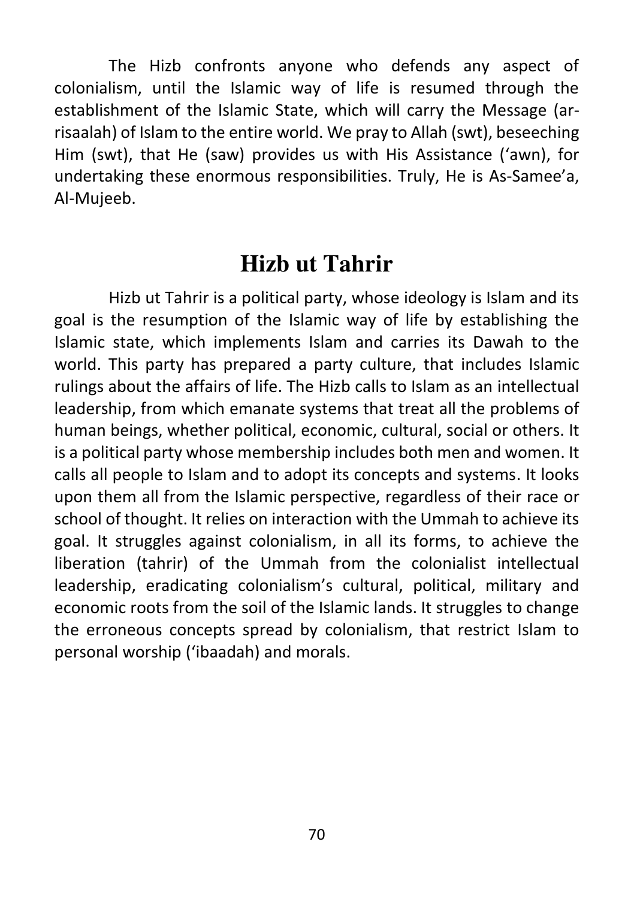The Hizb confronts anyone who defends any aspect of colonialism, until the Islamic way of life is resumed through the establishment of the Islamic State, which will carry the Message (ar-risaalah) of Islam to the entire world. We pray to Allah (swt), beseeching Him (swt), that He (saw) provides us with His Assistance (‘awn), for undertaking these enormous responsibilities. Truly, He is As-Samee’a, Al-Mujeeb.

## Hizb ut Tahrir

Hizb ut Tahrir is a political party, whose ideology is Islam and its goal is the resumption of the Islamic way of life by establishing the Islamic state, which implements Islam and carries its Dawah to the world. This party has prepared a party culture, that includes Islamic rulings about the affairs of life. The Hizb calls to Islam as an intellectual leadership, from which emanate systems that treat all the problems of human beings, whether political, economic, cultural, social or others. It is a political party whose membership includes both men and women. It calls all people to Islam and to adopt its concepts and systems. It looks upon them all from the Islamic perspective, regardless of their race or school of thought. It relies on interaction with the Ummah to achieve its goal. It struggles against colonialism, in all its forms, to achieve the liberation (tahrir) of the Ummah from the colonialist intellectual leadership, eradicating colonialism’s cultural, political, military and economic roots from the soil of the Islamic lands. It struggles to change the erroneous concepts spread by colonialism, that restrict Islam to personal worship (‘ibaadah) and morals.